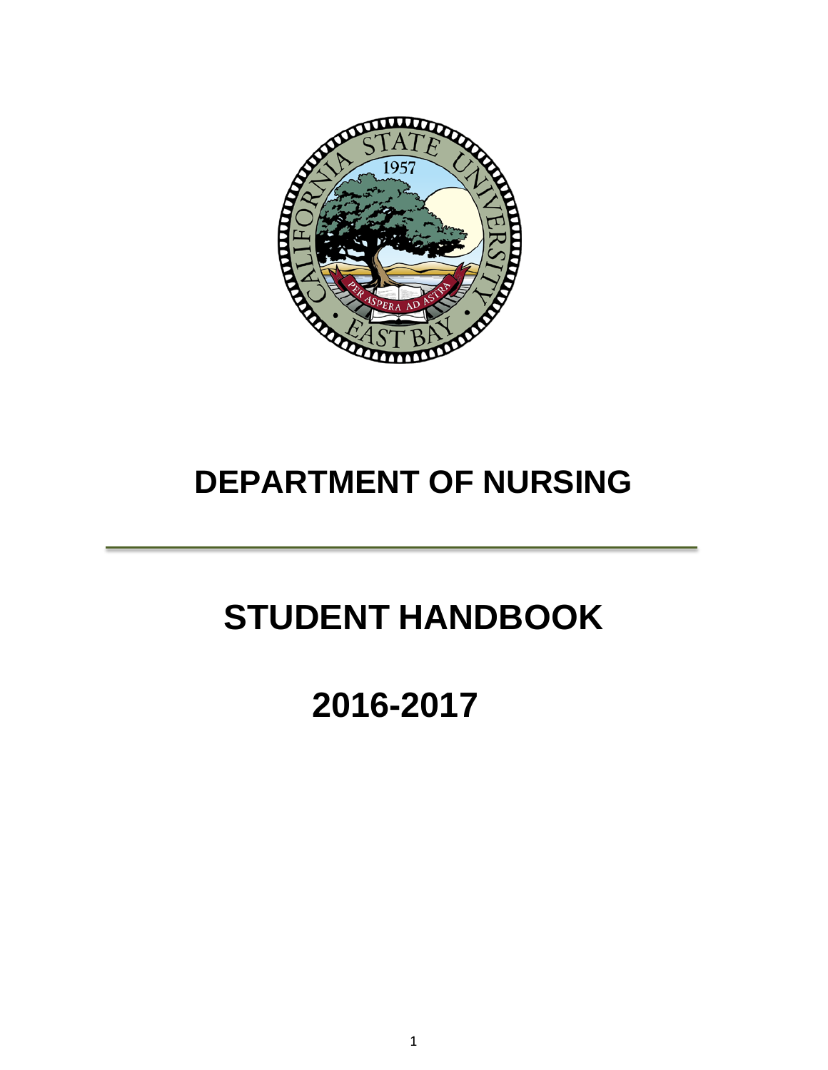# DEPARTMENT OF NURSING

---

# STUDENT HANDBOOK

# 2016-2017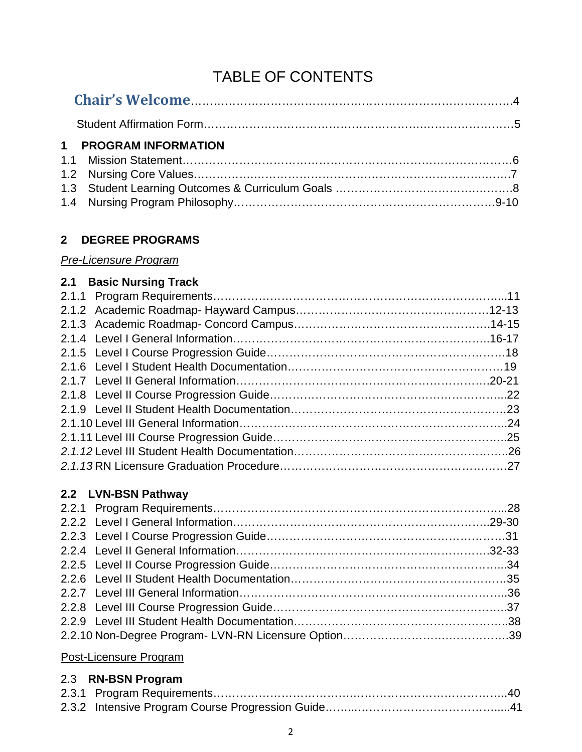# TABLE OF CONTENTS

**Chair's Welcome**……………………………………………………………………………4

Student Affirmation Form…………………………………………………………………………5

## 1 PROGRAM INFORMATION

1.1 Mission Statement………………………………………………………………………………6
1.2 Nursing Core Values…………………………………………………………………………….7
1.3 Student Learning Outcomes & Curriculum Goals ………………………………………….8
1.4 Nursing Program Philosophy……………………………………………………………9-10

## 2 DEGREE PROGRAMS

*Pre-Licensure Program*

### 2.1 Basic Nursing Track

2.1.1 Program Requirements…………………………………………………………………...11
2.1.2 Academic Roadmap- Hayward Campus……………………………………………12-13
2.1.3 Academic Roadmap- Concord Campus………………………………………………14-15
2.1.4 Level I General Information……………………………………………………………..16-17
2.1.5 Level I Course Progression Guide…………………………………………………………18
2.1.6 Level I Student Health Documentation…………………………………………………19
2.1.7 Level II General Information……………………………………………………………20-21
2.1.8 Level II Course Progression Guide……………………………………………………...22
2.1.9 Level II Student Health Documentation…………………………………………………23
2.1.10 Level III General Information…………………………………………………………..24
2.1.11 Level III Course Progression Guide……………………………………………………..25
*2.1.12* Level III Student Health Documentation………………………………………………..26
*2.1.13* RN Licensure Graduation Procedure…………………………………………………27

### 2.2 LVN-BSN Pathway

2.2.1 Program Requirements…………………………………………………………………...28
2.2.2 Level I General Information……………………………………………………………..29-30
2.2.3 Level I Course Progression Guide…………………………………………………………31
2.2.4 Level II General Information……………………………………………………………32-33
2.2.5 Level II Course Progression Guide……………………………………………………...34
2.2.6 Level II Student Health Documentation…………………………………………………35
2.2.7 Level III General Information…………………………………………………………..36
2.2.8 Level III Course Progression Guide……………………………………………………..37
2.2.9 Level III Student Health Documentation………………………………………………..38
2.2.10 Non-Degree Program- LVN-RN Licensure Option……………………………………39

Post-Licensure Program

### 2.3 RN-BSN Program

2.3.1 Program Requirements…………………………………………………………………..40
2.3.2 Intensive Program Course Progression Guide……………………………………….....41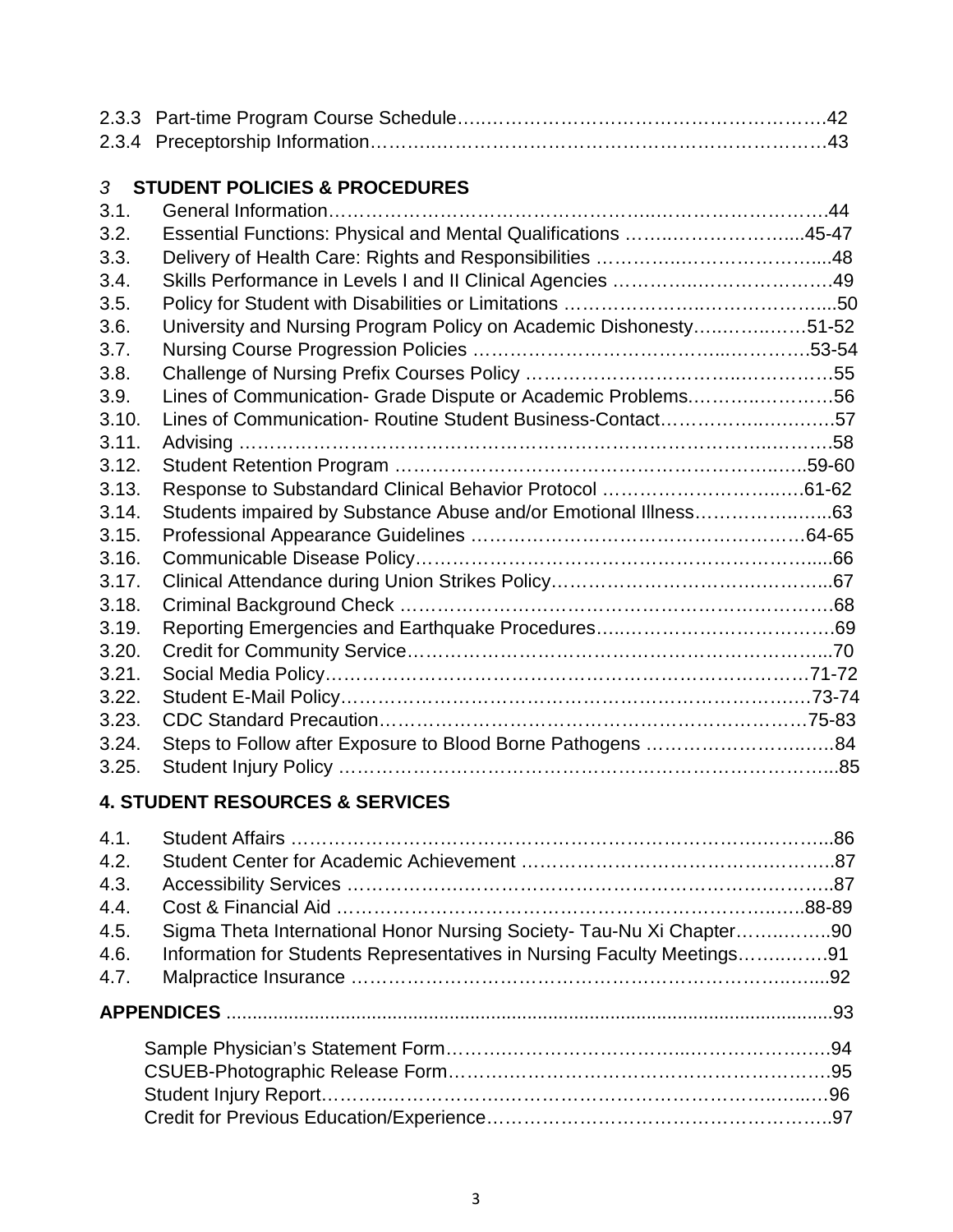2.3.3 Part-time Program Course Schedule........................................................42
2.3.4 Preceptorship Information........................................................................43

## 3 STUDENT POLICIES & PROCEDURES

3.1. General Information...........................................................................................44
3.2. Essential Functions: Physical and Mental Qualifications ..................................45-47
3.3. Delivery of Health Care: Rights and Responsibilities ...........................................48
3.4. Skills Performance in Levels I and II Clinical Agencies .........................................49
3.5. Policy for Student with Disabilities or Limitations ..................................................50
3.6. University and Nursing Program Policy on Academic Dishonesty.....................51-52
3.7. Nursing Course Progression Policies ...............................................................53-54
3.8. Challenge of Nursing Prefix Courses Policy ...........................................................55
3.9. Lines of Communication- Grade Dispute or Academic Problems...........................56
3.10. Lines of Communication- Routine Student Business-Contact.................................57
3.11. Advising ...............................................................................................................58
3.12. Student Retention Program ...............................................................................59-60
3.13. Response to Substandard Clinical Behavior Protocol .......................................61-62
3.14. Students impaired by Substance Abuse and/or Emotional Illness.............................63
3.15. Professional Appearance Guidelines ..................................................................64-65
3.16. Communicable Disease Policy..................................................................................66
3.17. Clinical Attendance during Union Strikes Policy.......................................................67
3.18. Criminal Background Check .....................................................................................68
3.19. Reporting Emergencies and Earthquake Procedures...............................................69
3.20. Credit for Community Service...................................................................................70
3.21. Social Media Policy.............................................................................................71-72
3.22. Student E-Mail Policy..........................................................................................73-74
3.23. CDC Standard Precaution...................................................................................75-83
3.24. Steps to Follow after Exposure to Blood Borne Pathogens ......................................84
3.25. Student Injury Policy ..................................................................................................85

## 4. STUDENT RESOURCES & SERVICES

4.1. Student Affairs ...........................................................................................................86
4.2. Student Center for Academic Achievement ...............................................................87
4.3. Accessibility Services ................................................................................................87
4.4. Cost & Financial Aid ..............................................................................................88-89
4.5. Sigma Theta International Honor Nursing Society- Tau-Nu Xi Chapter.....................90
4.6. Information for Students Representatives in Nursing Faculty Meetings.....................91
4.7. Malpractice Insurance ................................................................................................92

**APPENDICES** .......................................................................................................................93

Sample Physician's Statement Form.................................................................................94
CSUEB-Photographic Release Form.................................................................................95
Student Injury Report.........................................................................................................96
Credit for Previous Education/Experience.........................................................................97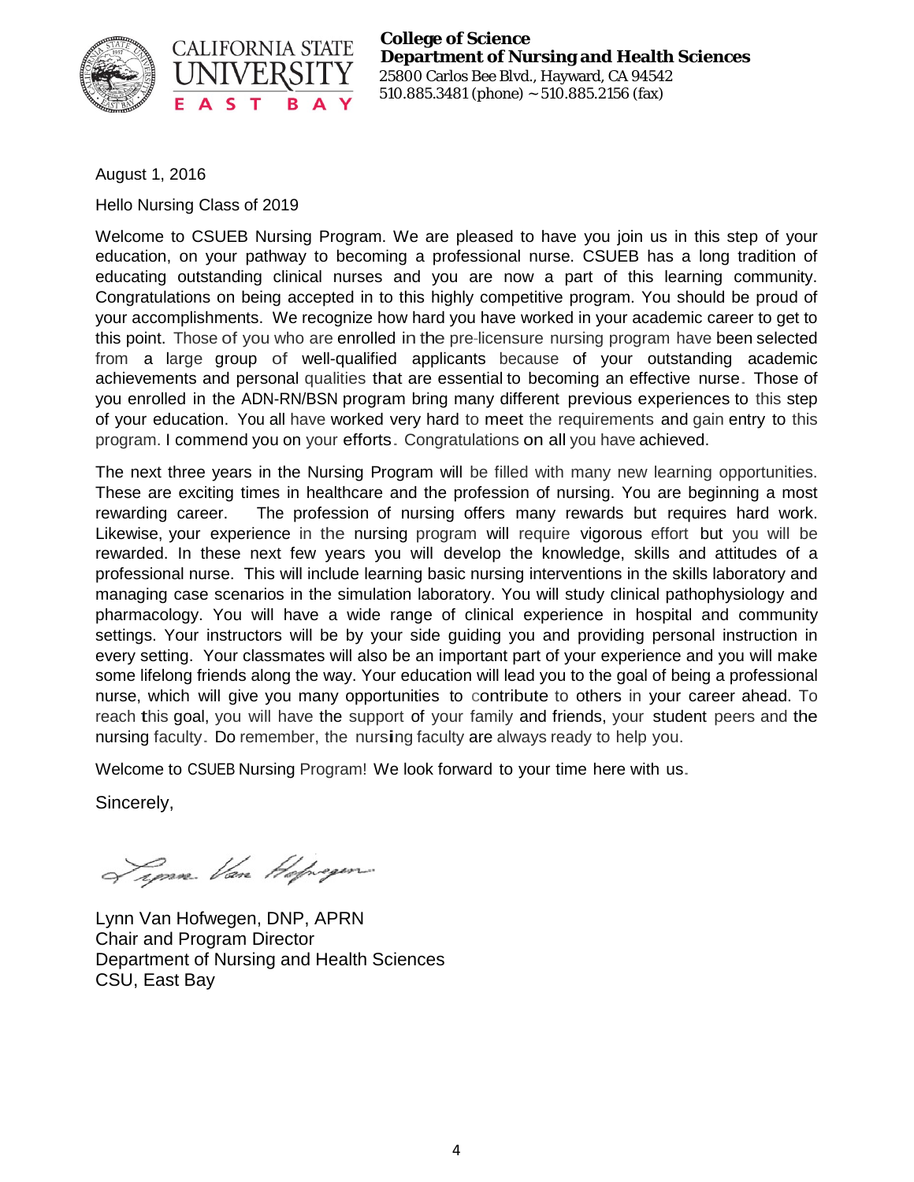**College of Science**
**Department of Nursing and Health Sciences**
25800 Carlos Bee Blvd., Hayward, CA 94542
510.885.3481 (phone) ~ 510.885.2156 (fax)

August 1, 2016

Hello Nursing Class of 2019

Welcome to CSUEB Nursing Program. We are pleased to have you join us in this step of your education, on your pathway to becoming a professional nurse. CSUEB has a long tradition of educating outstanding clinical nurses and you are now a part of this learning community. Congratulations on being accepted in to this highly competitive program. You should be proud of your accomplishments. We recognize how hard you have worked in your academic career to get to this point. Those of you who are enrolled in the pre-licensure nursing program have been selected from a large group of well-qualified applicants because of your outstanding academic achievements and personal qualities that are essential to becoming an effective nurse. Those of you enrolled in the ADN-RN/BSN program bring many different previous experiences to this step of your education. You all have worked very hard to meet the requirements and gain entry to this program. I commend you on your efforts. Congratulations on all you have achieved.

The next three years in the Nursing Program will be filled with many new learning opportunities. These are exciting times in healthcare and the profession of nursing. You are beginning a most rewarding career. The profession of nursing offers many rewards but requires hard work. Likewise, your experience in the nursing program will require vigorous effort but you will be rewarded. In these next few years you will develop the knowledge, skills and attitudes of a professional nurse. This will include learning basic nursing interventions in the skills laboratory and managing case scenarios in the simulation laboratory. You will study clinical pathophysiology and pharmacology. You will have a wide range of clinical experience in hospital and community settings. Your instructors will be by your side guiding you and providing personal instruction in every setting. Your classmates will also be an important part of your experience and you will make some lifelong friends along the way. Your education will lead you to the goal of being a professional nurse, which will give you many opportunities to contribute to others in your career ahead. To reach this goal, you will have the support of your family and friends, your student peers and the nursing faculty. Do remember, the nursing faculty are always ready to help you.

Welcome to CSUEB Nursing Program! We look forward to your time here with us.

Sincerely,

Lynn Van Hofwegen, DNP, APRN
Chair and Program Director
Department of Nursing and Health Sciences
CSU, East Bay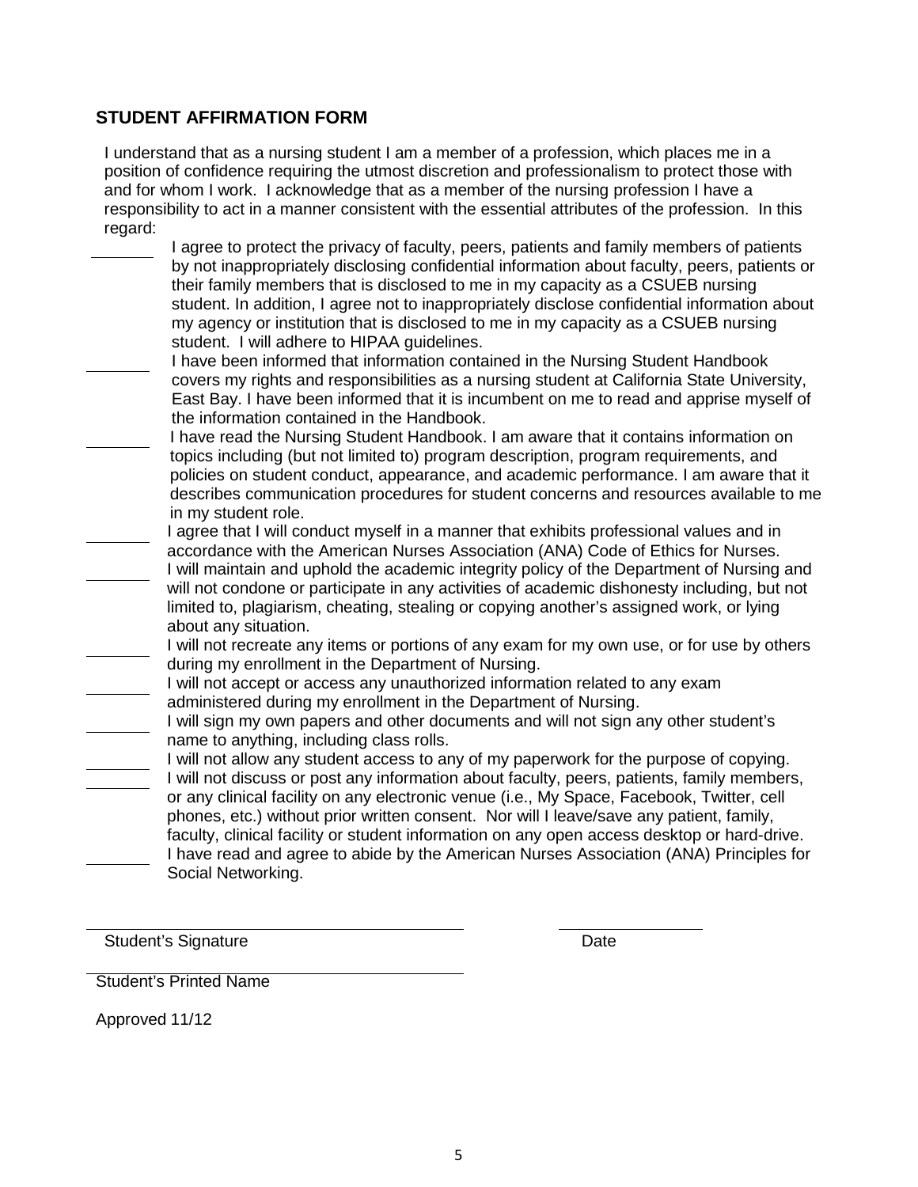## STUDENT AFFIRMATION FORM

I understand that as a nursing student I am a member of a profession, which places me in a position of confidence requiring the utmost discretion and professionalism to protect those with and for whom I work. I acknowledge that as a member of the nursing profession I have a responsibility to act in a manner consistent with the essential attributes of the profession. In this regard:

_______ I agree to protect the privacy of faculty, peers, patients and family members of patients by not inappropriately disclosing confidential information about faculty, peers, patients or their family members that is disclosed to me in my capacity as a CSUEB nursing student. In addition, I agree not to inappropriately disclose confidential information about my agency or institution that is disclosed to me in my capacity as a CSUEB nursing student. I will adhere to HIPAA guidelines.

_______ I have been informed that information contained in the Nursing Student Handbook covers my rights and responsibilities as a nursing student at California State University, East Bay. I have been informed that it is incumbent on me to read and apprise myself of the information contained in the Handbook.

_______ I have read the Nursing Student Handbook. I am aware that it contains information on topics including (but not limited to) program description, program requirements, and policies on student conduct, appearance, and academic performance. I am aware that it describes communication procedures for student concerns and resources available to me in my student role.

_______ I agree that I will conduct myself in a manner that exhibits professional values and in accordance with the American Nurses Association (ANA) Code of Ethics for Nurses.

_______ I will maintain and uphold the academic integrity policy of the Department of Nursing and will not condone or participate in any activities of academic dishonesty including, but not limited to, plagiarism, cheating, stealing or copying another's assigned work, or lying about any situation.

_______ I will not recreate any items or portions of any exam for my own use, or for use by others during my enrollment in the Department of Nursing.

_______ I will not accept or access any unauthorized information related to any exam administered during my enrollment in the Department of Nursing.

_______ I will sign my own papers and other documents and will not sign any other student's name to anything, including class rolls.

_______ I will not allow any student access to any of my paperwork for the purpose of copying.

_______ I will not discuss or post any information about faculty, peers, patients, family members, or any clinical facility on any electronic venue (i.e., My Space, Facebook, Twitter, cell phones, etc.) without prior written consent. Nor will I leave/save any patient, family, faculty, clinical facility or student information on any open access desktop or hard-drive.

_______ I have read and agree to abide by the American Nurses Association (ANA) Principles for Social Networking.

_________________________________________ ________________

Student's Signature Date

_________________________________________

Student's Printed Name

Approved 11/12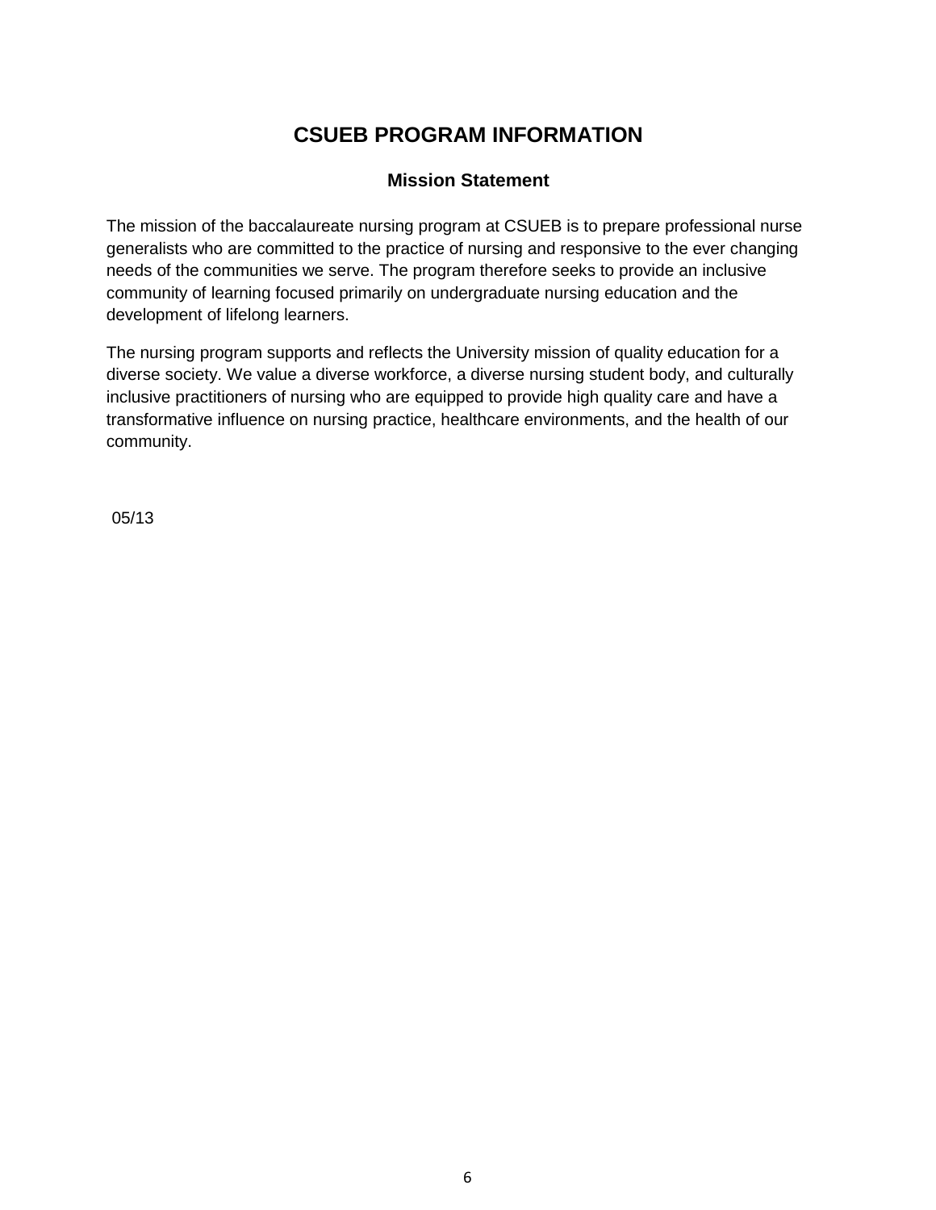# CSUEB PROGRAM INFORMATION

## Mission Statement

The mission of the baccalaureate nursing program at CSUEB is to prepare professional nurse generalists who are committed to the practice of nursing and responsive to the ever changing needs of the communities we serve. The program therefore seeks to provide an inclusive community of learning focused primarily on undergraduate nursing education and the development of lifelong learners.

The nursing program supports and reflects the University mission of quality education for a diverse society. We value a diverse workforce, a diverse nursing student body, and culturally inclusive practitioners of nursing who are equipped to provide high quality care and have a transformative influence on nursing practice, healthcare environments, and the health of our community.

05/13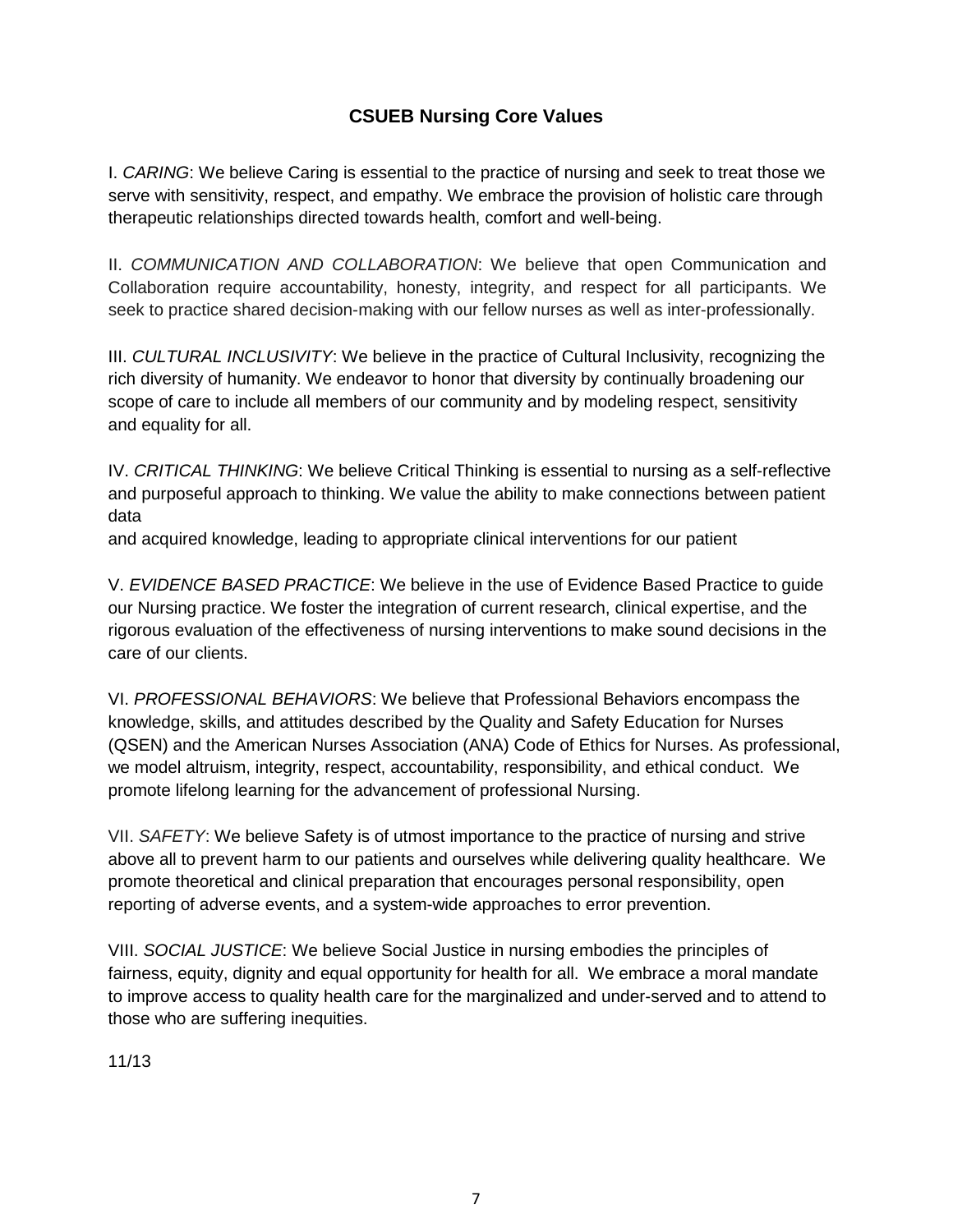## CSUEB Nursing Core Values

I. *CARING*: We believe Caring is essential to the practice of nursing and seek to treat those we serve with sensitivity, respect, and empathy. We embrace the provision of holistic care through therapeutic relationships directed towards health, comfort and well-being.

II. *COMMUNICATION AND COLLABORATION*: We believe that open Communication and Collaboration require accountability, honesty, integrity, and respect for all participants. We seek to practice shared decision-making with our fellow nurses as well as inter-professionally.

III. *CULTURAL INCLUSIVITY*: We believe in the practice of Cultural Inclusivity, recognizing the rich diversity of humanity. We endeavor to honor that diversity by continually broadening our scope of care to include all members of our community and by modeling respect, sensitivity and equality for all.

IV. *CRITICAL THINKING*: We believe Critical Thinking is essential to nursing as a self-reflective and purposeful approach to thinking. We value the ability to make connections between patient data
and acquired knowledge, leading to appropriate clinical interventions for our patient

V. *EVIDENCE BASED PRACTICE*: We believe in the use of Evidence Based Practice to guide our Nursing practice. We foster the integration of current research, clinical expertise, and the rigorous evaluation of the effectiveness of nursing interventions to make sound decisions in the care of our clients.

VI. *PROFESSIONAL BEHAVIORS*: We believe that Professional Behaviors encompass the knowledge, skills, and attitudes described by the Quality and Safety Education for Nurses (QSEN) and the American Nurses Association (ANA) Code of Ethics for Nurses. As professional, we model altruism, integrity, respect, accountability, responsibility, and ethical conduct. We promote lifelong learning for the advancement of professional Nursing.

VII. *SAFETY*: We believe Safety is of utmost importance to the practice of nursing and strive above all to prevent harm to our patients and ourselves while delivering quality healthcare. We promote theoretical and clinical preparation that encourages personal responsibility, open reporting of adverse events, and a system-wide approaches to error prevention.

VIII. *SOCIAL JUSTICE*: We believe Social Justice in nursing embodies the principles of fairness, equity, dignity and equal opportunity for health for all. We embrace a moral mandate to improve access to quality health care for the marginalized and under-served and to attend to those who are suffering inequities.

11/13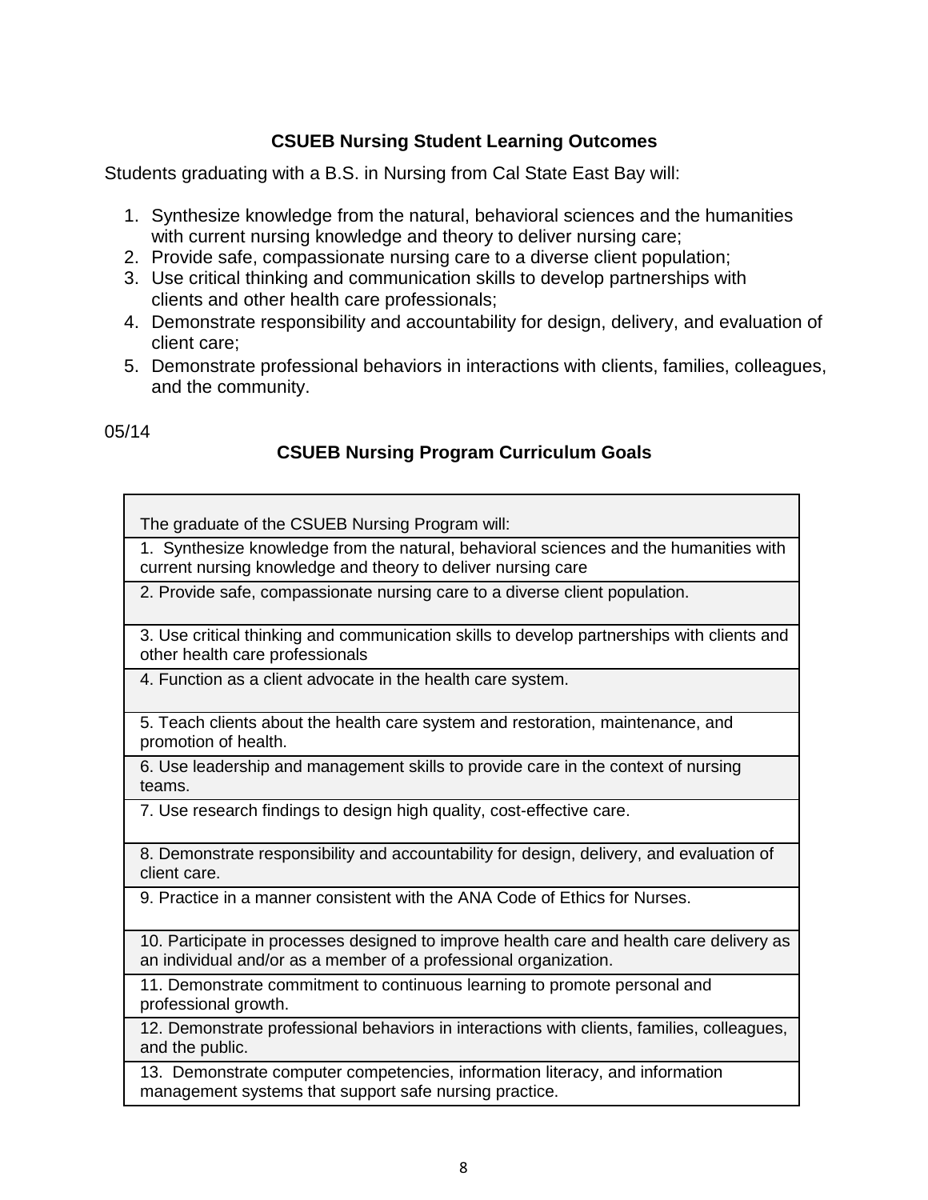## CSUEB Nursing Student Learning Outcomes

Students graduating with a B.S. in Nursing from Cal State East Bay will:

1. Synthesize knowledge from the natural, behavioral sciences and the humanities with current nursing knowledge and theory to deliver nursing care;
2. Provide safe, compassionate nursing care to a diverse client population;
3. Use critical thinking and communication skills to develop partnerships with clients and other health care professionals;
4. Demonstrate responsibility and accountability for design, delivery, and evaluation of client care;
5. Demonstrate professional behaviors in interactions with clients, families, colleagues, and the community.

05/14

## CSUEB Nursing Program Curriculum Goals

| The graduate of the CSUEB Nursing Program will: |
|---|
| 1. Synthesize knowledge from the natural, behavioral sciences and the humanities with current nursing knowledge and theory to deliver nursing care |
| 2. Provide safe, compassionate nursing care to a diverse client population. |
| 3. Use critical thinking and communication skills to develop partnerships with clients and other health care professionals |
| 4. Function as a client advocate in the health care system. |
| 5. Teach clients about the health care system and restoration, maintenance, and promotion of health. |
| 6. Use leadership and management skills to provide care in the context of nursing teams. |
| 7. Use research findings to design high quality, cost-effective care. |
| 8. Demonstrate responsibility and accountability for design, delivery, and evaluation of client care. |
| 9. Practice in a manner consistent with the ANA Code of Ethics for Nurses. |
| 10. Participate in processes designed to improve health care and health care delivery as an individual and/or as a member of a professional organization. |
| 11. Demonstrate commitment to continuous learning to promote personal and professional growth. |
| 12. Demonstrate professional behaviors in interactions with clients, families, colleagues, and the public. |
| 13. Demonstrate computer competencies, information literacy, and information management systems that support safe nursing practice. |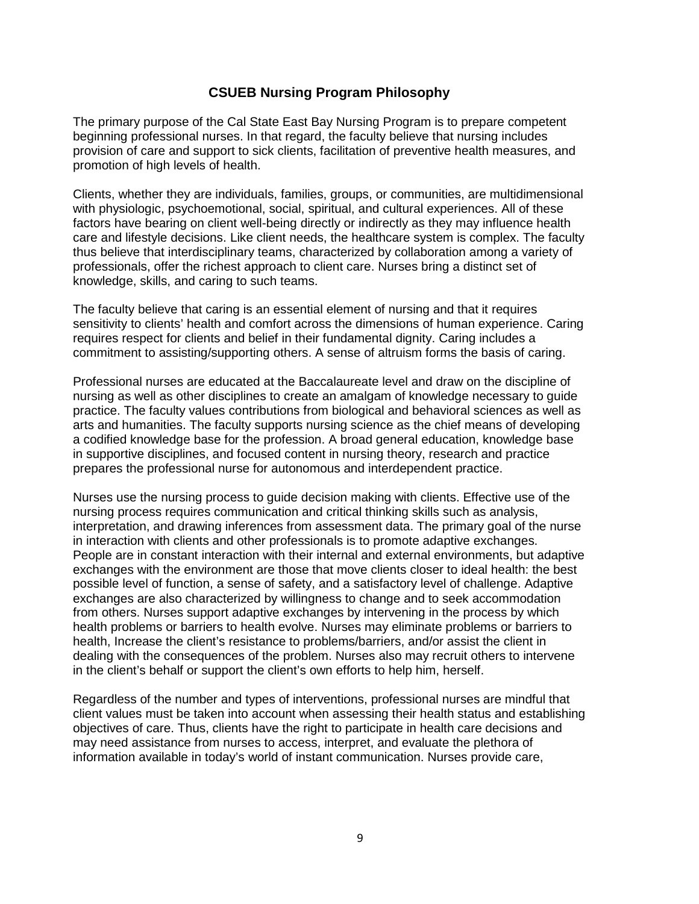# CSUEB Nursing Program Philosophy

The primary purpose of the Cal State East Bay Nursing Program is to prepare competent beginning professional nurses. In that regard, the faculty believe that nursing includes provision of care and support to sick clients, facilitation of preventive health measures, and promotion of high levels of health.

Clients, whether they are individuals, families, groups, or communities, are multidimensional with physiologic, psychoemotional, social, spiritual, and cultural experiences. All of these factors have bearing on client well-being directly or indirectly as they may influence health care and lifestyle decisions. Like client needs, the healthcare system is complex. The faculty thus believe that interdisciplinary teams, characterized by collaboration among a variety of professionals, offer the richest approach to client care. Nurses bring a distinct set of knowledge, skills, and caring to such teams.

The faculty believe that caring is an essential element of nursing and that it requires sensitivity to clients' health and comfort across the dimensions of human experience. Caring requires respect for clients and belief in their fundamental dignity. Caring includes a commitment to assisting/supporting others. A sense of altruism forms the basis of caring.

Professional nurses are educated at the Baccalaureate level and draw on the discipline of nursing as well as other disciplines to create an amalgam of knowledge necessary to guide practice. The faculty values contributions from biological and behavioral sciences as well as arts and humanities. The faculty supports nursing science as the chief means of developing a codified knowledge base for the profession. A broad general education, knowledge base in supportive disciplines, and focused content in nursing theory, research and practice prepares the professional nurse for autonomous and interdependent practice.

Nurses use the nursing process to guide decision making with clients. Effective use of the nursing process requires communication and critical thinking skills such as analysis, interpretation, and drawing inferences from assessment data. The primary goal of the nurse in interaction with clients and other professionals is to promote adaptive exchanges. People are in constant interaction with their internal and external environments, but adaptive exchanges with the environment are those that move clients closer to ideal health: the best possible level of function, a sense of safety, and a satisfactory level of challenge. Adaptive exchanges are also characterized by willingness to change and to seek accommodation from others. Nurses support adaptive exchanges by intervening in the process by which health problems or barriers to health evolve. Nurses may eliminate problems or barriers to health, Increase the client's resistance to problems/barriers, and/or assist the client in dealing with the consequences of the problem. Nurses also may recruit others to intervene in the client's behalf or support the client's own efforts to help him, herself.

Regardless of the number and types of interventions, professional nurses are mindful that client values must be taken into account when assessing their health status and establishing objectives of care. Thus, clients have the right to participate in health care decisions and may need assistance from nurses to access, interpret, and evaluate the plethora of information available in today's world of instant communication. Nurses provide care,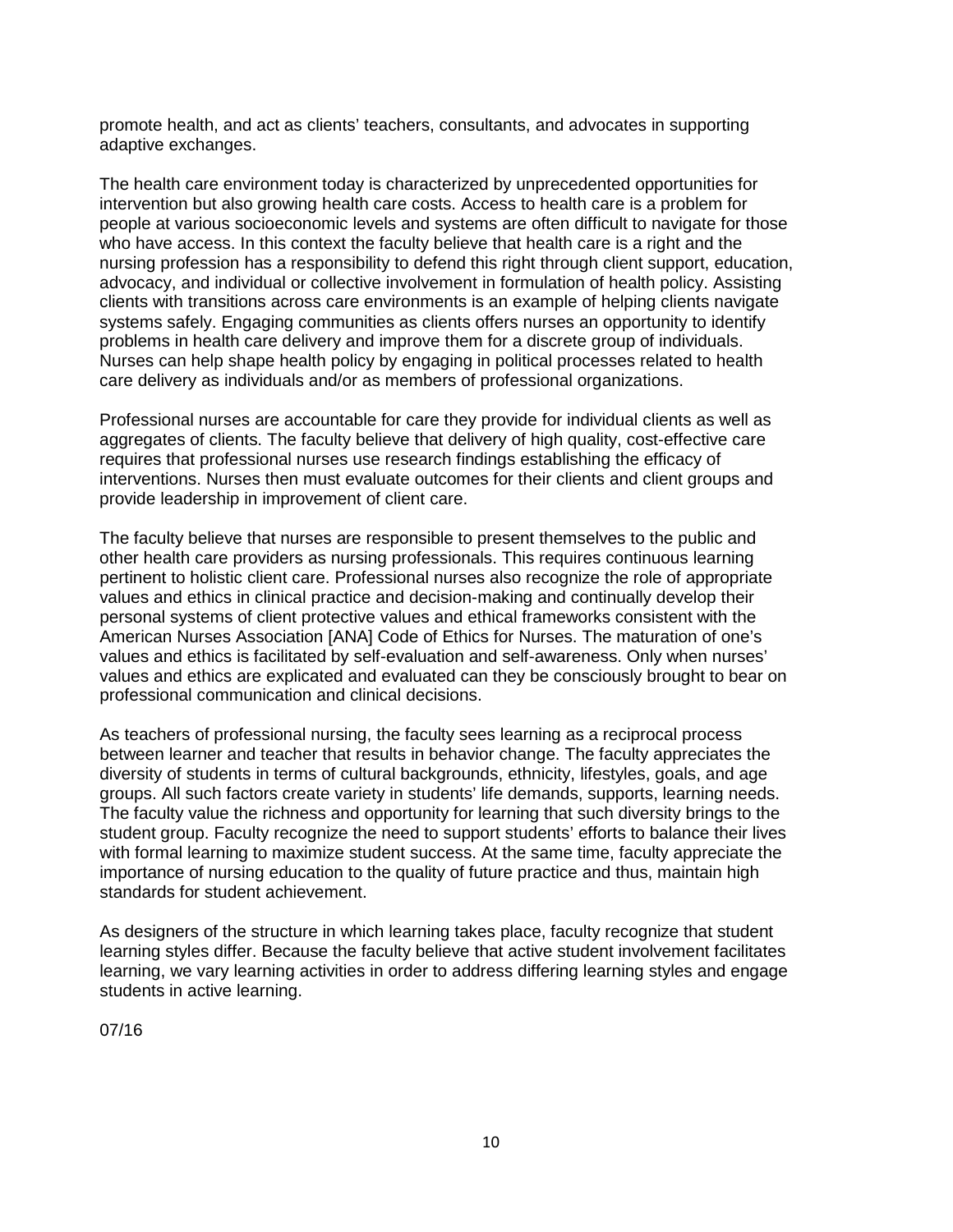promote health, and act as clients' teachers, consultants, and advocates in supporting adaptive exchanges.

The health care environment today is characterized by unprecedented opportunities for intervention but also growing health care costs. Access to health care is a problem for people at various socioeconomic levels and systems are often difficult to navigate for those who have access. In this context the faculty believe that health care is a right and the nursing profession has a responsibility to defend this right through client support, education, advocacy, and individual or collective involvement in formulation of health policy. Assisting clients with transitions across care environments is an example of helping clients navigate systems safely. Engaging communities as clients offers nurses an opportunity to identify problems in health care delivery and improve them for a discrete group of individuals. Nurses can help shape health policy by engaging in political processes related to health care delivery as individuals and/or as members of professional organizations.

Professional nurses are accountable for care they provide for individual clients as well as aggregates of clients. The faculty believe that delivery of high quality, cost-effective care requires that professional nurses use research findings establishing the efficacy of interventions. Nurses then must evaluate outcomes for their clients and client groups and provide leadership in improvement of client care.

The faculty believe that nurses are responsible to present themselves to the public and other health care providers as nursing professionals. This requires continuous learning pertinent to holistic client care. Professional nurses also recognize the role of appropriate values and ethics in clinical practice and decision-making and continually develop their personal systems of client protective values and ethical frameworks consistent with the American Nurses Association [ANA] Code of Ethics for Nurses. The maturation of one's values and ethics is facilitated by self-evaluation and self-awareness. Only when nurses' values and ethics are explicated and evaluated can they be consciously brought to bear on professional communication and clinical decisions.

As teachers of professional nursing, the faculty sees learning as a reciprocal process between learner and teacher that results in behavior change. The faculty appreciates the diversity of students in terms of cultural backgrounds, ethnicity, lifestyles, goals, and age groups. All such factors create variety in students' life demands, supports, learning needs. The faculty value the richness and opportunity for learning that such diversity brings to the student group. Faculty recognize the need to support students' efforts to balance their lives with formal learning to maximize student success. At the same time, faculty appreciate the importance of nursing education to the quality of future practice and thus, maintain high standards for student achievement.

As designers of the structure in which learning takes place, faculty recognize that student learning styles differ. Because the faculty believe that active student involvement facilitates learning, we vary learning activities in order to address differing learning styles and engage students in active learning.

07/16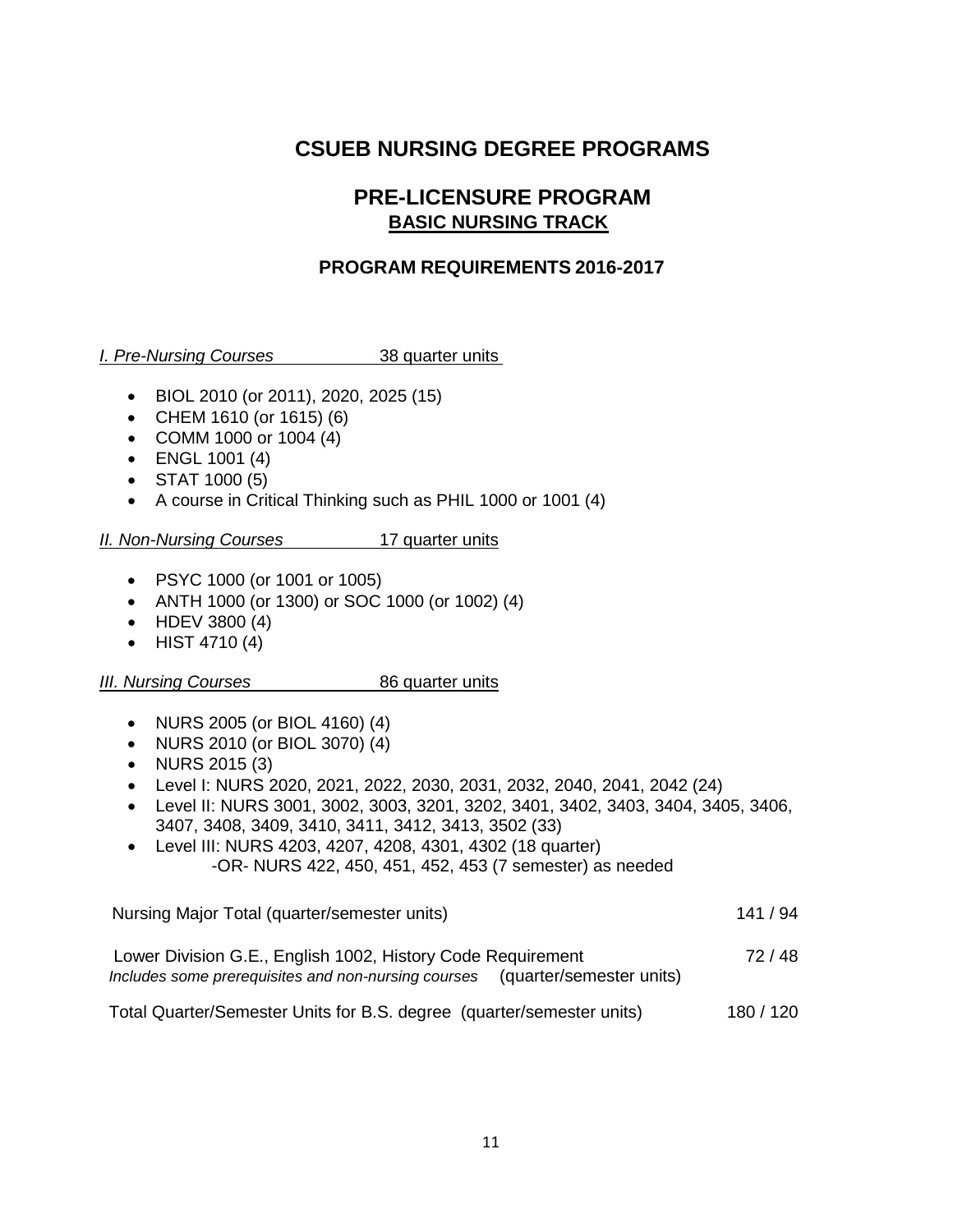# CSUEB NURSING DEGREE PROGRAMS

## PRE-LICENSURE PROGRAM

### BASIC NURSING TRACK

### PROGRAM REQUIREMENTS 2016-2017

*I. Pre-Nursing Courses* 38 quarter units

- BIOL 2010 (or 2011), 2020, 2025 (15)
- CHEM 1610 (or 1615) (6)
- COMM 1000 or 1004 (4)
- ENGL 1001 (4)
- STAT 1000 (5)
- A course in Critical Thinking such as PHIL 1000 or 1001 (4)

*II. Non-Nursing Courses* 17 quarter units

- PSYC 1000 (or 1001 or 1005)
- ANTH 1000 (or 1300) or SOC 1000 (or 1002) (4)
- HDEV 3800 (4)
- HIST 4710 (4)

*III. Nursing Courses* 86 quarter units

- NURS 2005 (or BIOL 4160) (4)
- NURS 2010 (or BIOL 3070) (4)
- NURS 2015 (3)
- Level I: NURS 2020, 2021, 2022, 2030, 2031, 2032, 2040, 2041, 2042 (24)
- Level II: NURS 3001, 3002, 3003, 3201, 3202, 3401, 3402, 3403, 3404, 3405, 3406, 3407, 3408, 3409, 3410, 3411, 3412, 3413, 3502 (33)
- Level III: NURS 4203, 4207, 4208, 4301, 4302 (18 quarter)
  -OR- NURS 422, 450, 451, 452, 453 (7 semester) as needed

| | |
|---|---|
| Nursing Major Total (quarter/semester units) | 141 / 94 |
| Lower Division G.E., English 1002, History Code Requirement<br>*Includes some prerequisites and non-nursing courses* (quarter/semester units) | 72 / 48 |
| Total Quarter/Semester Units for B.S. degree (quarter/semester units) | 180 / 120 |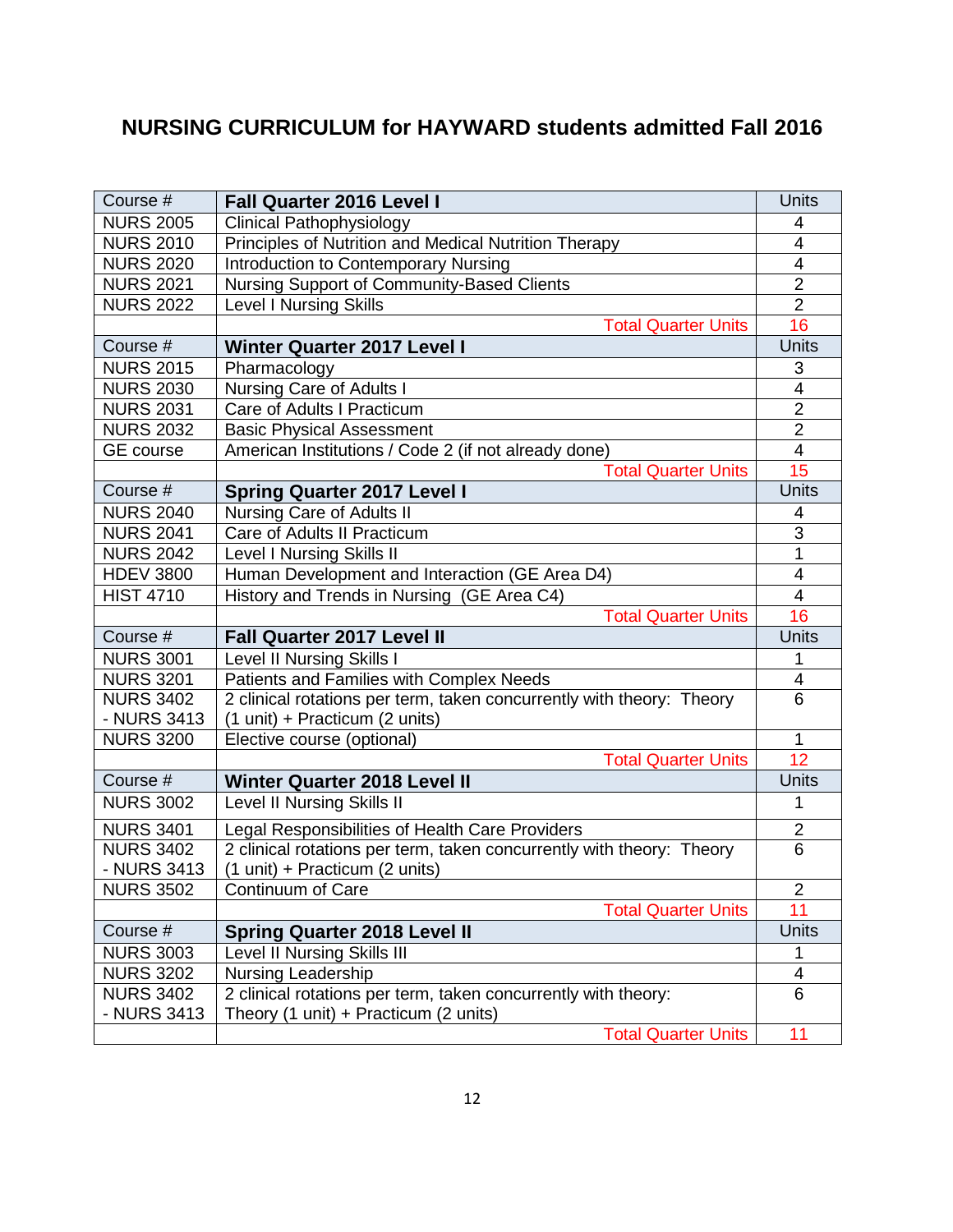## NURSING CURRICULUM for HAYWARD students admitted Fall 2016

| Course # | **Fall Quarter 2016 Level I** | Units |
|---|---|---|
| NURS 2005 | Clinical Pathophysiology | 4 |
| NURS 2010 | Principles of Nutrition and Medical Nutrition Therapy | 4 |
| NURS 2020 | Introduction to Contemporary Nursing | 4 |
| NURS 2021 | Nursing Support of Community-Based Clients | 2 |
| NURS 2022 | Level I Nursing Skills | 2 |
| | Total Quarter Units | 16 |
| Course # | **Winter Quarter 2017 Level I** | Units |
| NURS 2015 | Pharmacology | 3 |
| NURS 2030 | Nursing Care of Adults I | 4 |
| NURS 2031 | Care of Adults I Practicum | 2 |
| NURS 2032 | Basic Physical Assessment | 2 |
| GE course | American Institutions / Code 2 (if not already done) | 4 |
| | Total Quarter Units | 15 |
| Course # | **Spring Quarter 2017 Level I** | Units |
| NURS 2040 | Nursing Care of Adults II | 4 |
| NURS 2041 | Care of Adults II Practicum | 3 |
| NURS 2042 | Level I Nursing Skills II | 1 |
| HDEV 3800 | Human Development and Interaction (GE Area D4) | 4 |
| HIST 4710 | History and Trends in Nursing (GE Area C4) | 4 |
| | Total Quarter Units | 16 |
| Course # | **Fall Quarter 2017 Level II** | Units |
| NURS 3001 | Level II Nursing Skills I | 1 |
| NURS 3201 | Patients and Families with Complex Needs | 4 |
| NURS 3402 - NURS 3413 | 2 clinical rotations per term, taken concurrently with theory: Theory (1 unit) + Practicum (2 units) | 6 |
| NURS 3200 | Elective course (optional) | 1 |
| | Total Quarter Units | 12 |
| Course # | **Winter Quarter 2018 Level II** | Units |
| NURS 3002 | Level II Nursing Skills II | 1 |
| NURS 3401 | Legal Responsibilities of Health Care Providers | 2 |
| NURS 3402 - NURS 3413 | 2 clinical rotations per term, taken concurrently with theory: Theory (1 unit) + Practicum (2 units) | 6 |
| NURS 3502 | Continuum of Care | 2 |
| | Total Quarter Units | 11 |
| Course # | **Spring Quarter 2018 Level II** | Units |
| NURS 3003 | Level II Nursing Skills III | 1 |
| NURS 3202 | Nursing Leadership | 4 |
| NURS 3402 - NURS 3413 | 2 clinical rotations per term, taken concurrently with theory: Theory (1 unit) + Practicum (2 units) | 6 |
| | Total Quarter Units | 11 |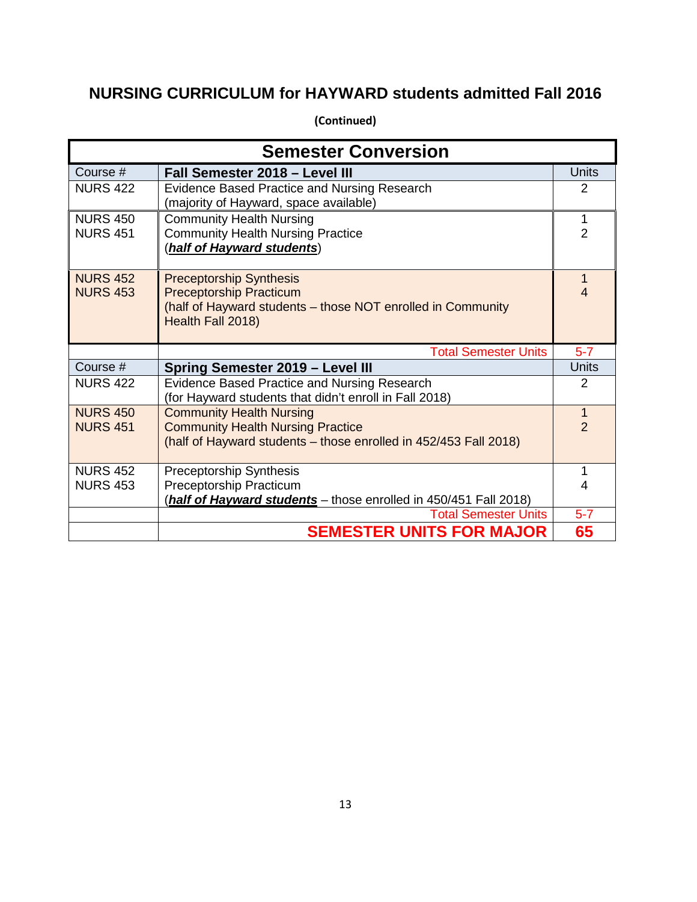# NURSING CURRICULUM for HAYWARD students admitted Fall 2016

**(Continued)**

| Semester Conversion | | |
|---|---|---|
| Course # | **Fall Semester 2018 – Level III** | Units |
| NURS 422 | Evidence Based Practice and Nursing Research<br>(majority of Hayward, space available) | 2 |
| NURS 450<br>NURS 451 | Community Health Nursing<br>Community Health Nursing Practice<br>(***half of Hayward students***) | 1<br>2 |
| NURS 452<br>NURS 453 | Preceptorship Synthesis<br>Preceptorship Practicum<br>(half of Hayward students – those NOT enrolled in Community Health Fall 2018) | 1<br>4 |
| | Total Semester Units | 5-7 |
| Course # | **Spring Semester 2019 – Level III** | Units |
| NURS 422 | Evidence Based Practice and Nursing Research<br>(for Hayward students that didn't enroll in Fall 2018) | 2 |
| NURS 450<br>NURS 451 | Community Health Nursing<br>Community Health Nursing Practice<br>(half of Hayward students – those enrolled in 452/453 Fall 2018) | 1<br>2 |
| NURS 452<br>NURS 453 | Preceptorship Synthesis<br>Preceptorship Practicum<br>(***half of Hayward students*** – those enrolled in 450/451 Fall 2018) | 1<br>4 |
| | Total Semester Units | 5-7 |
| | **SEMESTER UNITS FOR MAJOR** | **65** |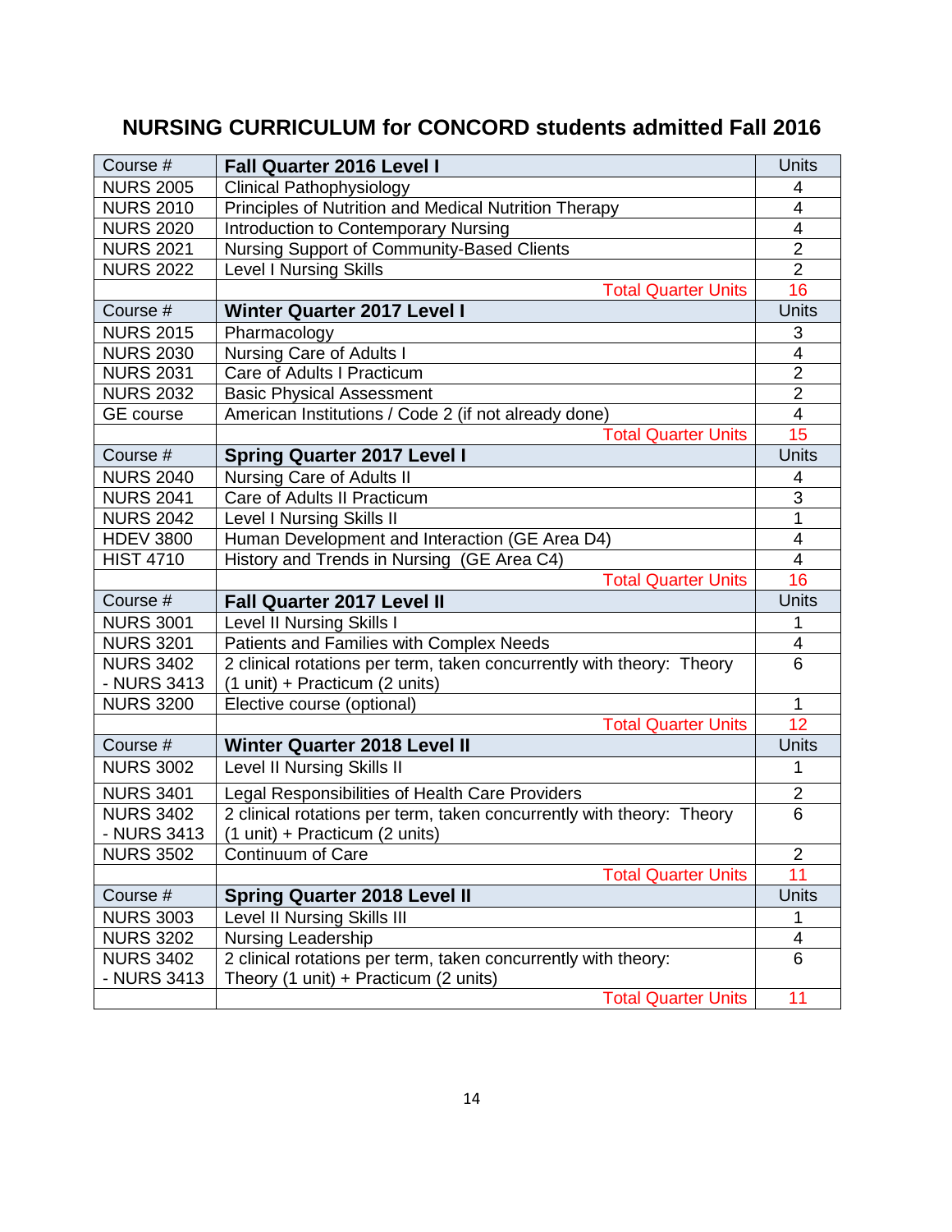# NURSING CURRICULUM for CONCORD students admitted Fall 2016

| Course # | **Fall Quarter 2016 Level I** | Units |
|---|---|---|
| NURS 2005 | Clinical Pathophysiology | 4 |
| NURS 2010 | Principles of Nutrition and Medical Nutrition Therapy | 4 |
| NURS 2020 | Introduction to Contemporary Nursing | 4 |
| NURS 2021 | Nursing Support of Community-Based Clients | 2 |
| NURS 2022 | Level I Nursing Skills | 2 |
| | Total Quarter Units | 16 |
| Course # | **Winter Quarter 2017 Level I** | Units |
| NURS 2015 | Pharmacology | 3 |
| NURS 2030 | Nursing Care of Adults I | 4 |
| NURS 2031 | Care of Adults I Practicum | 2 |
| NURS 2032 | Basic Physical Assessment | 2 |
| GE course | American Institutions / Code 2 (if not already done) | 4 |
| | Total Quarter Units | 15 |
| Course # | **Spring Quarter 2017 Level I** | Units |
| NURS 2040 | Nursing Care of Adults II | 4 |
| NURS 2041 | Care of Adults II Practicum | 3 |
| NURS 2042 | Level I Nursing Skills II | 1 |
| HDEV 3800 | Human Development and Interaction (GE Area D4) | 4 |
| HIST 4710 | History and Trends in Nursing (GE Area C4) | 4 |
| | Total Quarter Units | 16 |
| Course # | **Fall Quarter 2017 Level II** | Units |
| NURS 3001 | Level II Nursing Skills I | 1 |
| NURS 3201 | Patients and Families with Complex Needs | 4 |
| NURS 3402 - NURS 3413 | 2 clinical rotations per term, taken concurrently with theory: Theory (1 unit) + Practicum (2 units) | 6 |
| NURS 3200 | Elective course (optional) | 1 |
| | Total Quarter Units | 12 |
| Course # | **Winter Quarter 2018 Level II** | Units |
| NURS 3002 | Level II Nursing Skills II | 1 |
| NURS 3401 | Legal Responsibilities of Health Care Providers | 2 |
| NURS 3402 - NURS 3413 | 2 clinical rotations per term, taken concurrently with theory: Theory (1 unit) + Practicum (2 units) | 6 |
| NURS 3502 | Continuum of Care | 2 |
| | Total Quarter Units | 11 |
| Course # | **Spring Quarter 2018 Level II** | Units |
| NURS 3003 | Level II Nursing Skills III | 1 |
| NURS 3202 | Nursing Leadership | 4 |
| NURS 3402 - NURS 3413 | 2 clinical rotations per term, taken concurrently with theory: Theory (1 unit) + Practicum (2 units) | 6 |
| | Total Quarter Units | 11 |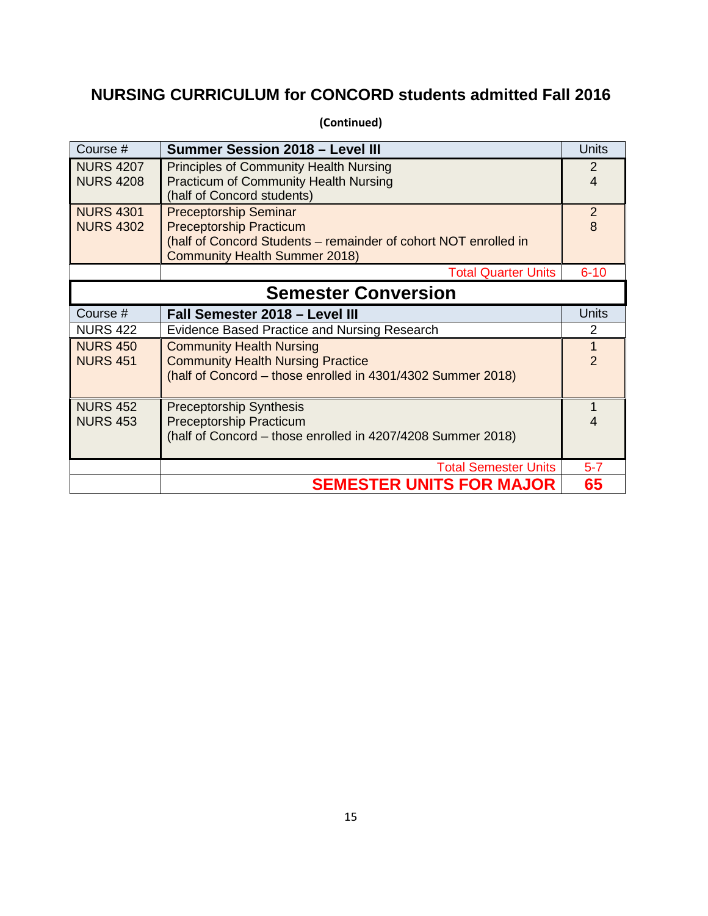## NURSING CURRICULUM for CONCORD students admitted Fall 2016

**(Continued)**

| Course # | **Summer Session 2018 – Level III** | Units |
|---|---|---|
| NURS 4207<br>NURS 4208 | Principles of Community Health Nursing<br>Practicum of Community Health Nursing<br>(half of Concord students) | 2<br>4 |
| NURS 4301<br>NURS 4302 | Preceptorship Seminar<br>Preceptorship Practicum<br>(half of Concord Students – remainder of cohort NOT enrolled in Community Health Summer 2018) | 2<br>8 |
| | Total Quarter Units | 6-10 |
| | **Semester Conversion** | |
| Course # | **Fall Semester 2018 – Level III** | Units |
| NURS 422 | Evidence Based Practice and Nursing Research | 2 |
| NURS 450<br>NURS 451 | Community Health Nursing<br>Community Health Nursing Practice<br>(half of Concord – those enrolled in 4301/4302 Summer 2018) | 1<br>2 |
| NURS 452<br>NURS 453 | Preceptorship Synthesis<br>Preceptorship Practicum<br>(half of Concord – those enrolled in 4207/4208 Summer 2018) | 1<br>4 |
| | Total Semester Units | 5-7 |
| | **SEMESTER UNITS FOR MAJOR** | **65** |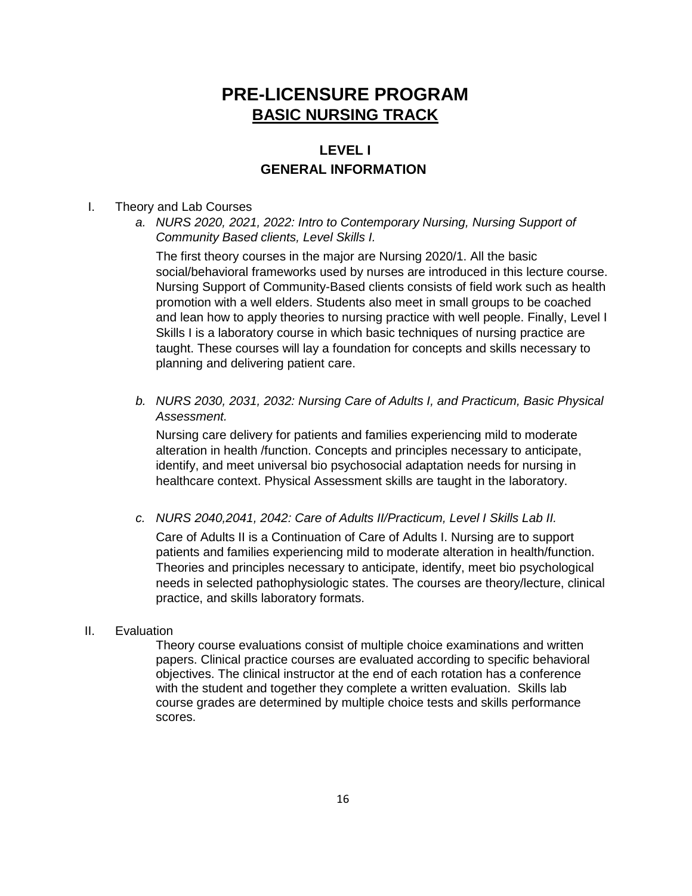# PRE-LICENSURE PROGRAM
## BASIC NURSING TRACK

### LEVEL I
### GENERAL INFORMATION

I. Theory and Lab Courses

a. *NURS 2020, 2021, 2022: Intro to Contemporary Nursing, Nursing Support of Community Based clients, Level Skills I.*

The first theory courses in the major are Nursing 2020/1. All the basic social/behavioral frameworks used by nurses are introduced in this lecture course. Nursing Support of Community-Based clients consists of field work such as health promotion with a well elders. Students also meet in small groups to be coached and lean how to apply theories to nursing practice with well people. Finally, Level I Skills I is a laboratory course in which basic techniques of nursing practice are taught. These courses will lay a foundation for concepts and skills necessary to planning and delivering patient care.

b. *NURS 2030, 2031, 2032: Nursing Care of Adults I, and Practicum, Basic Physical Assessment.*

Nursing care delivery for patients and families experiencing mild to moderate alteration in health /function. Concepts and principles necessary to anticipate, identify, and meet universal bio psychosocial adaptation needs for nursing in healthcare context. Physical Assessment skills are taught in the laboratory.

c. *NURS 2040,2041, 2042: Care of Adults II/Practicum, Level I Skills Lab II.*

Care of Adults II is a Continuation of Care of Adults I. Nursing are to support patients and families experiencing mild to moderate alteration in health/function. Theories and principles necessary to anticipate, identify, meet bio psychological needs in selected pathophysiologic states. The courses are theory/lecture, clinical practice, and skills laboratory formats.

II. Evaluation

Theory course evaluations consist of multiple choice examinations and written papers. Clinical practice courses are evaluated according to specific behavioral objectives. The clinical instructor at the end of each rotation has a conference with the student and together they complete a written evaluation. Skills lab course grades are determined by multiple choice tests and skills performance scores.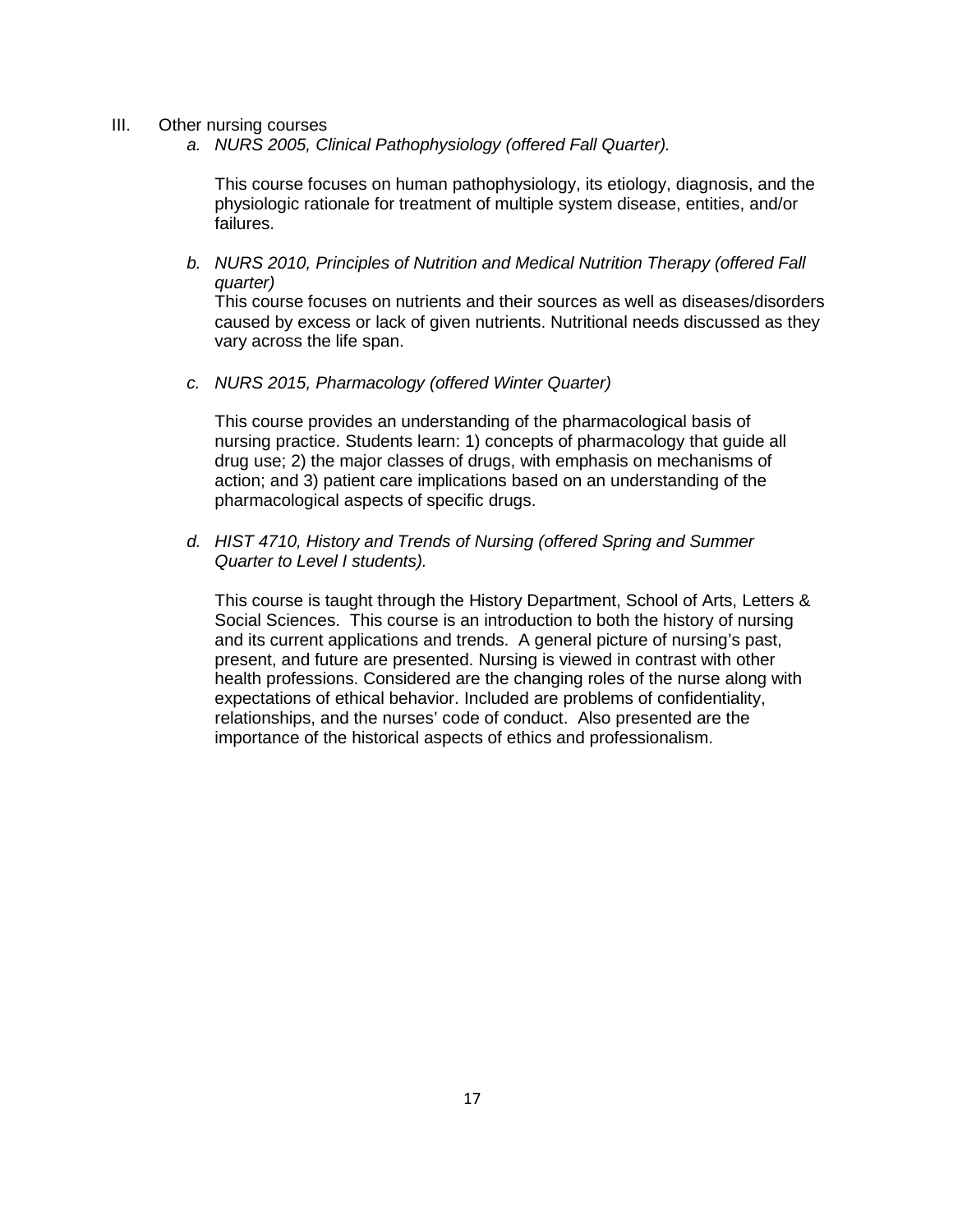III. Other nursing courses

*a. NURS 2005, Clinical Pathophysiology (offered Fall Quarter).*

This course focuses on human pathophysiology, its etiology, diagnosis, and the physiologic rationale for treatment of multiple system disease, entities, and/or failures.

*b. NURS 2010, Principles of Nutrition and Medical Nutrition Therapy (offered Fall quarter)*

This course focuses on nutrients and their sources as well as diseases/disorders caused by excess or lack of given nutrients. Nutritional needs discussed as they vary across the life span.

*c. NURS 2015, Pharmacology (offered Winter Quarter)*

This course provides an understanding of the pharmacological basis of nursing practice. Students learn: 1) concepts of pharmacology that guide all drug use; 2) the major classes of drugs, with emphasis on mechanisms of action; and 3) patient care implications based on an understanding of the pharmacological aspects of specific drugs.

*d. HIST 4710, History and Trends of Nursing (offered Spring and Summer Quarter to Level I students).*

This course is taught through the History Department, School of Arts, Letters & Social Sciences. This course is an introduction to both the history of nursing and its current applications and trends. A general picture of nursing's past, present, and future are presented. Nursing is viewed in contrast with other health professions. Considered are the changing roles of the nurse along with expectations of ethical behavior. Included are problems of confidentiality, relationships, and the nurses' code of conduct. Also presented are the importance of the historical aspects of ethics and professionalism.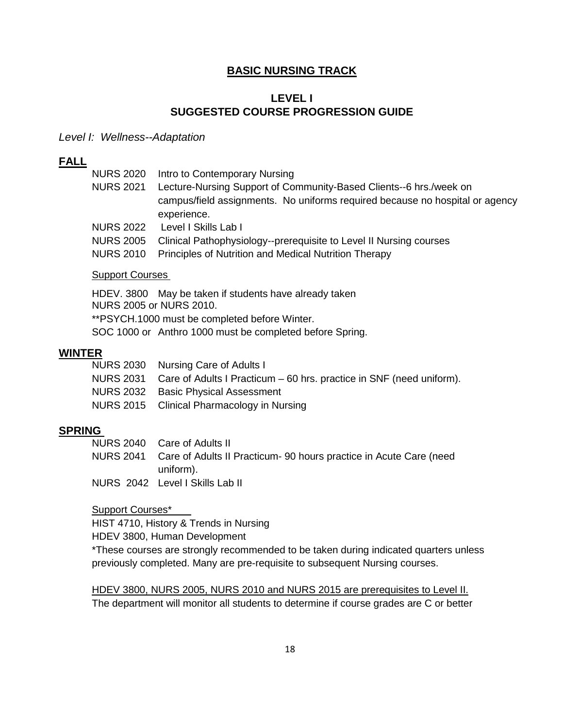# BASIC NURSING TRACK

## LEVEL I
## SUGGESTED COURSE PROGRESSION GUIDE

*Level I: Wellness--Adaptation*

### FALL

NURS 2020 Intro to Contemporary Nursing
NURS 2021 Lecture-Nursing Support of Community-Based Clients--6 hrs./week on campus/field assignments. No uniforms required because no hospital or agency experience.
NURS 2022 Level I Skills Lab I
NURS 2005 Clinical Pathophysiology--prerequisite to Level II Nursing courses
NURS 2010 Principles of Nutrition and Medical Nutrition Therapy

Support Courses

HDEV. 3800 May be taken if students have already taken NURS 2005 or NURS 2010.
**PSYCH.1000 must be completed before Winter.
SOC 1000 or Anthro 1000 must be completed before Spring.

### WINTER

NURS 2030 Nursing Care of Adults I
NURS 2031 Care of Adults I Practicum – 60 hrs. practice in SNF (need uniform).
NURS 2032 Basic Physical Assessment
NURS 2015 Clinical Pharmacology in Nursing

### SPRING

NURS 2040 Care of Adults II
NURS 2041 Care of Adults II Practicum- 90 hours practice in Acute Care (need uniform).
NURS 2042 Level I Skills Lab II

Support Courses*

HIST 4710, History & Trends in Nursing
HDEV 3800, Human Development
*These courses are strongly recommended to be taken during indicated quarters unless previously completed. Many are pre-requisite to subsequent Nursing courses.

HDEV 3800, NURS 2005, NURS 2010 and NURS 2015 are prerequisites to Level II.
The department will monitor all students to determine if course grades are C or better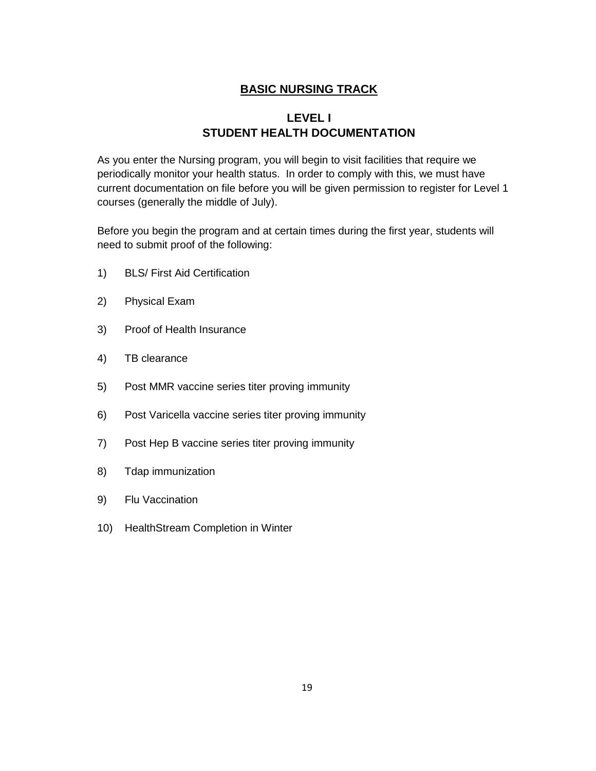## BASIC NURSING TRACK

### LEVEL I
### STUDENT HEALTH DOCUMENTATION

As you enter the Nursing program, you will begin to visit facilities that require we periodically monitor your health status. In order to comply with this, we must have current documentation on file before you will be given permission to register for Level 1 courses (generally the middle of July).

Before you begin the program and at certain times during the first year, students will need to submit proof of the following:

1) BLS/ First Aid Certification
2) Physical Exam
3) Proof of Health Insurance
4) TB clearance
5) Post MMR vaccine series titer proving immunity
6) Post Varicella vaccine series titer proving immunity
7) Post Hep B vaccine series titer proving immunity
8) Tdap immunization
9) Flu Vaccination
10) HealthStream Completion in Winter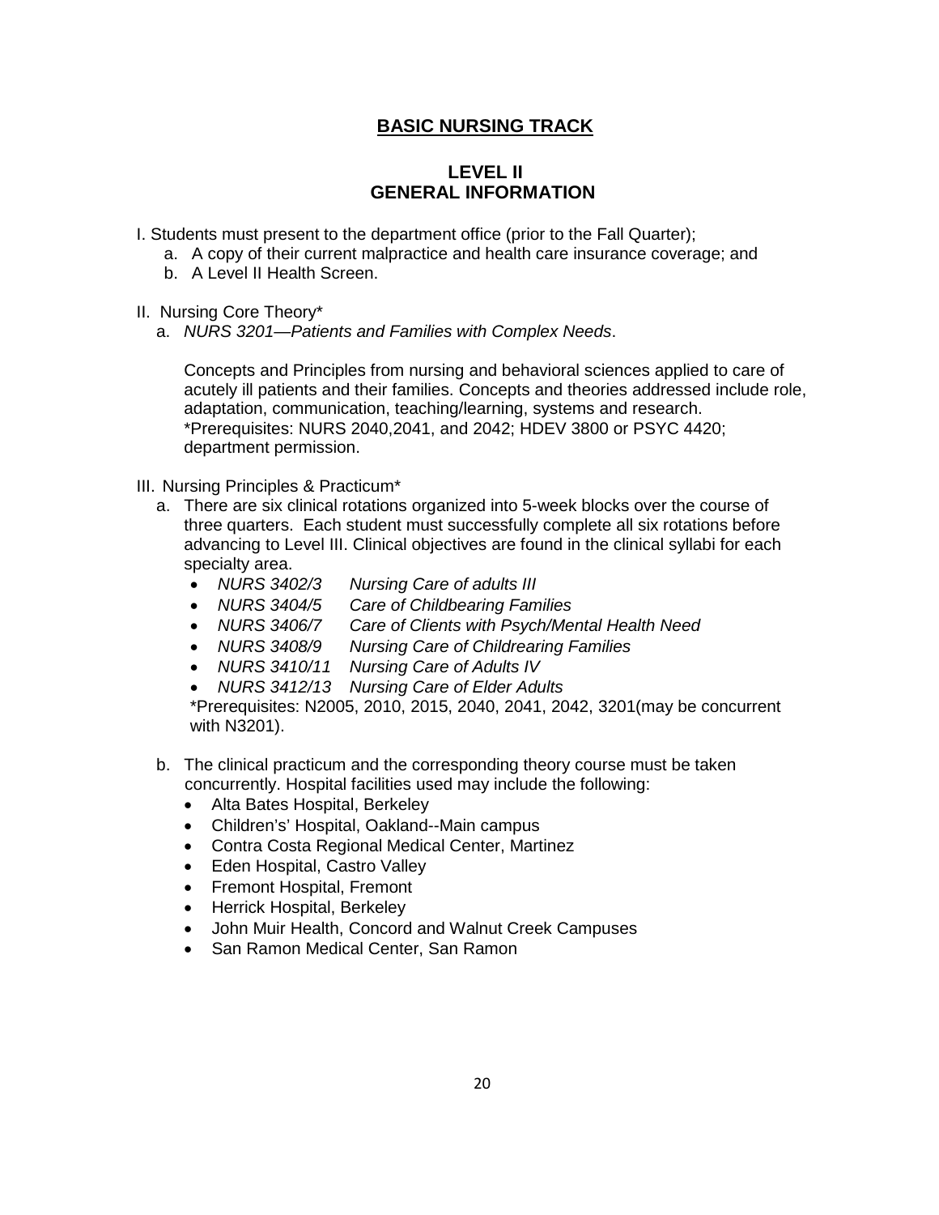## BASIC NURSING TRACK

### LEVEL II
### GENERAL INFORMATION

I. Students must present to the department office (prior to the Fall Quarter);

a. A copy of their current malpractice and health care insurance coverage; and
b. A Level II Health Screen.

II. Nursing Core Theory*

a. *NURS 3201—Patients and Families with Complex Needs*.

Concepts and Principles from nursing and behavioral sciences applied to care of acutely ill patients and their families. Concepts and theories addressed include role, adaptation, communication, teaching/learning, systems and research.
*Prerequisites: NURS 2040,2041, and 2042; HDEV 3800 or PSYC 4420; department permission.

III. Nursing Principles & Practicum*

a. There are six clinical rotations organized into 5-week blocks over the course of three quarters. Each student must successfully complete all six rotations before advancing to Level III. Clinical objectives are found in the clinical syllabi for each specialty area.

- *NURS 3402/3 Nursing Care of adults III*
- *NURS 3404/5 Care of Childbearing Families*
- *NURS 3406/7 Care of Clients with Psych/Mental Health Need*
- *NURS 3408/9 Nursing Care of Childrearing Families*
- *NURS 3410/11 Nursing Care of Adults IV*
- *NURS 3412/13 Nursing Care of Elder Adults*

*Prerequisites: N2005, 2010, 2015, 2040, 2041, 2042, 3201(may be concurrent with N3201).

b. The clinical practicum and the corresponding theory course must be taken concurrently. Hospital facilities used may include the following:

- Alta Bates Hospital, Berkeley
- Childrens' Hospital, Oakland--Main campus
- Contra Costa Regional Medical Center, Martinez
- Eden Hospital, Castro Valley
- Fremont Hospital, Fremont
- Herrick Hospital, Berkeley
- John Muir Health, Concord and Walnut Creek Campuses
- San Ramon Medical Center, San Ramon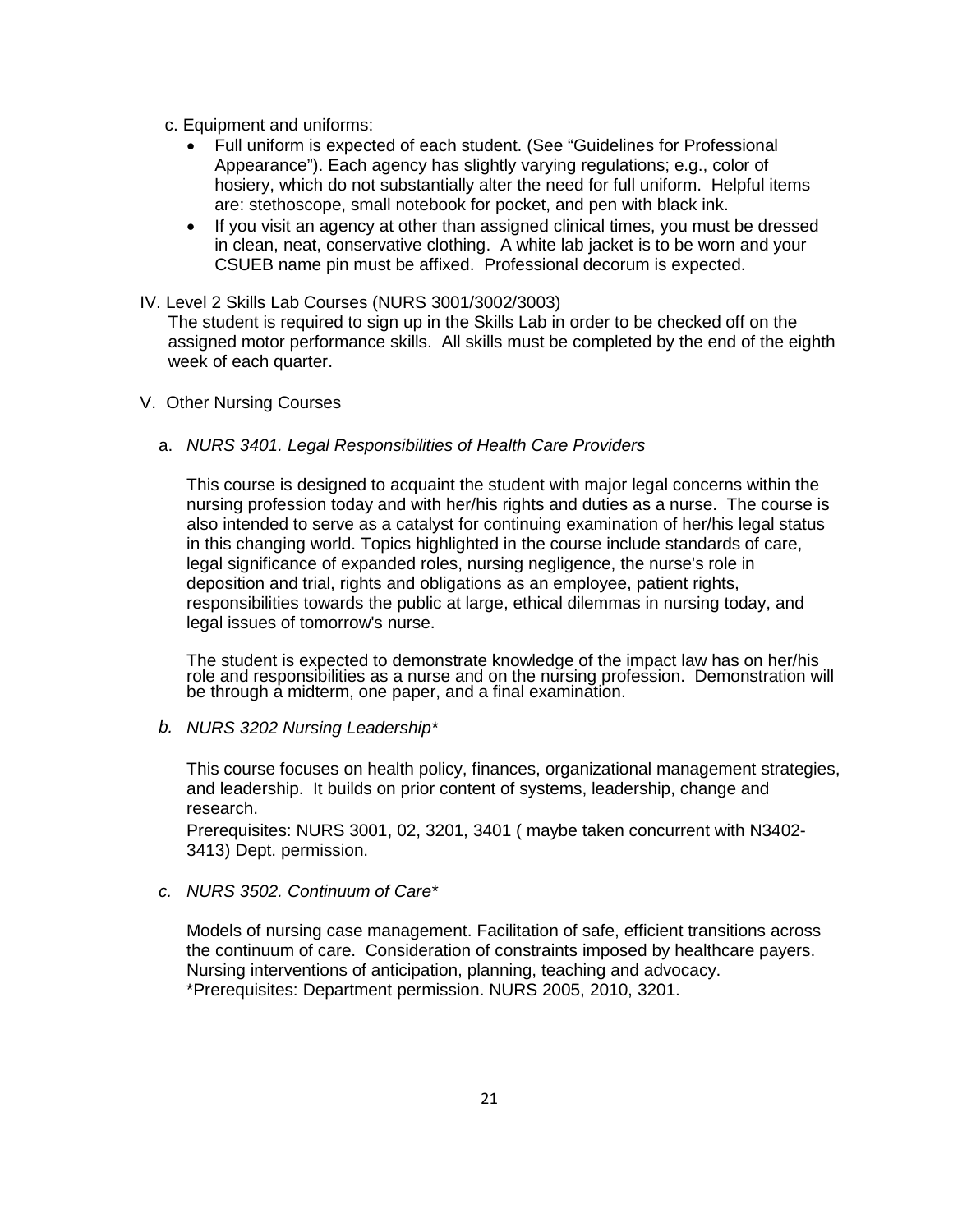c. Equipment and uniforms:

- Full uniform is expected of each student. (See "Guidelines for Professional Appearance"). Each agency has slightly varying regulations; e.g., color of hosiery, which do not substantially alter the need for full uniform. Helpful items are: stethoscope, small notebook for pocket, and pen with black ink.
- If you visit an agency at other than assigned clinical times, you must be dressed in clean, neat, conservative clothing. A white lab jacket is to be worn and your CSUEB name pin must be affixed. Professional decorum is expected.

## IV. Level 2 Skills Lab Courses (NURS 3001/3002/3003)

The student is required to sign up in the Skills Lab in order to be checked off on the assigned motor performance skills. All skills must be completed by the end of the eighth week of each quarter.

## V. Other Nursing Courses

a. *NURS 3401. Legal Responsibilities of Health Care Providers*

This course is designed to acquaint the student with major legal concerns within the nursing profession today and with her/his rights and duties as a nurse. The course is also intended to serve as a catalyst for continuing examination of her/his legal status in this changing world. Topics highlighted in the course include standards of care, legal significance of expanded roles, nursing negligence, the nurse's role in deposition and trial, rights and obligations as an employee, patient rights, responsibilities towards the public at large, ethical dilemmas in nursing today, and legal issues of tomorrow's nurse.

The student is expected to demonstrate knowledge of the impact law has on her/his role and responsibilities as a nurse and on the nursing profession. Demonstration will be through a midterm, one paper, and a final examination.

b. *NURS 3202 Nursing Leadership**

This course focuses on health policy, finances, organizational management strategies, and leadership. It builds on prior content of systems, leadership, change and research.
Prerequisites: NURS 3001, 02, 3201, 3401 ( maybe taken concurrent with N3402-3413) Dept. permission.

c. *NURS 3502. Continuum of Care**

Models of nursing case management. Facilitation of safe, efficient transitions across the continuum of care. Consideration of constraints imposed by healthcare payers. Nursing interventions of anticipation, planning, teaching and advocacy.
*Prerequisites: Department permission. NURS 2005, 2010, 3201.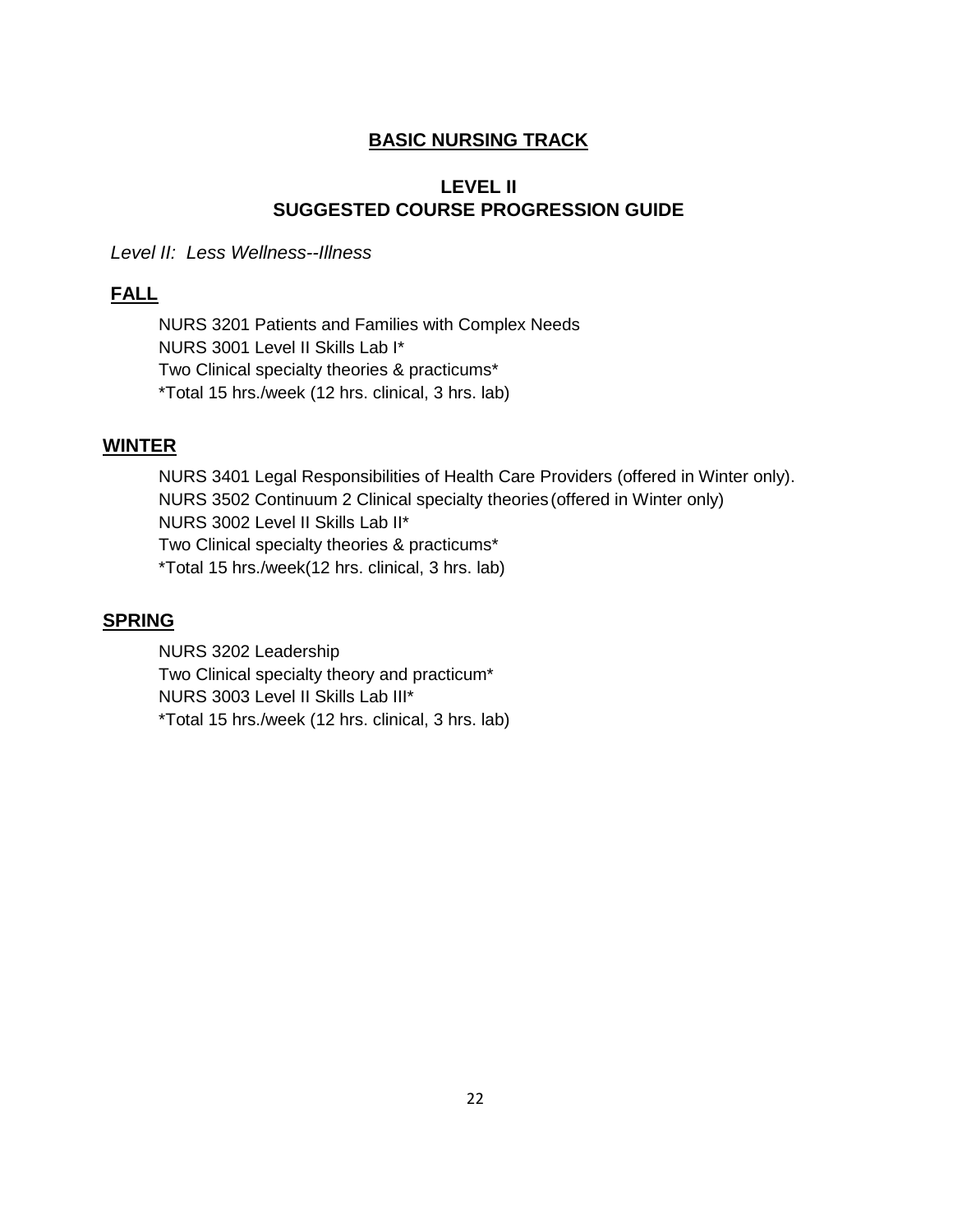# BASIC NURSING TRACK

## LEVEL II
## SUGGESTED COURSE PROGRESSION GUIDE

*Level II: Less Wellness--Illness*

### FALL

NURS 3201 Patients and Families with Complex Needs
NURS 3001 Level II Skills Lab I*
Two Clinical specialty theories & practicums*
*Total 15 hrs./week (12 hrs. clinical, 3 hrs. lab)

### WINTER

NURS 3401 Legal Responsibilities of Health Care Providers (offered in Winter only).
NURS 3502 Continuum 2 Clinical specialty theories (offered in Winter only)
NURS 3002 Level II Skills Lab II*
Two Clinical specialty theories & practicums*
*Total 15 hrs./week(12 hrs. clinical, 3 hrs. lab)

### SPRING

NURS 3202 Leadership
Two Clinical specialty theory and practicum*
NURS 3003 Level II Skills Lab III*
*Total 15 hrs./week (12 hrs. clinical, 3 hrs. lab)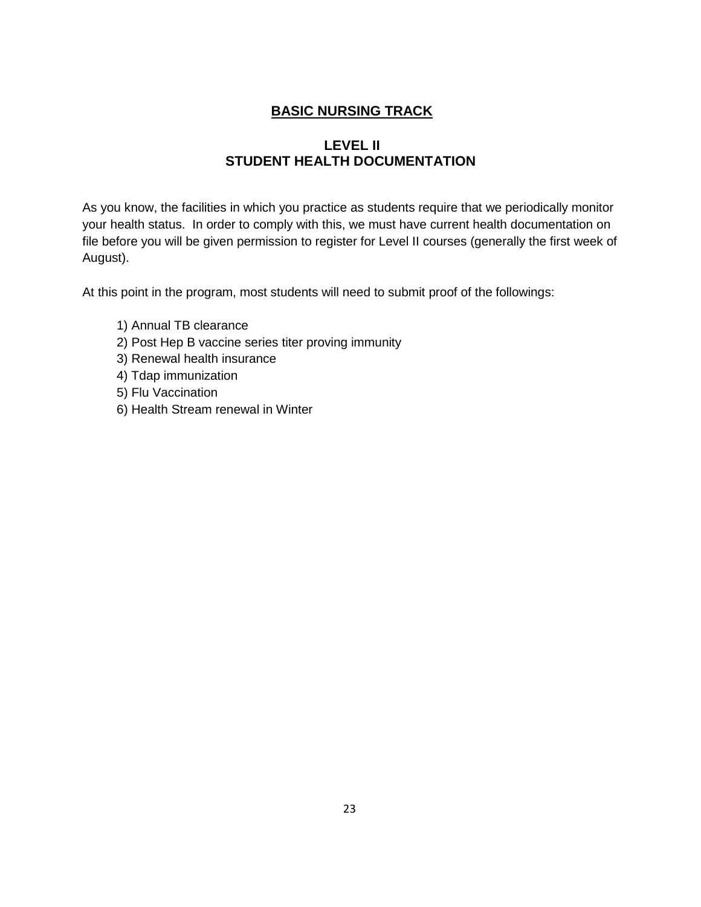# BASIC NURSING TRACK

## LEVEL II
## STUDENT HEALTH DOCUMENTATION

As you know, the facilities in which you practice as students require that we periodically monitor your health status. In order to comply with this, we must have current health documentation on file before you will be given permission to register for Level II courses (generally the first week of August).

At this point in the program, most students will need to submit proof of the followings:

1) Annual TB clearance
2) Post Hep B vaccine series titer proving immunity
3) Renewal health insurance
4) Tdap immunization
5) Flu Vaccination
6) Health Stream renewal in Winter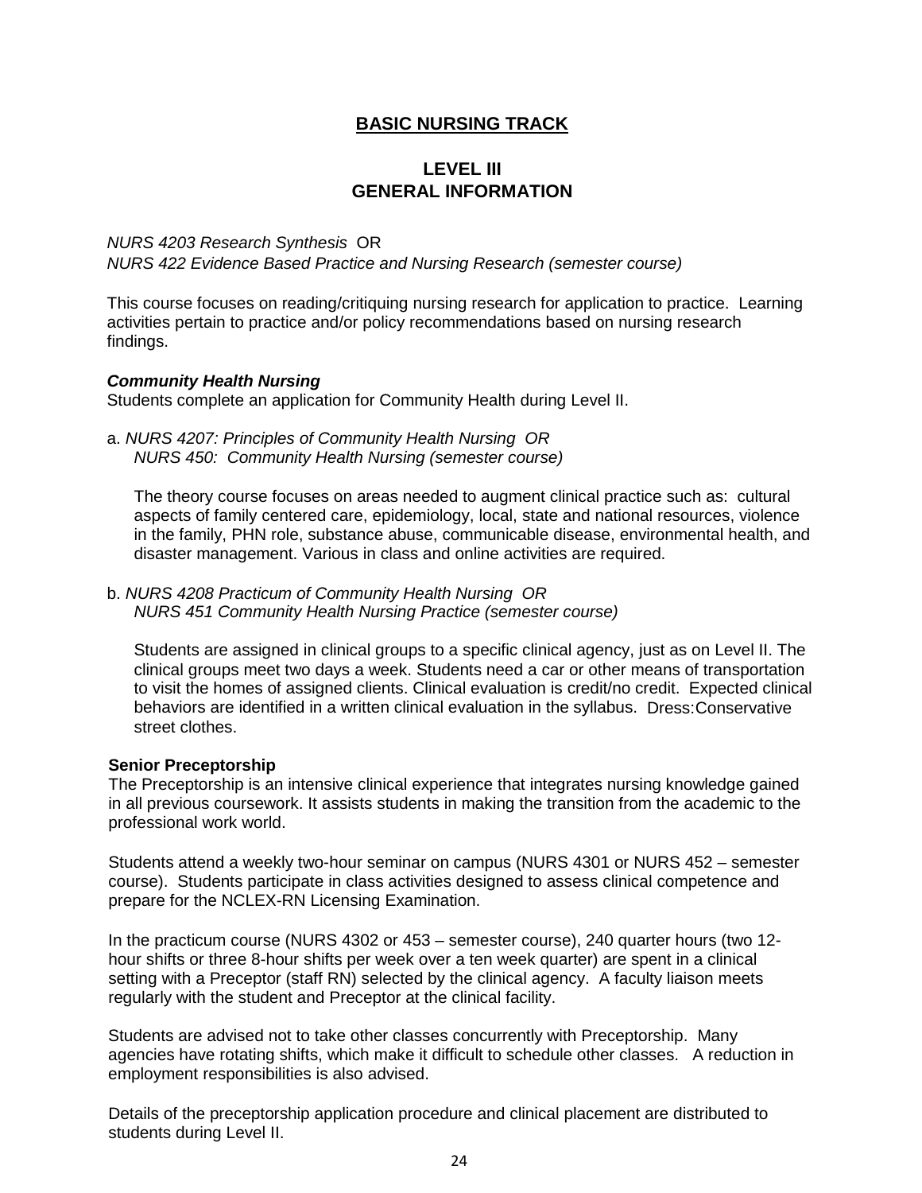# BASIC NURSING TRACK

## LEVEL III
## GENERAL INFORMATION

*NURS 4203 Research Synthesis* OR
*NURS 422 Evidence Based Practice and Nursing Research (semester course)*

This course focuses on reading/critiquing nursing research for application to practice. Learning activities pertain to practice and/or policy recommendations based on nursing research findings.

***Community Health Nursing***
Students complete an application for Community Health during Level II.

a. *NURS 4207: Principles of Community Health Nursing OR*
*NURS 450: Community Health Nursing (semester course)*

The theory course focuses on areas needed to augment clinical practice such as: cultural aspects of family centered care, epidemiology, local, state and national resources, violence in the family, PHN role, substance abuse, communicable disease, environmental health, and disaster management. Various in class and online activities are required.

b. *NURS 4208 Practicum of Community Health Nursing OR*
*NURS 451 Community Health Nursing Practice (semester course)*

Students are assigned in clinical groups to a specific clinical agency, just as on Level II. The clinical groups meet two days a week. Students need a car or other means of transportation to visit the homes of assigned clients. Clinical evaluation is credit/no credit. Expected clinical behaviors are identified in a written clinical evaluation in the syllabus. Dress:Conservative street clothes.

**Senior Preceptorship**
The Preceptorship is an intensive clinical experience that integrates nursing knowledge gained in all previous coursework. It assists students in making the transition from the academic to the professional work world.

Students attend a weekly two-hour seminar on campus (NURS 4301 or NURS 452 – semester course). Students participate in class activities designed to assess clinical competence and prepare for the NCLEX-RN Licensing Examination.

In the practicum course (NURS 4302 or 453 – semester course), 240 quarter hours (two 12-hour shifts or three 8-hour shifts per week over a ten week quarter) are spent in a clinical setting with a Preceptor (staff RN) selected by the clinical agency. A faculty liaison meets regularly with the student and Preceptor at the clinical facility.

Students are advised not to take other classes concurrently with Preceptorship. Many agencies have rotating shifts, which make it difficult to schedule other classes. A reduction in employment responsibilities is also advised.

Details of the preceptorship application procedure and clinical placement are distributed to students during Level II.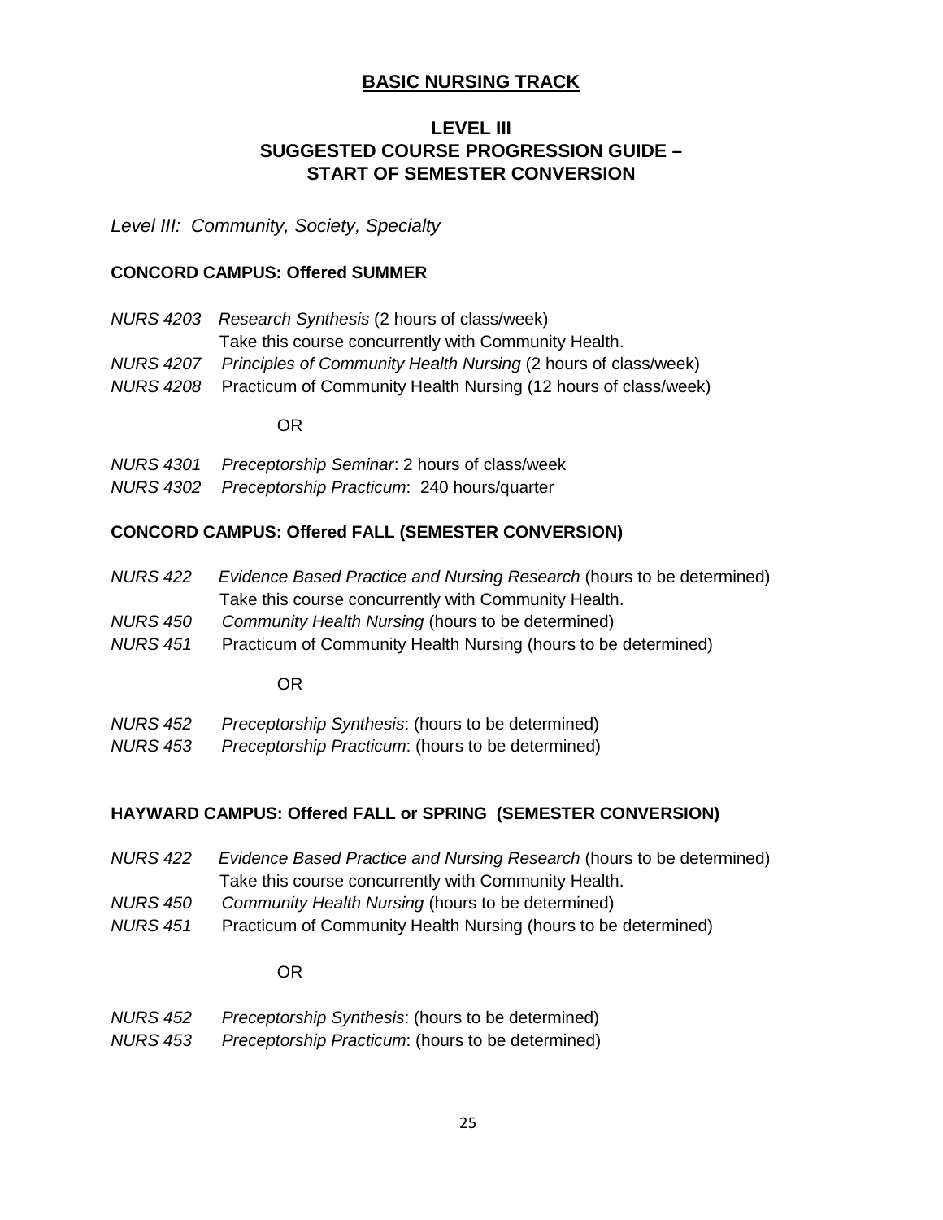# BASIC NURSING TRACK

## LEVEL III
## SUGGESTED COURSE PROGRESSION GUIDE – START OF SEMESTER CONVERSION

*Level III: Community, Society, Specialty*

### CONCORD CAMPUS: Offered SUMMER

*NURS 4203* *Research Synthesis* (2 hours of class/week)
Take this course concurrently with Community Health.
*NURS 4207* *Principles of Community Health Nursing* (2 hours of class/week)
*NURS 4208* Practicum of Community Health Nursing (12 hours of class/week)

OR

*NURS 4301* *Preceptorship Seminar*: 2 hours of class/week
*NURS 4302* *Preceptorship Practicum*: 240 hours/quarter

### CONCORD CAMPUS: Offered FALL (SEMESTER CONVERSION)

*NURS 422* *Evidence Based Practice and Nursing Research* (hours to be determined)
Take this course concurrently with Community Health.
*NURS 450* *Community Health Nursing* (hours to be determined)
*NURS 451* Practicum of Community Health Nursing (hours to be determined)

OR

*NURS 452* *Preceptorship Synthesis*: (hours to be determined)
*NURS 453* *Preceptorship Practicum*: (hours to be determined)

### HAYWARD CAMPUS: Offered FALL or SPRING (SEMESTER CONVERSION)

*NURS 422* *Evidence Based Practice and Nursing Research* (hours to be determined)
Take this course concurrently with Community Health.
*NURS 450* *Community Health Nursing* (hours to be determined)
*NURS 451* Practicum of Community Health Nursing (hours to be determined)

OR

*NURS 452* *Preceptorship Synthesis*: (hours to be determined)
*NURS 453* *Preceptorship Practicum*: (hours to be determined)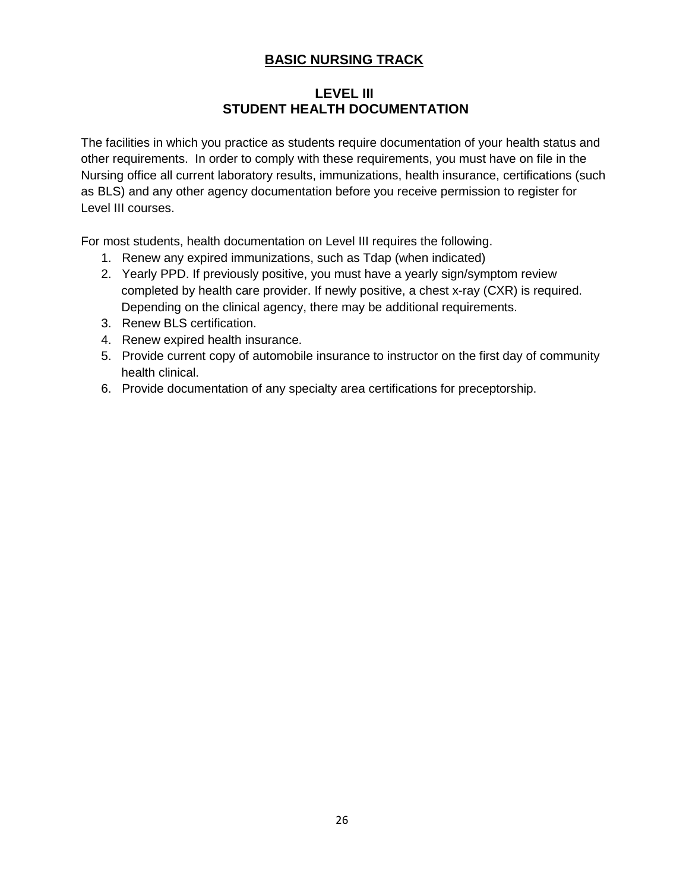# BASIC NURSING TRACK

## LEVEL III
## STUDENT HEALTH DOCUMENTATION

The facilities in which you practice as students require documentation of your health status and other requirements. In order to comply with these requirements, you must have on file in the Nursing office all current laboratory results, immunizations, health insurance, certifications (such as BLS) and any other agency documentation before you receive permission to register for Level III courses.

For most students, health documentation on Level III requires the following.

1. Renew any expired immunizations, such as Tdap (when indicated)
2. Yearly PPD. If previously positive, you must have a yearly sign/symptom review completed by health care provider. If newly positive, a chest x-ray (CXR) is required. Depending on the clinical agency, there may be additional requirements.
3. Renew BLS certification.
4. Renew expired health insurance.
5. Provide current copy of automobile insurance to instructor on the first day of community health clinical.
6. Provide documentation of any specialty area certifications for preceptorship.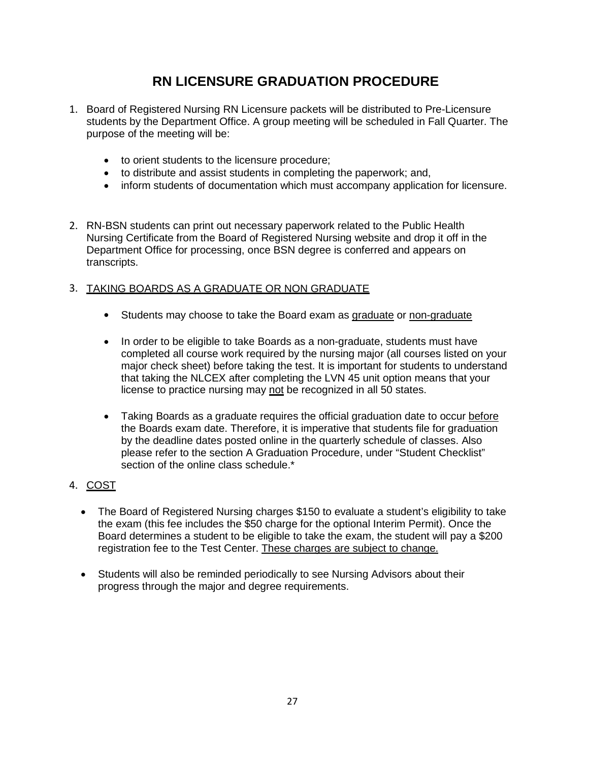# RN LICENSURE GRADUATION PROCEDURE

1. Board of Registered Nursing RN Licensure packets will be distributed to Pre-Licensure students by the Department Office. A group meeting will be scheduled in Fall Quarter. The purpose of the meeting will be:

   - to orient students to the licensure procedure;
   - to distribute and assist students in completing the paperwork; and,
   - inform students of documentation which must accompany application for licensure.

2. RN-BSN students can print out necessary paperwork related to the Public Health Nursing Certificate from the Board of Registered Nursing website and drop it off in the Department Office for processing, once BSN degree is conferred and appears on transcripts.

3. <u>TAKING BOARDS AS A GRADUATE OR NON GRADUATE</u>

   - Students may choose to take the Board exam as <u>graduate</u> or <u>non-graduate</u>

   - In order to be eligible to take Boards as a non-graduate, students must have completed all course work required by the nursing major (all courses listed on your major check sheet) before taking the test. It is important for students to understand that taking the NLCEX after completing the LVN 45 unit option means that your license to practice nursing may <u>not</u> be recognized in all 50 states.

   - Taking Boards as a graduate requires the official graduation date to occur <u>before</u> the Boards exam date. Therefore, it is imperative that students file for graduation by the deadline dates posted online in the quarterly schedule of classes. Also please refer to the section A Graduation Procedure, under "Student Checklist" section of the online class schedule.*

4. <u>COST</u>

   - The Board of Registered Nursing charges $150 to evaluate a student's eligibility to take the exam (this fee includes the $50 charge for the optional Interim Permit). Once the Board determines a student to be eligible to take the exam, the student will pay a $200 registration fee to the Test Center. <u>These charges are subject to change.</u>

   - Students will also be reminded periodically to see Nursing Advisors about their progress through the major and degree requirements.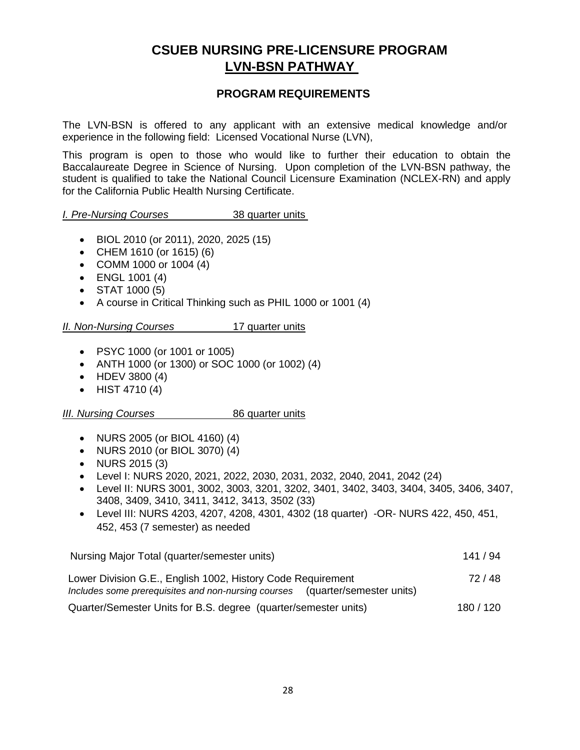# CSUEB NURSING PRE-LICENSURE PROGRAM
## LVN-BSN PATHWAY

### PROGRAM REQUIREMENTS

The LVN-BSN is offered to any applicant with an extensive medical knowledge and/or experience in the following field: Licensed Vocational Nurse (LVN),

This program is open to those who would like to further their education to obtain the Baccalaureate Degree in Science of Nursing. Upon completion of the LVN-BSN pathway, the student is qualified to take the National Council Licensure Examination (NCLEX-RN) and apply for the California Public Health Nursing Certificate.

*I. Pre-Nursing Courses* 38 quarter units

- BIOL 2010 (or 2011), 2020, 2025 (15)
- CHEM 1610 (or 1615) (6)
- COMM 1000 or 1004 (4)
- ENGL 1001 (4)
- STAT 1000 (5)
- A course in Critical Thinking such as PHIL 1000 or 1001 (4)

*II. Non-Nursing Courses* 17 quarter units

- PSYC 1000 (or 1001 or 1005)
- ANTH 1000 (or 1300) or SOC 1000 (or 1002) (4)
- HDEV 3800 (4)
- HIST 4710 (4)

*III. Nursing Courses* 86 quarter units

- NURS 2005 (or BIOL 4160) (4)
- NURS 2010 (or BIOL 3070) (4)
- NURS 2015 (3)
- Level I: NURS 2020, 2021, 2022, 2030, 2031, 2032, 2040, 2041, 2042 (24)
- Level II: NURS 3001, 3002, 3003, 3201, 3202, 3401, 3402, 3403, 3404, 3405, 3406, 3407, 3408, 3409, 3410, 3411, 3412, 3413, 3502 (33)
- Level III: NURS 4203, 4207, 4208, 4301, 4302 (18 quarter) -OR- NURS 422, 450, 451, 452, 453 (7 semester) as needed

| | |
|---|---|
| Nursing Major Total (quarter/semester units) | 141 / 94 |
| Lower Division G.E., English 1002, History Code Requirement<br>*Includes some prerequisites and non-nursing courses* (quarter/semester units) | 72 / 48 |
| Quarter/Semester Units for B.S. degree (quarter/semester units) | 180 / 120 |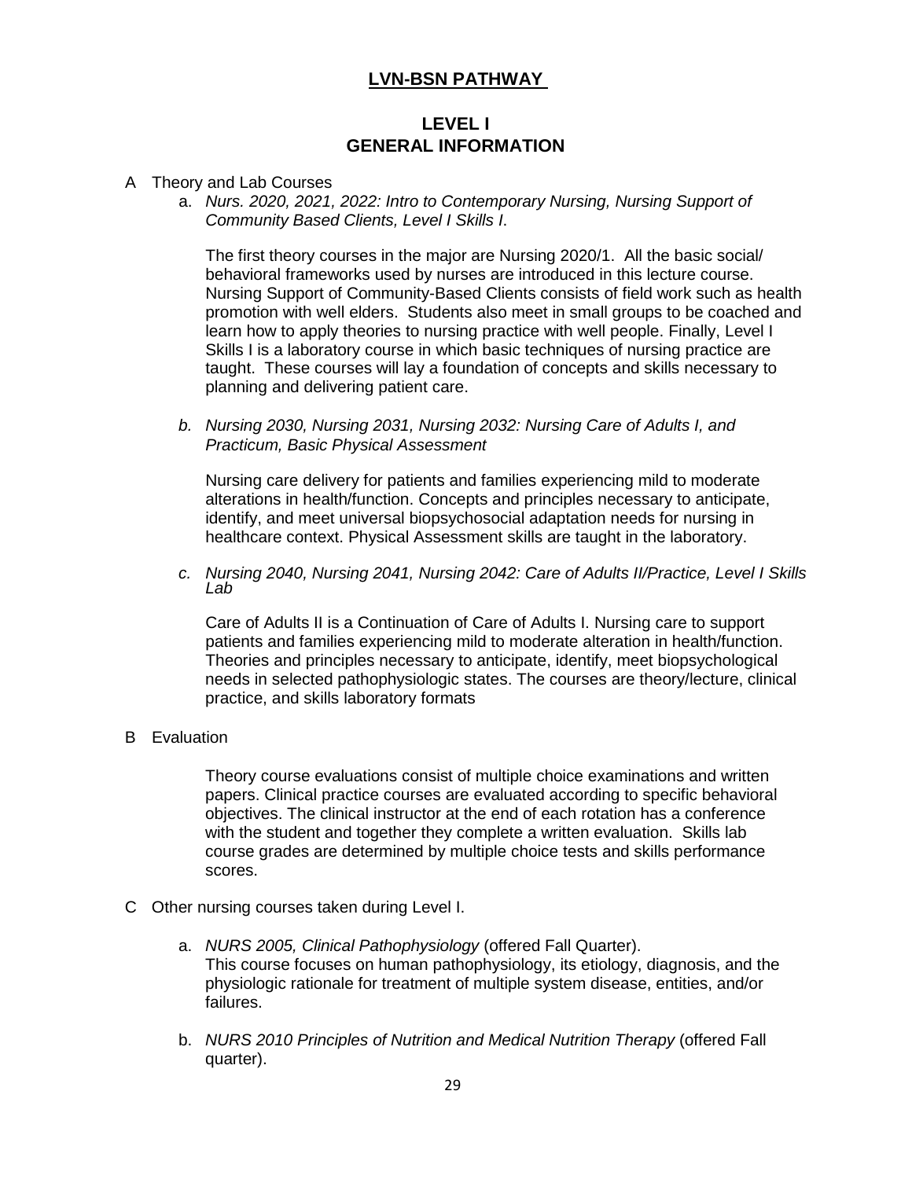## LVN-BSN PATHWAY

### LEVEL I
### GENERAL INFORMATION

A Theory and Lab Courses

a. *Nurs. 2020, 2021, 2022: Intro to Contemporary Nursing, Nursing Support of Community Based Clients, Level I Skills I.*

The first theory courses in the major are Nursing 2020/1. All the basic social/ behavioral frameworks used by nurses are introduced in this lecture course. Nursing Support of Community-Based Clients consists of field work such as health promotion with well elders. Students also meet in small groups to be coached and learn how to apply theories to nursing practice with well people. Finally, Level I Skills I is a laboratory course in which basic techniques of nursing practice are taught. These courses will lay a foundation of concepts and skills necessary to planning and delivering patient care.

*b. Nursing 2030, Nursing 2031, Nursing 2032: Nursing Care of Adults I, and Practicum, Basic Physical Assessment*

Nursing care delivery for patients and families experiencing mild to moderate alterations in health/function. Concepts and principles necessary to anticipate, identify, and meet universal biopsychosocial adaptation needs for nursing in healthcare context. Physical Assessment skills are taught in the laboratory.

*c. Nursing 2040, Nursing 2041, Nursing 2042: Care of Adults II/Practice, Level I Skills Lab*

Care of Adults II is a Continuation of Care of Adults I. Nursing care to support patients and families experiencing mild to moderate alteration in health/function. Theories and principles necessary to anticipate, identify, meet biopsychological needs in selected pathophysiologic states. The courses are theory/lecture, clinical practice, and skills laboratory formats

B Evaluation

Theory course evaluations consist of multiple choice examinations and written papers. Clinical practice courses are evaluated according to specific behavioral objectives. The clinical instructor at the end of each rotation has a conference with the student and together they complete a written evaluation. Skills lab course grades are determined by multiple choice tests and skills performance scores.

C Other nursing courses taken during Level I.

a. *NURS 2005, Clinical Pathophysiology* (offered Fall Quarter).
This course focuses on human pathophysiology, its etiology, diagnosis, and the physiologic rationale for treatment of multiple system disease, entities, and/or failures.

b. *NURS 2010 Principles of Nutrition and Medical Nutrition Therapy* (offered Fall quarter).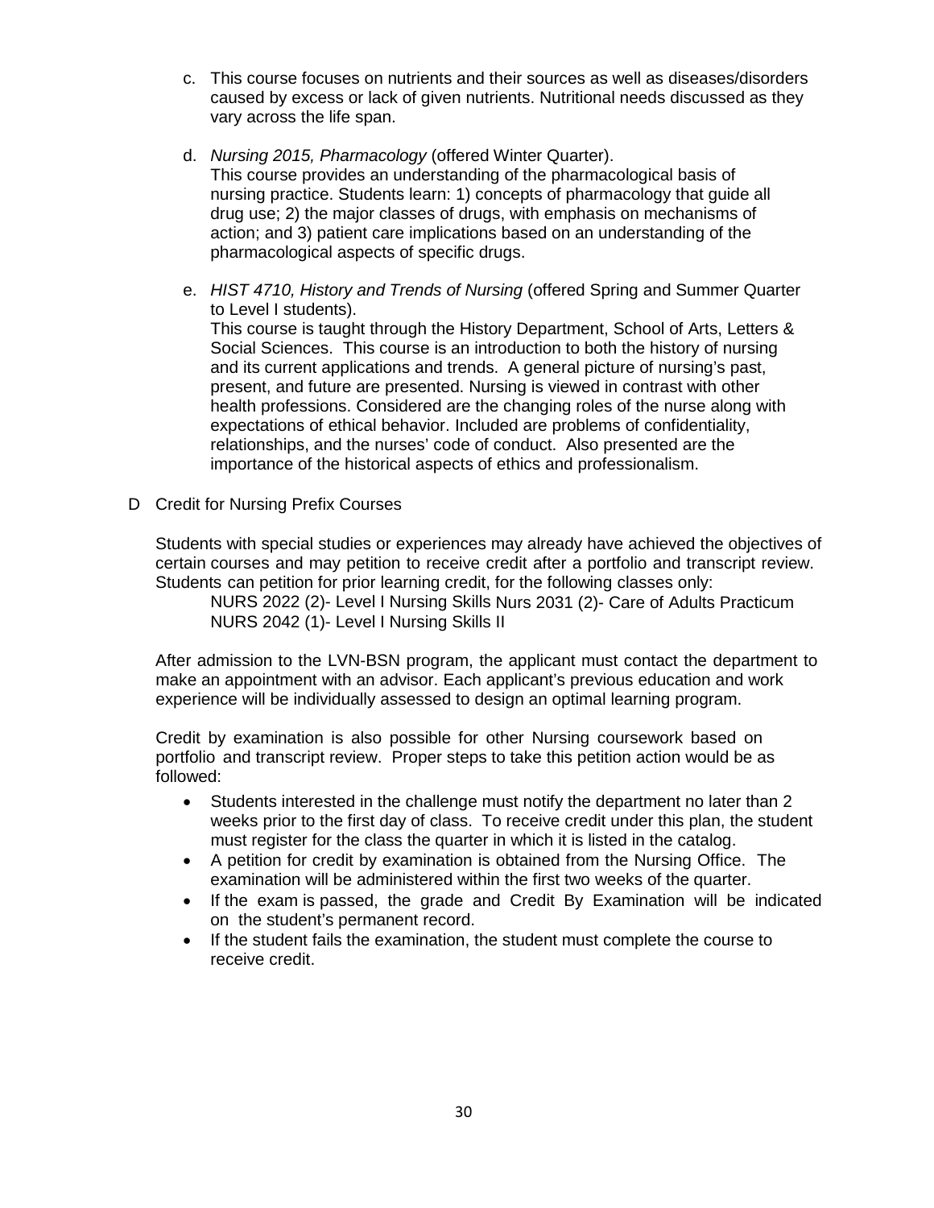c. This course focuses on nutrients and their sources as well as diseases/disorders caused by excess or lack of given nutrients. Nutritional needs discussed as they vary across the life span.

d. *Nursing 2015, Pharmacology* (offered Winter Quarter).
   This course provides an understanding of the pharmacological basis of nursing practice. Students learn: 1) concepts of pharmacology that guide all drug use; 2) the major classes of drugs, with emphasis on mechanisms of action; and 3) patient care implications based on an understanding of the pharmacological aspects of specific drugs.

e. *HIST 4710, History and Trends of Nursing* (offered Spring and Summer Quarter to Level I students).
   This course is taught through the History Department, School of Arts, Letters & Social Sciences. This course is an introduction to both the history of nursing and its current applications and trends. A general picture of nursing's past, present, and future are presented. Nursing is viewed in contrast with other health professions. Considered are the changing roles of the nurse along with expectations of ethical behavior. Included are problems of confidentiality, relationships, and the nurses' code of conduct. Also presented are the importance of the historical aspects of ethics and professionalism.

D Credit for Nursing Prefix Courses

Students with special studies or experiences may already have achieved the objectives of certain courses and may petition to receive credit after a portfolio and transcript review. Students can petition for prior learning credit, for the following classes only:

NURS 2022 (2)- Level I Nursing Skills Nurs 2031 (2)- Care of Adults Practicum
NURS 2042 (1)- Level I Nursing Skills II

After admission to the LVN-BSN program, the applicant must contact the department to make an appointment with an advisor. Each applicant's previous education and work experience will be individually assessed to design an optimal learning program.

Credit by examination is also possible for other Nursing coursework based on portfolio and transcript review. Proper steps to take this petition action would be as followed:

- Students interested in the challenge must notify the department no later than 2 weeks prior to the first day of class. To receive credit under this plan, the student must register for the class the quarter in which it is listed in the catalog.
- A petition for credit by examination is obtained from the Nursing Office. The examination will be administered within the first two weeks of the quarter.
- If the exam is passed, the grade and Credit By Examination will be indicated on the student's permanent record.
- If the student fails the examination, the student must complete the course to receive credit.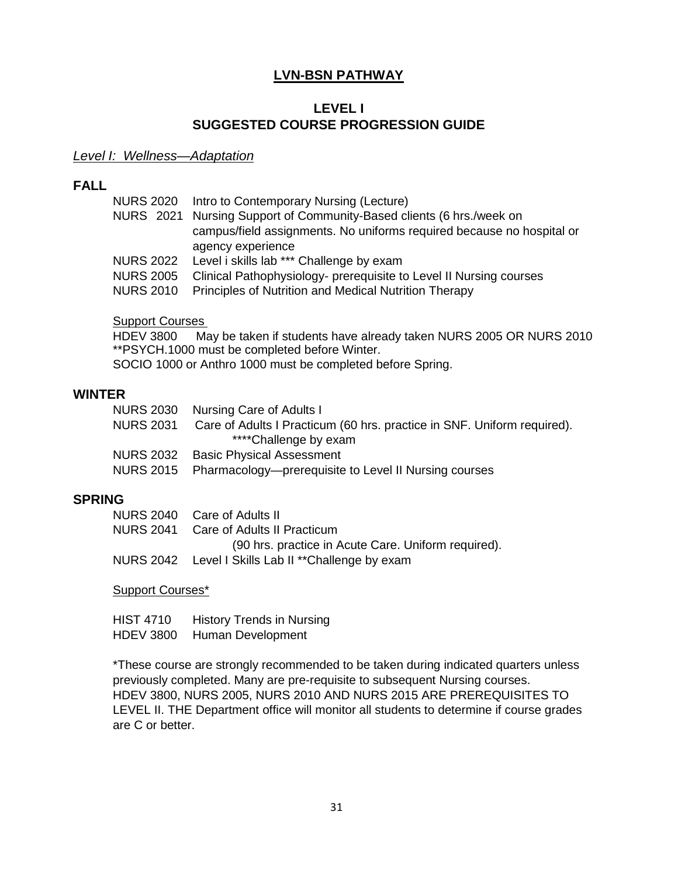# LVN-BSN PATHWAY

## LEVEL I
## SUGGESTED COURSE PROGRESSION GUIDE

*Level I: Wellness—Adaptation*

### FALL

NURS 2020 Intro to Contemporary Nursing (Lecture)
NURS 2021 Nursing Support of Community-Based clients (6 hrs./week on campus/field assignments. No uniforms required because no hospital or agency experience
NURS 2022 Level i skills lab *** Challenge by exam
NURS 2005 Clinical Pathophysiology- prerequisite to Level II Nursing courses
NURS 2010 Principles of Nutrition and Medical Nutrition Therapy

Support Courses
HDEV 3800 May be taken if students have already taken NURS 2005 OR NURS 2010
**PSYCH.1000 must be completed before Winter.
SOCIO 1000 or Anthro 1000 must be completed before Spring.

### WINTER

NURS 2030 Nursing Care of Adults I
NURS 2031 Care of Adults I Practicum (60 hrs. practice in SNF. Uniform required). ****Challenge by exam
NURS 2032 Basic Physical Assessment
NURS 2015 Pharmacology—prerequisite to Level II Nursing courses

### SPRING

NURS 2040 Care of Adults II
NURS 2041 Care of Adults II Practicum (90 hrs. practice in Acute Care. Uniform required).
NURS 2042 Level I Skills Lab II **Challenge by exam

Support Courses*

HIST 4710 History Trends in Nursing
HDEV 3800 Human Development

*These course are strongly recommended to be taken during indicated quarters unless previously completed. Many are pre-requisite to subsequent Nursing courses. HDEV 3800, NURS 2005, NURS 2010 AND NURS 2015 ARE PREREQUISITES TO LEVEL II. THE Department office will monitor all students to determine if course grades are C or better.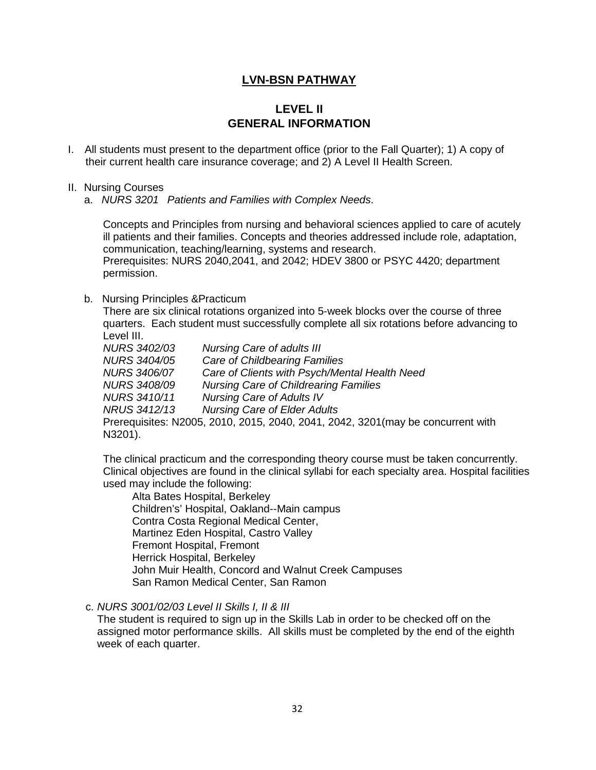## LVN-BSN PATHWAY

## LEVEL II
## GENERAL INFORMATION

I. All students must present to the department office (prior to the Fall Quarter); 1) A copy of their current health care insurance coverage; and 2) A Level II Health Screen.

II. Nursing Courses

a. *NURS 3201 Patients and Families with Complex Needs*.

Concepts and Principles from nursing and behavioral sciences applied to care of acutely ill patients and their families. Concepts and theories addressed include role, adaptation, communication, teaching/learning, systems and research.
Prerequisites: NURS 2040,2041, and 2042; HDEV 3800 or PSYC 4420; department permission.

b. Nursing Principles &Practicum

There are six clinical rotations organized into 5-week blocks over the course of three quarters. Each student must successfully complete all six rotations before advancing to Level III.

*NURS 3402/03* *Nursing Care of adults III*
*NURS 3404/05* *Care of Childbearing Families*
*NURS 3406/07* *Care of Clients with Psych/Mental Health Need*
*NURS 3408/09* *Nursing Care of Childrearing Families*
*NURS 3410/11* *Nursing Care of Adults IV*
*NRUS 3412/13* *Nursing Care of Elder Adults*

Prerequisites: N2005, 2010, 2015, 2040, 2041, 2042, 3201(may be concurrent with N3201).

The clinical practicum and the corresponding theory course must be taken concurrently. Clinical objectives are found in the clinical syllabi for each specialty area. Hospital facilities used may include the following:

Alta Bates Hospital, Berkeley
Childrens' Hospital, Oakland--Main campus
Contra Costa Regional Medical Center,
Martinez Eden Hospital, Castro Valley
Fremont Hospital, Fremont
Herrick Hospital, Berkeley
John Muir Health, Concord and Walnut Creek Campuses
San Ramon Medical Center, San Ramon

c. *NURS 3001/02/03 Level II Skills I, II & III*

The student is required to sign up in the Skills Lab in order to be checked off on the assigned motor performance skills. All skills must be completed by the end of the eighth week of each quarter.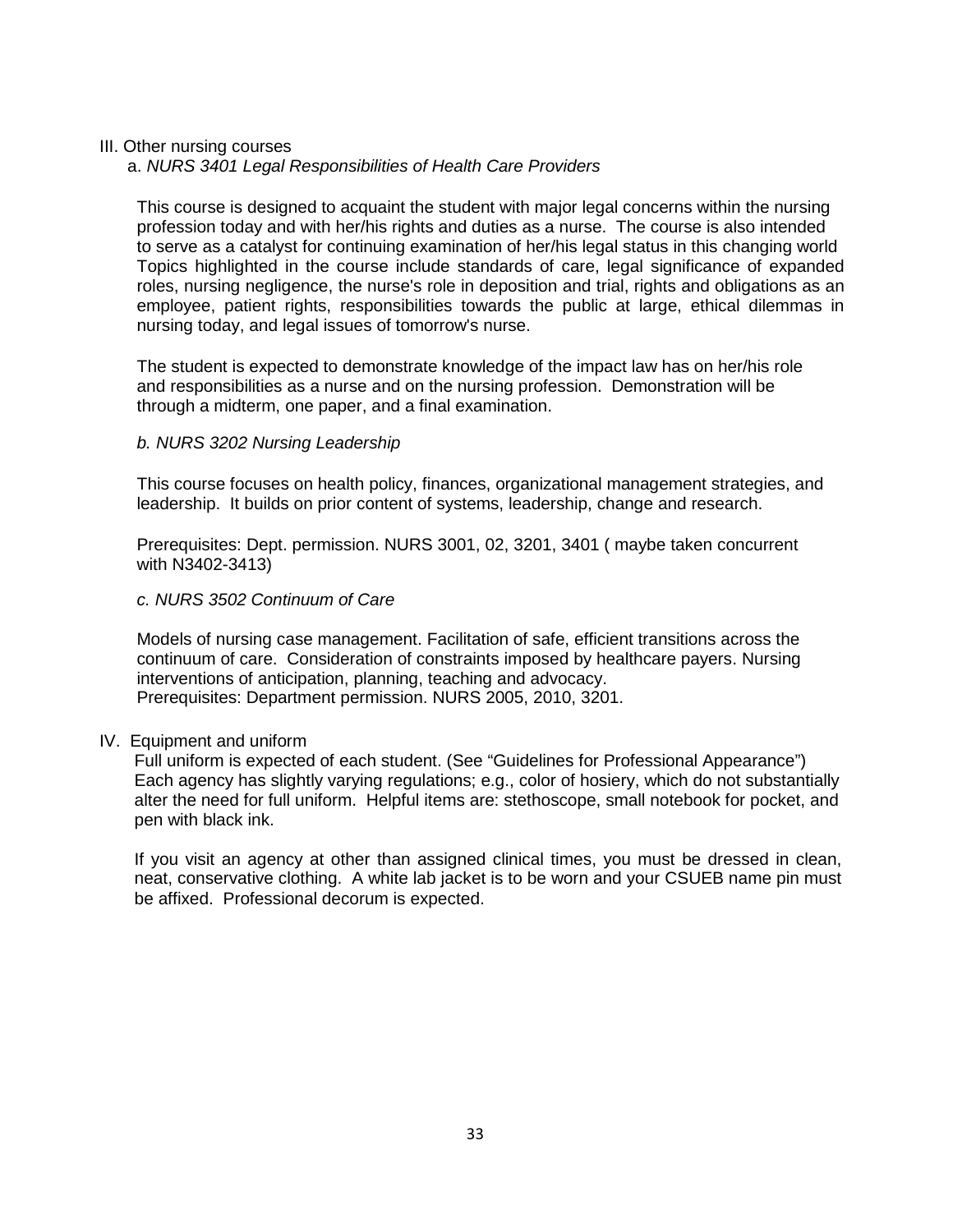## III. Other nursing courses

### a. *NURS 3401 Legal Responsibilities of Health Care Providers*

This course is designed to acquaint the student with major legal concerns within the nursing profession today and with her/his rights and duties as a nurse. The course is also intended to serve as a catalyst for continuing examination of her/his legal status in this changing world Topics highlighted in the course include standards of care, legal significance of expanded roles, nursing negligence, the nurse's role in deposition and trial, rights and obligations as an employee, patient rights, responsibilities towards the public at large, ethical dilemmas in nursing today, and legal issues of tomorrow's nurse.

The student is expected to demonstrate knowledge of the impact law has on her/his role and responsibilities as a nurse and on the nursing profession. Demonstration will be through a midterm, one paper, and a final examination.

### *b. NURS 3202 Nursing Leadership*

This course focuses on health policy, finances, organizational management strategies, and leadership. It builds on prior content of systems, leadership, change and research.

Prerequisites: Dept. permission. NURS 3001, 02, 3201, 3401 ( maybe taken concurrent with N3402-3413)

### *c. NURS 3502 Continuum of Care*

Models of nursing case management. Facilitation of safe, efficient transitions across the continuum of care. Consideration of constraints imposed by healthcare payers. Nursing interventions of anticipation, planning, teaching and advocacy.
Prerequisites: Department permission. NURS 2005, 2010, 3201.

## IV. Equipment and uniform

Full uniform is expected of each student. (See “Guidelines for Professional Appearance”) Each agency has slightly varying regulations; e.g., color of hosiery, which do not substantially alter the need for full uniform. Helpful items are: stethoscope, small notebook for pocket, and pen with black ink.

If you visit an agency at other than assigned clinical times, you must be dressed in clean, neat, conservative clothing. A white lab jacket is to be worn and your CSUEB name pin must be affixed. Professional decorum is expected.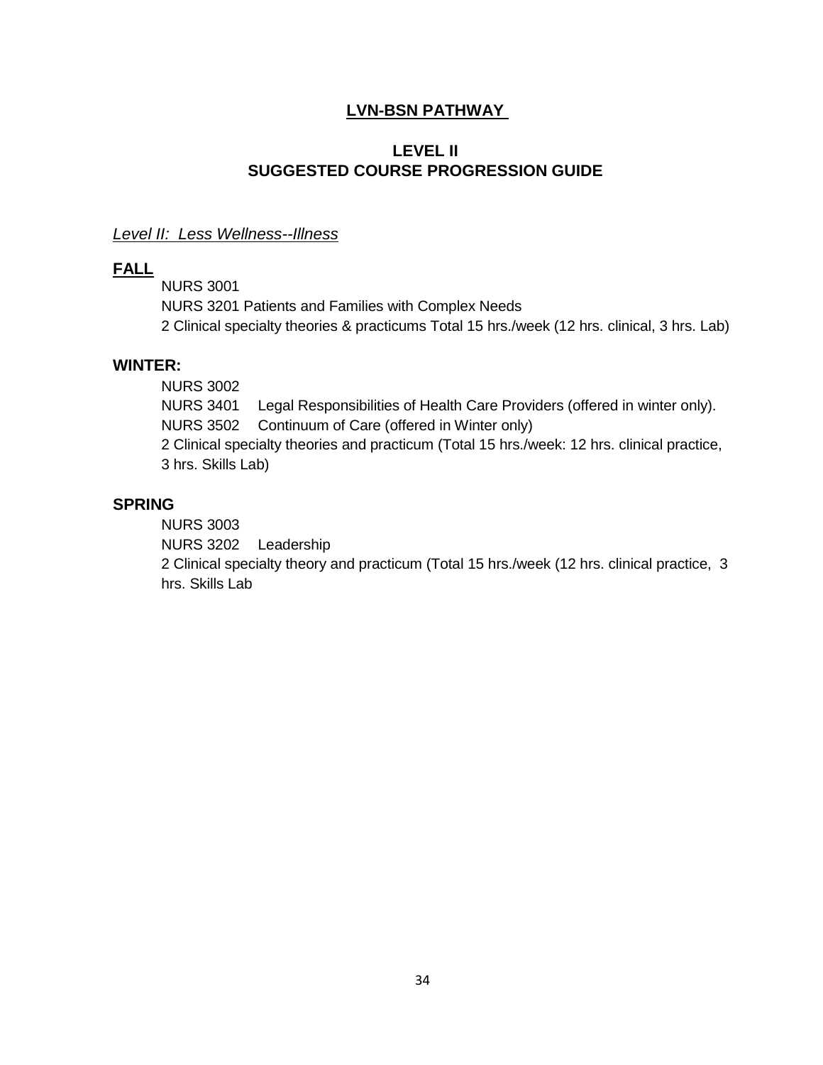## LVN-BSN PATHWAY

## LEVEL II
## SUGGESTED COURSE PROGRESSION GUIDE

*Level II: Less Wellness--Illness*

**FALL**

NURS 3001
NURS 3201 Patients and Families with Complex Needs
2 Clinical specialty theories & practicums Total 15 hrs./week (12 hrs. clinical, 3 hrs. Lab)

**WINTER:**

NURS 3002
NURS 3401 Legal Responsibilities of Health Care Providers (offered in winter only).
NURS 3502 Continuum of Care (offered in Winter only)
2 Clinical specialty theories and practicum (Total 15 hrs./week: 12 hrs. clinical practice, 3 hrs. Skills Lab)

**SPRING**

NURS 3003
NURS 3202 Leadership
2 Clinical specialty theory and practicum (Total 15 hrs./week (12 hrs. clinical practice, 3 hrs. Skills Lab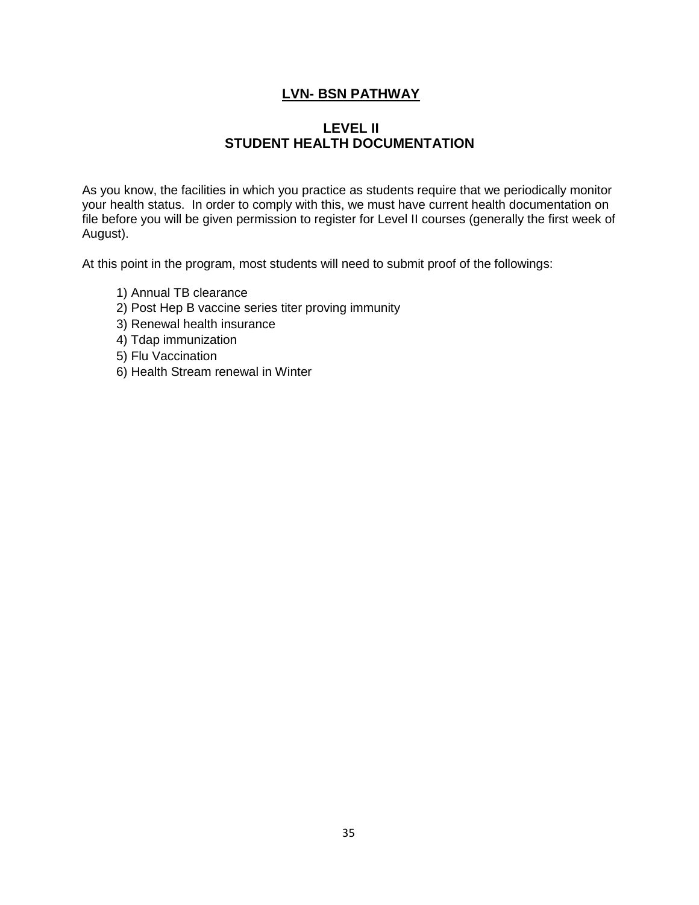# LVN- BSN PATHWAY

## LEVEL II
## STUDENT HEALTH DOCUMENTATION

As you know, the facilities in which you practice as students require that we periodically monitor your health status. In order to comply with this, we must have current health documentation on file before you will be given permission to register for Level II courses (generally the first week of August).

At this point in the program, most students will need to submit proof of the followings:

1) Annual TB clearance
2) Post Hep B vaccine series titer proving immunity
3) Renewal health insurance
4) Tdap immunization
5) Flu Vaccination
6) Health Stream renewal in Winter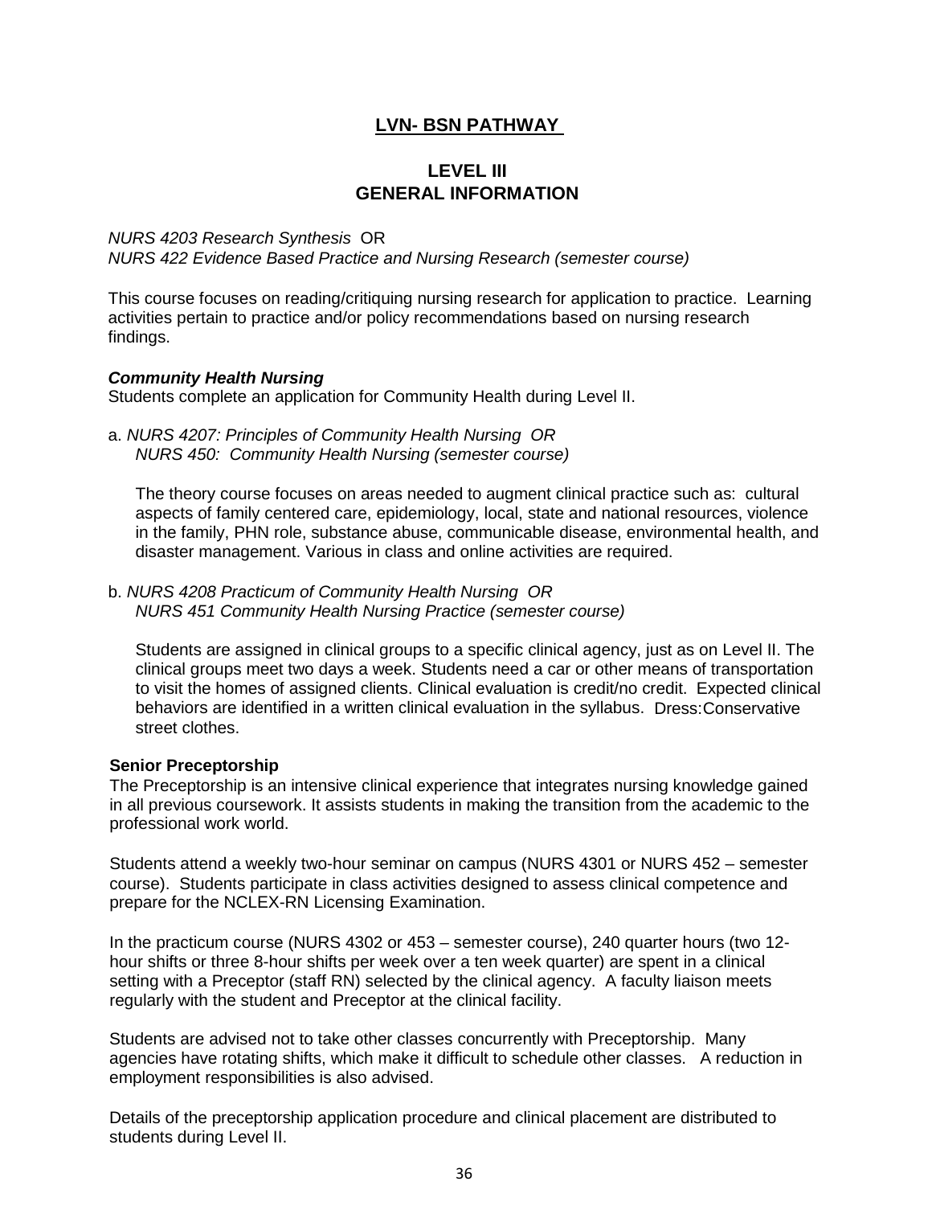## LVN- BSN PATHWAY

## LEVEL III
## GENERAL INFORMATION

*NURS 4203 Research Synthesis* OR
*NURS 422 Evidence Based Practice and Nursing Research (semester course)*

This course focuses on reading/critiquing nursing research for application to practice. Learning activities pertain to practice and/or policy recommendations based on nursing research findings.

***Community Health Nursing***
Students complete an application for Community Health during Level II.

a. *NURS 4207: Principles of Community Health Nursing OR*
   *NURS 450: Community Health Nursing (semester course)*

   The theory course focuses on areas needed to augment clinical practice such as: cultural aspects of family centered care, epidemiology, local, state and national resources, violence in the family, PHN role, substance abuse, communicable disease, environmental health, and disaster management. Various in class and online activities are required.

b. *NURS 4208 Practicum of Community Health Nursing OR*
   *NURS 451 Community Health Nursing Practice (semester course)*

   Students are assigned in clinical groups to a specific clinical agency, just as on Level II. The clinical groups meet two days a week. Students need a car or other means of transportation to visit the homes of assigned clients. Clinical evaluation is credit/no credit. Expected clinical behaviors are identified in a written clinical evaluation in the syllabus. Dress:Conservative street clothes.

**Senior Preceptorship**
The Preceptorship is an intensive clinical experience that integrates nursing knowledge gained in all previous coursework. It assists students in making the transition from the academic to the professional work world.

Students attend a weekly two-hour seminar on campus (NURS 4301 or NURS 452 – semester course). Students participate in class activities designed to assess clinical competence and prepare for the NCLEX-RN Licensing Examination.

In the practicum course (NURS 4302 or 453 – semester course), 240 quarter hours (two 12-hour shifts or three 8-hour shifts per week over a ten week quarter) are spent in a clinical setting with a Preceptor (staff RN) selected by the clinical agency. A faculty liaison meets regularly with the student and Preceptor at the clinical facility.

Students are advised not to take other classes concurrently with Preceptorship. Many agencies have rotating shifts, which make it difficult to schedule other classes. A reduction in employment responsibilities is also advised.

Details of the preceptorship application procedure and clinical placement are distributed to students during Level II.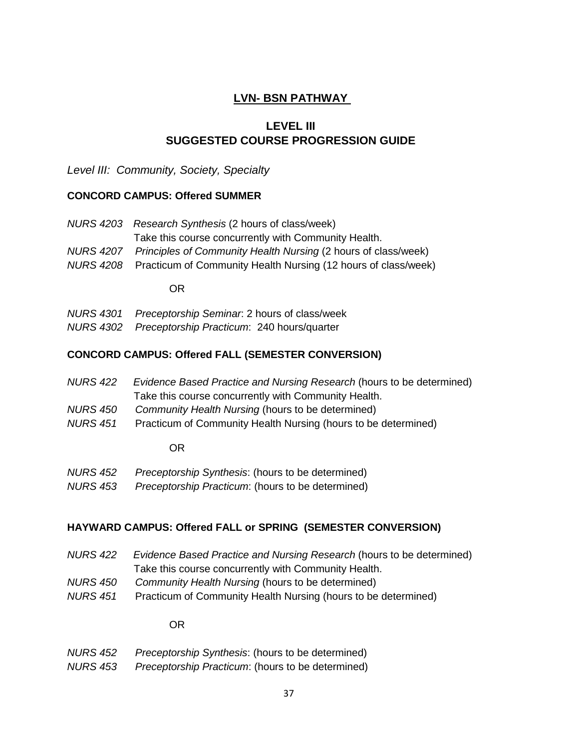## LVN- BSN PATHWAY

## LEVEL III
## SUGGESTED COURSE PROGRESSION GUIDE

*Level III: Community, Society, Specialty*

**CONCORD CAMPUS: Offered SUMMER**

*NURS 4203* *Research Synthesis* (2 hours of class/week)
Take this course concurrently with Community Health.
*NURS 4207* *Principles of Community Health Nursing* (2 hours of class/week)
*NURS 4208* Practicum of Community Health Nursing (12 hours of class/week)

OR

*NURS 4301* *Preceptorship Seminar*: 2 hours of class/week
*NURS 4302* *Preceptorship Practicum*: 240 hours/quarter

**CONCORD CAMPUS: Offered FALL (SEMESTER CONVERSION)**

*NURS 422* *Evidence Based Practice and Nursing Research* (hours to be determined)
Take this course concurrently with Community Health.
*NURS 450* *Community Health Nursing* (hours to be determined)
*NURS 451* Practicum of Community Health Nursing (hours to be determined)

OR

*NURS 452* *Preceptorship Synthesis*: (hours to be determined)
*NURS 453* *Preceptorship Practicum*: (hours to be determined)

**HAYWARD CAMPUS: Offered FALL or SPRING (SEMESTER CONVERSION)**

*NURS 422* *Evidence Based Practice and Nursing Research* (hours to be determined)
Take this course concurrently with Community Health.
*NURS 450* *Community Health Nursing* (hours to be determined)
*NURS 451* Practicum of Community Health Nursing (hours to be determined)

OR

*NURS 452* *Preceptorship Synthesis*: (hours to be determined)
*NURS 453* *Preceptorship Practicum*: (hours to be determined)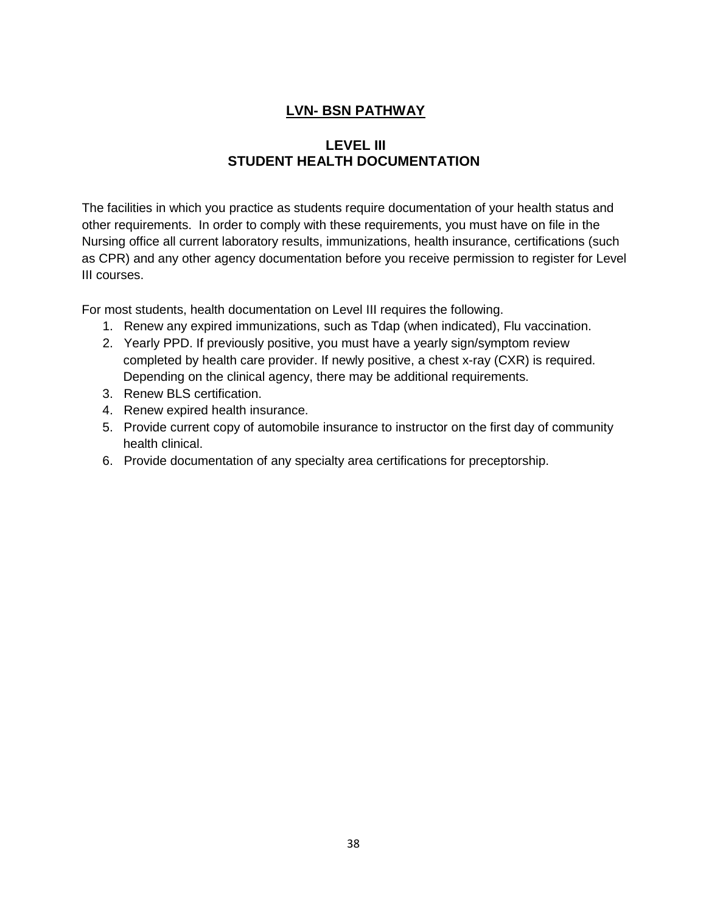## LVN- BSN PATHWAY

### LEVEL III
### STUDENT HEALTH DOCUMENTATION

The facilities in which you practice as students require documentation of your health status and other requirements. In order to comply with these requirements, you must have on file in the Nursing office all current laboratory results, immunizations, health insurance, certifications (such as CPR) and any other agency documentation before you receive permission to register for Level III courses.

For most students, health documentation on Level III requires the following.

1. Renew any expired immunizations, such as Tdap (when indicated), Flu vaccination.
2. Yearly PPD. If previously positive, you must have a yearly sign/symptom review completed by health care provider. If newly positive, a chest x-ray (CXR) is required. Depending on the clinical agency, there may be additional requirements.
3. Renew BLS certification.
4. Renew expired health insurance.
5. Provide current copy of automobile insurance to instructor on the first day of community health clinical.
6. Provide documentation of any specialty area certifications for preceptorship.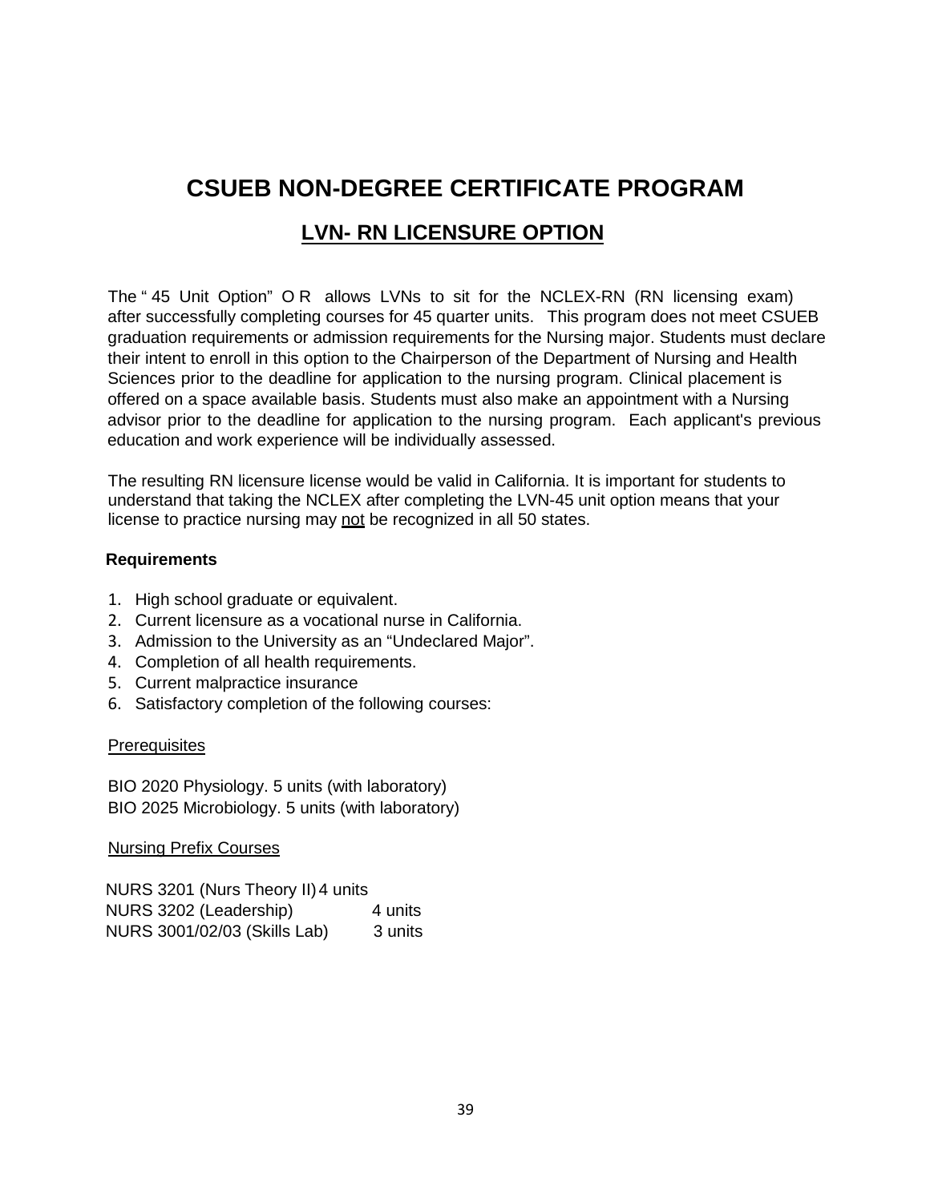# CSUEB NON-DEGREE CERTIFICATE PROGRAM

## LVN- RN LICENSURE OPTION

The " 45 Unit Option" O R allows LVNs to sit for the NCLEX-RN (RN licensing exam) after successfully completing courses for 45 quarter units. This program does not meet CSUEB graduation requirements or admission requirements for the Nursing major. Students must declare their intent to enroll in this option to the Chairperson of the Department of Nursing and Health Sciences prior to the deadline for application to the nursing program. Clinical placement is offered on a space available basis. Students must also make an appointment with a Nursing advisor prior to the deadline for application to the nursing program. Each applicant's previous education and work experience will be individually assessed.

The resulting RN licensure license would be valid in California. It is important for students to understand that taking the NCLEX after completing the LVN-45 unit option means that your license to practice nursing may <u>not</u> be recognized in all 50 states.

**Requirements**

1. High school graduate or equivalent.
2. Current licensure as a vocational nurse in California.
3. Admission to the University as an "Undeclared Major".
4. Completion of all health requirements.
5. Current malpractice insurance
6. Satisfactory completion of the following courses:

<u>Prerequisites</u>

BIO 2020 Physiology. 5 units (with laboratory)
BIO 2025 Microbiology. 5 units (with laboratory)

<u>Nursing Prefix Courses</u>

NURS 3201 (Nurs Theory II) 4 units
NURS 3202 (Leadership) 4 units
NURS 3001/02/03 (Skills Lab) 3 units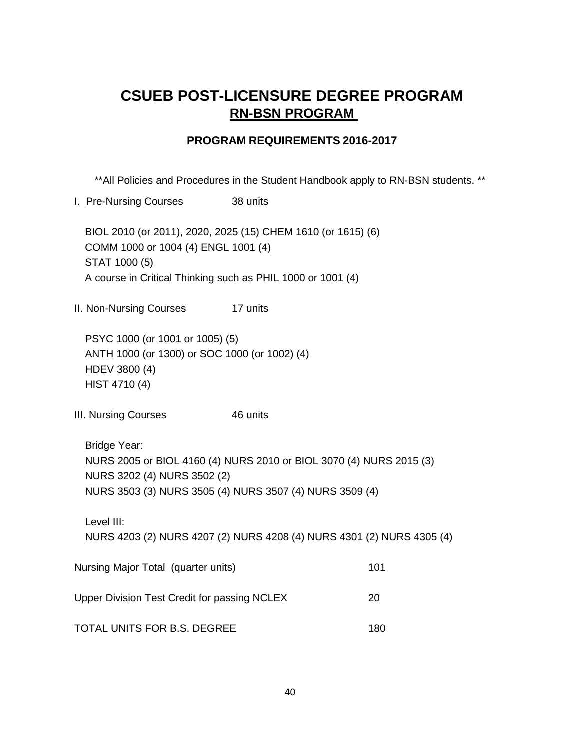# CSUEB POST-LICENSURE DEGREE PROGRAM

## RN-BSN PROGRAM

### PROGRAM REQUIREMENTS 2016-2017

**All Policies and Procedures in the Student Handbook apply to RN-BSN students. **

I. Pre-Nursing Courses 38 units

BIOL 2010 (or 2011), 2020, 2025 (15) CHEM 1610 (or 1615) (6)
COMM 1000 or 1004 (4) ENGL 1001 (4)
STAT 1000 (5)
A course in Critical Thinking such as PHIL 1000 or 1001 (4)

II. Non-Nursing Courses 17 units

PSYC 1000 (or 1001 or 1005) (5)
ANTH 1000 (or 1300) or SOC 1000 (or 1002) (4)
HDEV 3800 (4)
HIST 4710 (4)

III. Nursing Courses 46 units

Bridge Year:
NURS 2005 or BIOL 4160 (4) NURS 2010 or BIOL 3070 (4) NURS 2015 (3)
NURS 3202 (4) NURS 3502 (2)
NURS 3503 (3) NURS 3505 (4) NURS 3507 (4) NURS 3509 (4)

Level III:
NURS 4203 (2) NURS 4207 (2) NURS 4208 (4) NURS 4301 (2) NURS 4305 (4)

| | |
|---|---|
| Nursing Major Total (quarter units) | 101 |
| Upper Division Test Credit for passing NCLEX | 20 |
| TOTAL UNITS FOR B.S. DEGREE | 180 |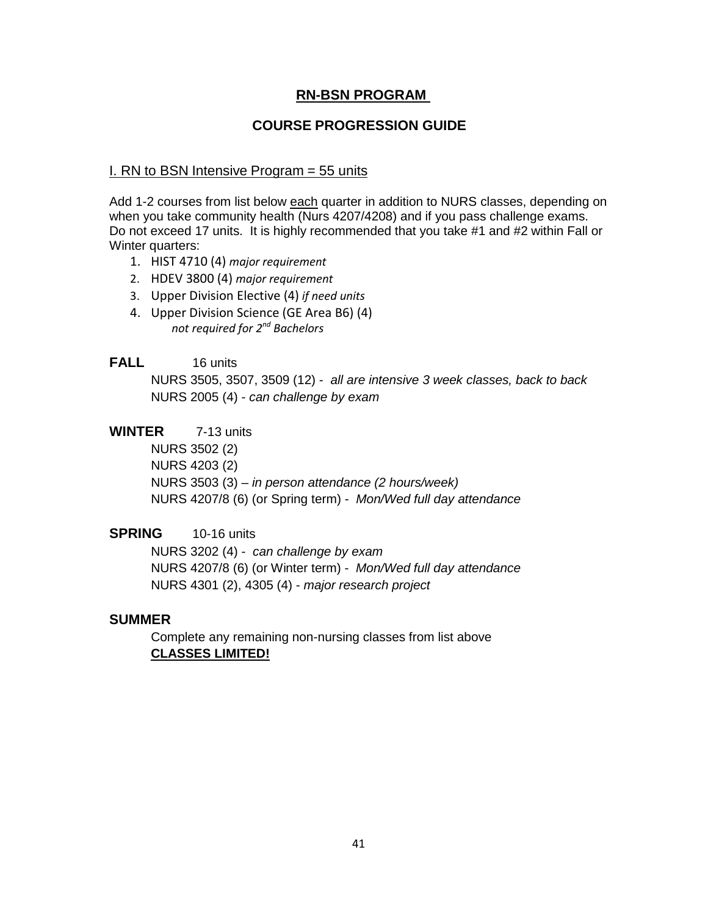# RN-BSN PROGRAM

## COURSE PROGRESSION GUIDE

### I. RN to BSN Intensive Program = 55 units

Add 1-2 courses from list below each quarter in addition to NURS classes, depending on when you take community health (Nurs 4207/4208) and if you pass challenge exams. Do not exceed 17 units. It is highly recommended that you take #1 and #2 within Fall or Winter quarters:

1. HIST 4710 (4) *major requirement*
2. HDEV 3800 (4) *major requirement*
3. Upper Division Elective (4) *if need units*
4. Upper Division Science (GE Area B6) (4)
   *not required for 2nd Bachelors*

**FALL** 16 units

NURS 3505, 3507, 3509 (12) - *all are intensive 3 week classes, back to back*
NURS 2005 (4) - *can challenge by exam*

**WINTER** 7-13 units

NURS 3502 (2)
NURS 4203 (2)
NURS 3503 (3) – *in person attendance (2 hours/week)*
NURS 4207/8 (6) (or Spring term) - *Mon/Wed full day attendance*

**SPRING** 10-16 units

NURS 3202 (4) - *can challenge by exam*
NURS 4207/8 (6) (or Winter term) - *Mon/Wed full day attendance*
NURS 4301 (2), 4305 (4) - *major research project*

**SUMMER**

Complete any remaining non-nursing classes from list above
**CLASSES LIMITED!**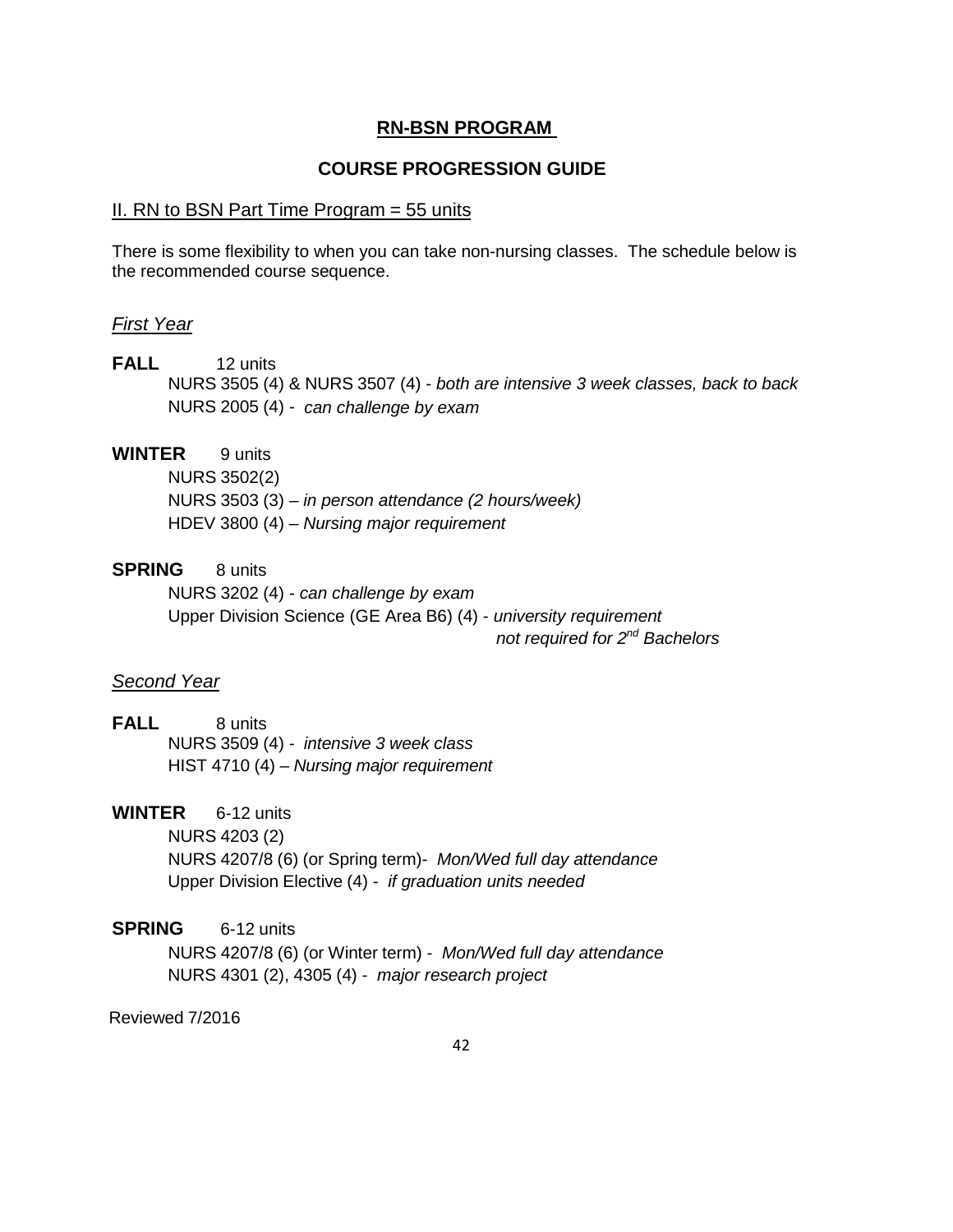## RN-BSN PROGRAM

## COURSE PROGRESSION GUIDE

II. RN to BSN Part Time Program = 55 units

There is some flexibility to when you can take non-nursing classes. The schedule below is the recommended course sequence.

*First Year*

**FALL** 12 units

NURS 3505 (4) & NURS 3507 (4) - *both are intensive 3 week classes, back to back*
NURS 2005 (4) - *can challenge by exam*

**WINTER** 9 units

NURS 3502(2)
NURS 3503 (3) – *in person attendance (2 hours/week)*
HDEV 3800 (4) – *Nursing major requirement*

**SPRING** 8 units

NURS 3202 (4) - *can challenge by exam*
Upper Division Science (GE Area B6) (4) - *university requirement*
*not required for 2nd Bachelors*

*Second Year*

**FALL** 8 units

NURS 3509 (4) - *intensive 3 week class*
HIST 4710 (4) – *Nursing major requirement*

**WINTER** 6-12 units

NURS 4203 (2)
NURS 4207/8 (6) (or Spring term)- *Mon/Wed full day attendance*
Upper Division Elective (4) - *if graduation units needed*

**SPRING** 6-12 units

NURS 4207/8 (6) (or Winter term) - *Mon/Wed full day attendance*
NURS 4301 (2), 4305 (4) - *major research project*

Reviewed 7/2016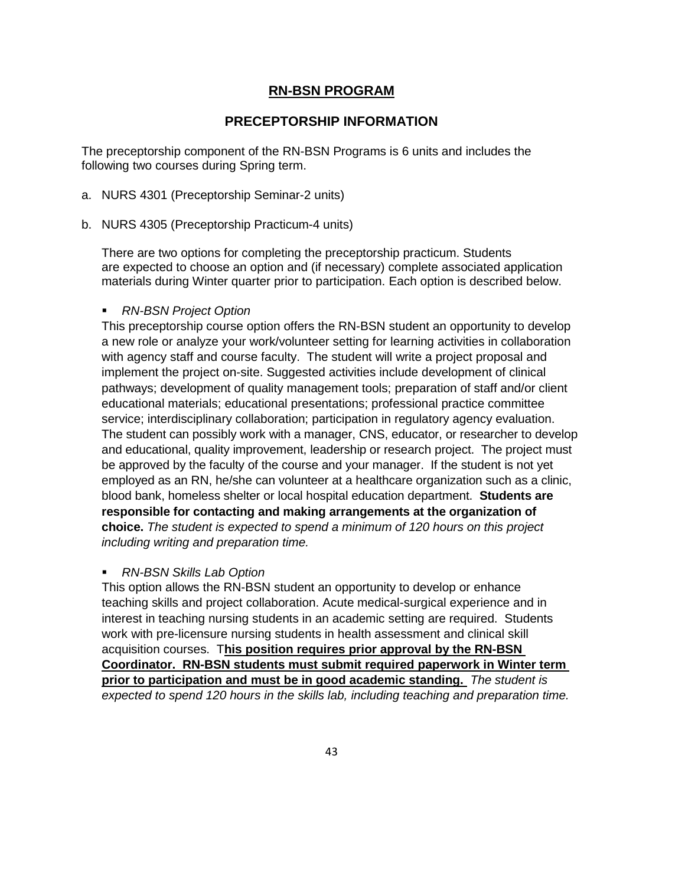## RN-BSN PROGRAM

## PRECEPTORSHIP INFORMATION

The preceptorship component of the RN-BSN Programs is 6 units and includes the following two courses during Spring term.

a. NURS 4301 (Preceptorship Seminar-2 units)

b. NURS 4305 (Preceptorship Practicum-4 units)

   There are two options for completing the preceptorship practicum. Students are expected to choose an option and (if necessary) complete associated application materials during Winter quarter prior to participation. Each option is described below.

   - *RN-BSN Project Option*

   This preceptorship course option offers the RN-BSN student an opportunity to develop a new role or analyze your work/volunteer setting for learning activities in collaboration with agency staff and course faculty. The student will write a project proposal and implement the project on-site. Suggested activities include development of clinical pathways; development of quality management tools; preparation of staff and/or client educational materials; educational presentations; professional practice committee service; interdisciplinary collaboration; participation in regulatory agency evaluation. The student can possibly work with a manager, CNS, educator, or researcher to develop and educational, quality improvement, leadership or research project. The project must be approved by the faculty of the course and your manager. If the student is not yet employed as an RN, he/she can volunteer at a healthcare organization such as a clinic, blood bank, homeless shelter or local hospital education department. **Students are responsible for contacting and making arrangements at the organization of choice.** *The student is expected to spend a minimum of 120 hours on this project including writing and preparation time.*

   - *RN-BSN Skills Lab Option*

   This option allows the RN-BSN student an opportunity to develop or enhance teaching skills and project collaboration. Acute medical-surgical experience and in interest in teaching nursing students in an academic setting are required. Students work with pre-licensure nursing students in health assessment and clinical skill acquisition courses. T**his position requires prior approval by the RN-BSN Coordinator. RN-BSN students must submit required paperwork in Winter term prior to participation and must be in good academic standing.** *The student is expected to spend 120 hours in the skills lab, including teaching and preparation time.*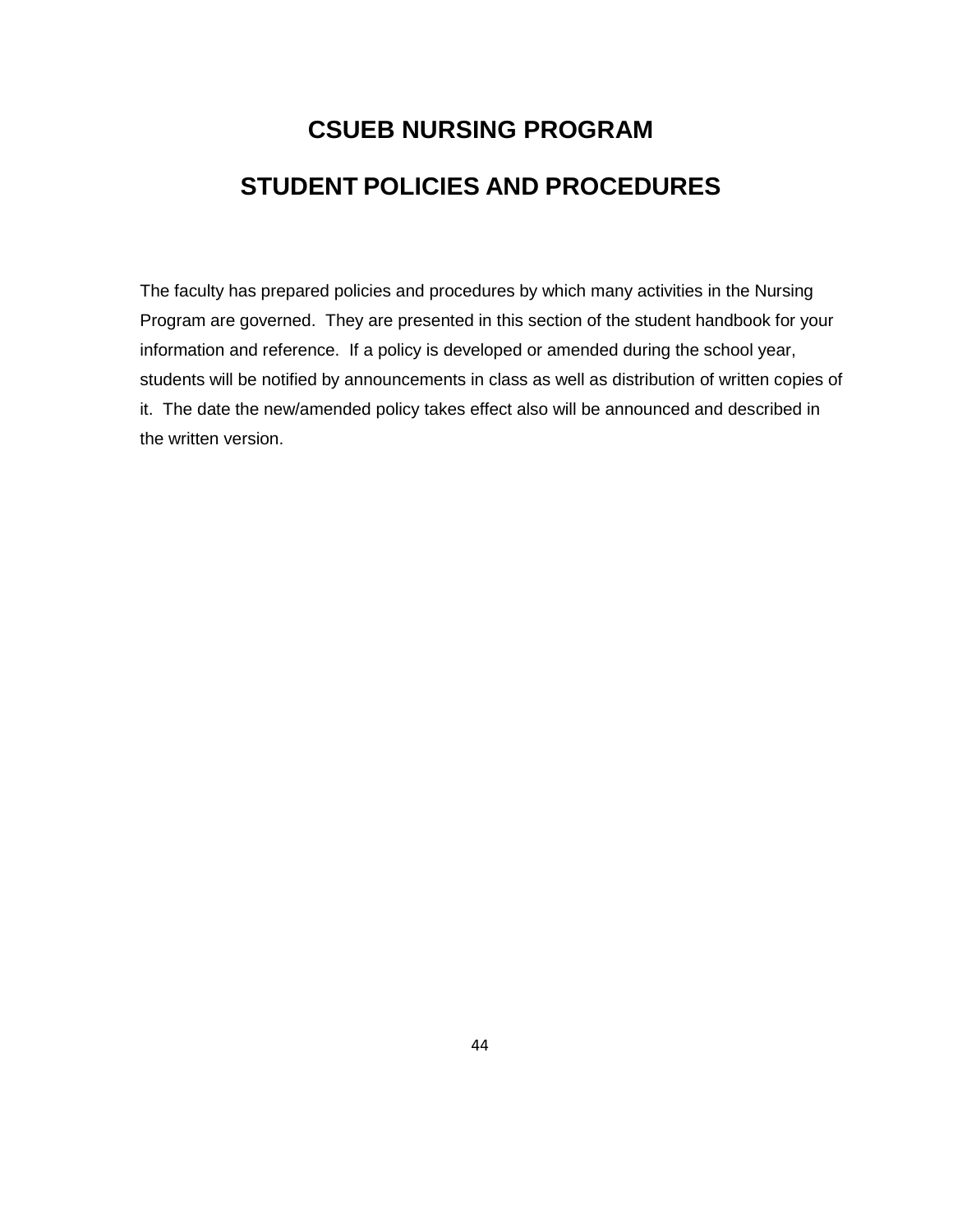# CSUEB NURSING PROGRAM

# STUDENT POLICIES AND PROCEDURES

The faculty has prepared policies and procedures by which many activities in the Nursing Program are governed. They are presented in this section of the student handbook for your information and reference. If a policy is developed or amended during the school year, students will be notified by announcements in class as well as distribution of written copies of it. The date the new/amended policy takes effect also will be announced and described in the written version.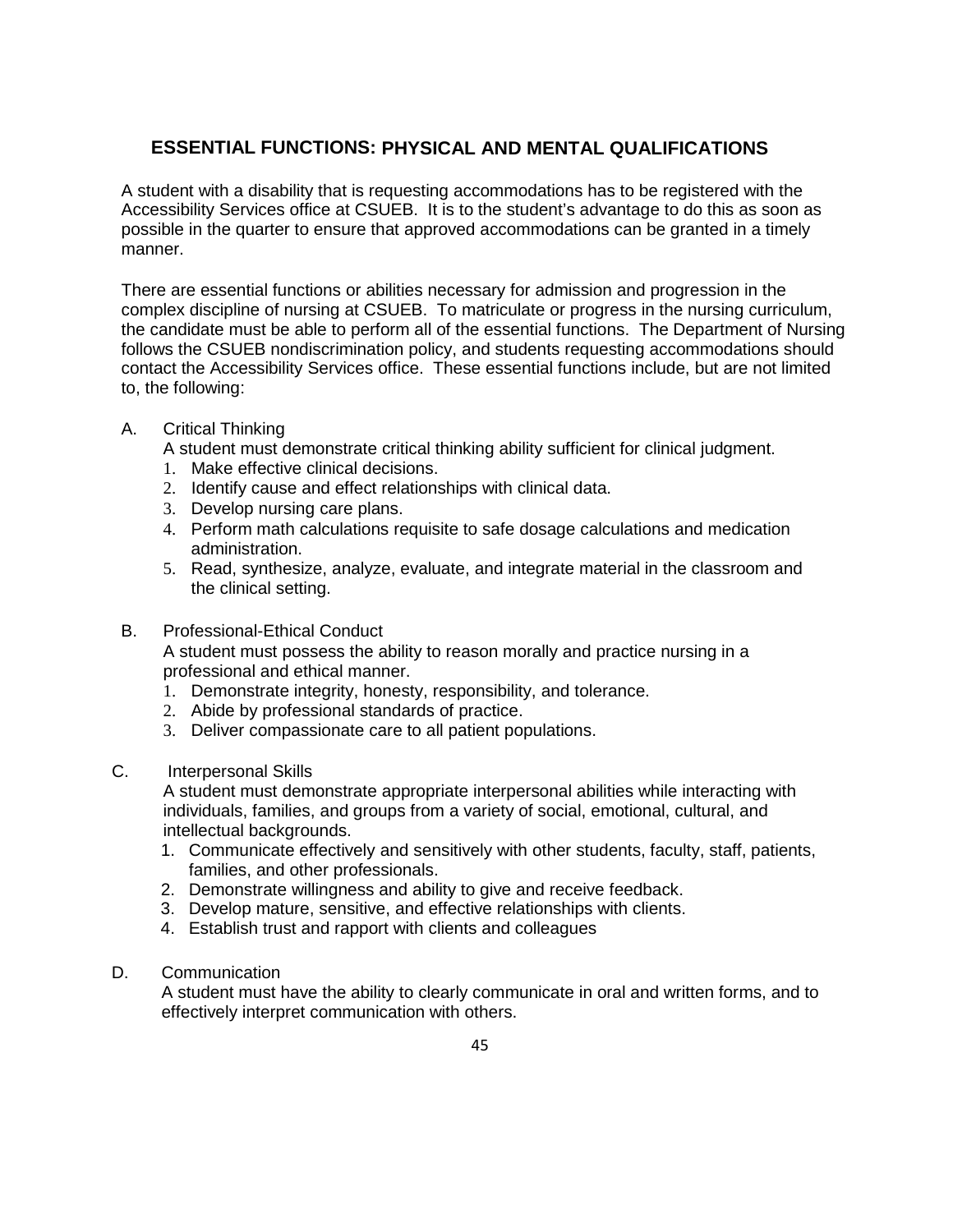## ESSENTIAL FUNCTIONS: PHYSICAL AND MENTAL QUALIFICATIONS

A student with a disability that is requesting accommodations has to be registered with the Accessibility Services office at CSUEB. It is to the student's advantage to do this as soon as possible in the quarter to ensure that approved accommodations can be granted in a timely manner.

There are essential functions or abilities necessary for admission and progression in the complex discipline of nursing at CSUEB. To matriculate or progress in the nursing curriculum, the candidate must be able to perform all of the essential functions. The Department of Nursing follows the CSUEB nondiscrimination policy, and students requesting accommodations should contact the Accessibility Services office. These essential functions include, but are not limited to, the following:

A. Critical Thinking

   A student must demonstrate critical thinking ability sufficient for clinical judgment.

   1. Make effective clinical decisions.
   2. Identify cause and effect relationships with clinical data.
   3. Develop nursing care plans.
   4. Perform math calculations requisite to safe dosage calculations and medication administration.
   5. Read, synthesize, analyze, evaluate, and integrate material in the classroom and the clinical setting.

B. Professional-Ethical Conduct

   A student must possess the ability to reason morally and practice nursing in a professional and ethical manner.

   1. Demonstrate integrity, honesty, responsibility, and tolerance.
   2. Abide by professional standards of practice.
   3. Deliver compassionate care to all patient populations.

C. Interpersonal Skills

   A student must demonstrate appropriate interpersonal abilities while interacting with individuals, families, and groups from a variety of social, emotional, cultural, and intellectual backgrounds.

   1. Communicate effectively and sensitively with other students, faculty, staff, patients, families, and other professionals.
   2. Demonstrate willingness and ability to give and receive feedback.
   3. Develop mature, sensitive, and effective relationships with clients.
   4. Establish trust and rapport with clients and colleagues

D. Communication

   A student must have the ability to clearly communicate in oral and written forms, and to effectively interpret communication with others.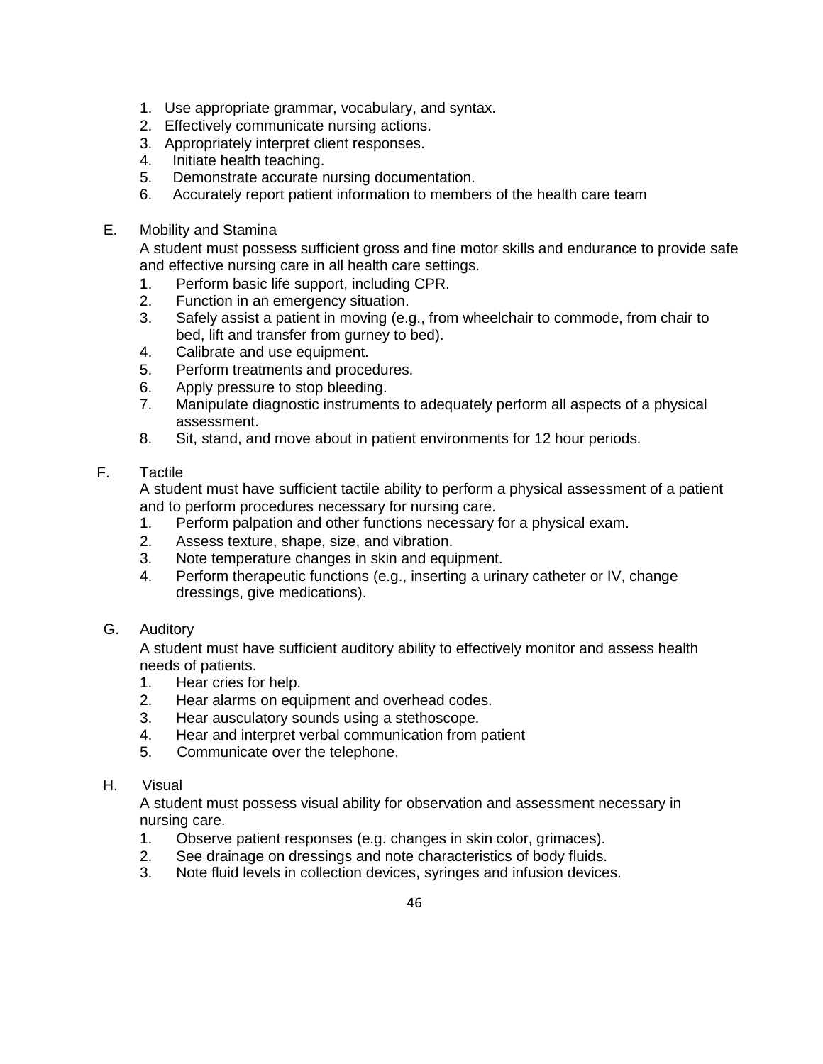1. Use appropriate grammar, vocabulary, and syntax.
2. Effectively communicate nursing actions.
3. Appropriately interpret client responses.
4. Initiate health teaching.
5. Demonstrate accurate nursing documentation.
6. Accurately report patient information to members of the health care team

E. Mobility and Stamina

A student must possess sufficient gross and fine motor skills and endurance to provide safe and effective nursing care in all health care settings.

1. Perform basic life support, including CPR.
2. Function in an emergency situation.
3. Safely assist a patient in moving (e.g., from wheelchair to commode, from chair to bed, lift and transfer from gurney to bed).
4. Calibrate and use equipment.
5. Perform treatments and procedures.
6. Apply pressure to stop bleeding.
7. Manipulate diagnostic instruments to adequately perform all aspects of a physical assessment.
8. Sit, stand, and move about in patient environments for 12 hour periods.

F. Tactile

A student must have sufficient tactile ability to perform a physical assessment of a patient and to perform procedures necessary for nursing care.

1. Perform palpation and other functions necessary for a physical exam.
2. Assess texture, shape, size, and vibration.
3. Note temperature changes in skin and equipment.
4. Perform therapeutic functions (e.g., inserting a urinary catheter or IV, change dressings, give medications).

G. Auditory

A student must have sufficient auditory ability to effectively monitor and assess health needs of patients.

1. Hear cries for help.
2. Hear alarms on equipment and overhead codes.
3. Hear ausculatory sounds using a stethoscope.
4. Hear and interpret verbal communication from patient
5. Communicate over the telephone.

H. Visual

A student must possess visual ability for observation and assessment necessary in nursing care.

1. Observe patient responses (e.g. changes in skin color, grimaces).
2. See drainage on dressings and note characteristics of body fluids.
3. Note fluid levels in collection devices, syringes and infusion devices.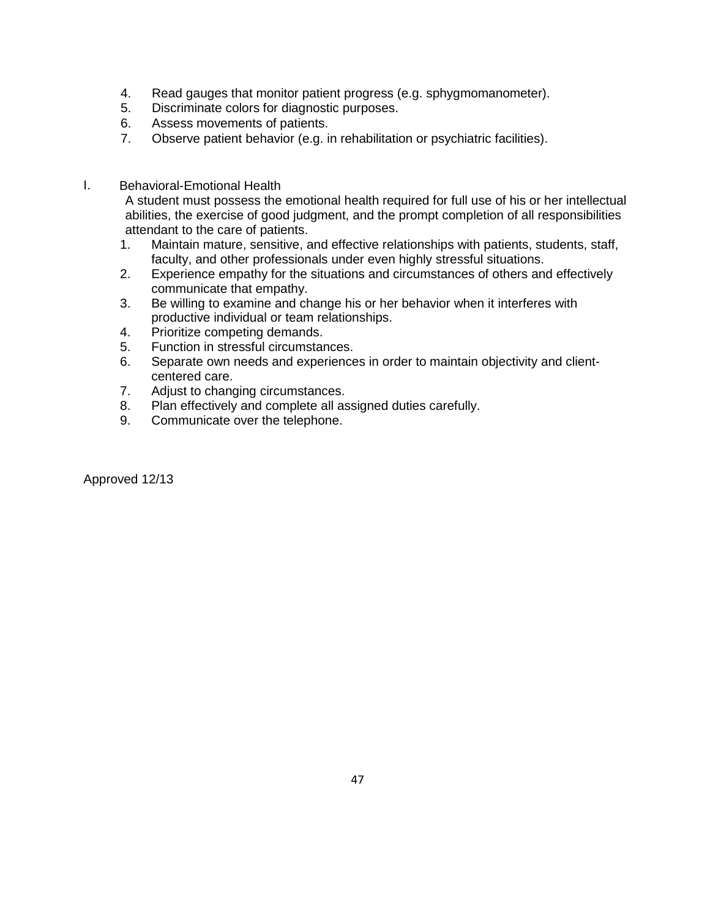4. Read gauges that monitor patient progress (e.g. sphygmomanometer).
5. Discriminate colors for diagnostic purposes.
6. Assess movements of patients.
7. Observe patient behavior (e.g. in rehabilitation or psychiatric facilities).

I. Behavioral-Emotional Health

A student must possess the emotional health required for full use of his or her intellectual abilities, the exercise of good judgment, and the prompt completion of all responsibilities attendant to the care of patients.

1. Maintain mature, sensitive, and effective relationships with patients, students, staff, faculty, and other professionals under even highly stressful situations.
2. Experience empathy for the situations and circumstances of others and effectively communicate that empathy.
3. Be willing to examine and change his or her behavior when it interferes with productive individual or team relationships.
4. Prioritize competing demands.
5. Function in stressful circumstances.
6. Separate own needs and experiences in order to maintain objectivity and client-centered care.
7. Adjust to changing circumstances.
8. Plan effectively and complete all assigned duties carefully.
9. Communicate over the telephone.

Approved 12/13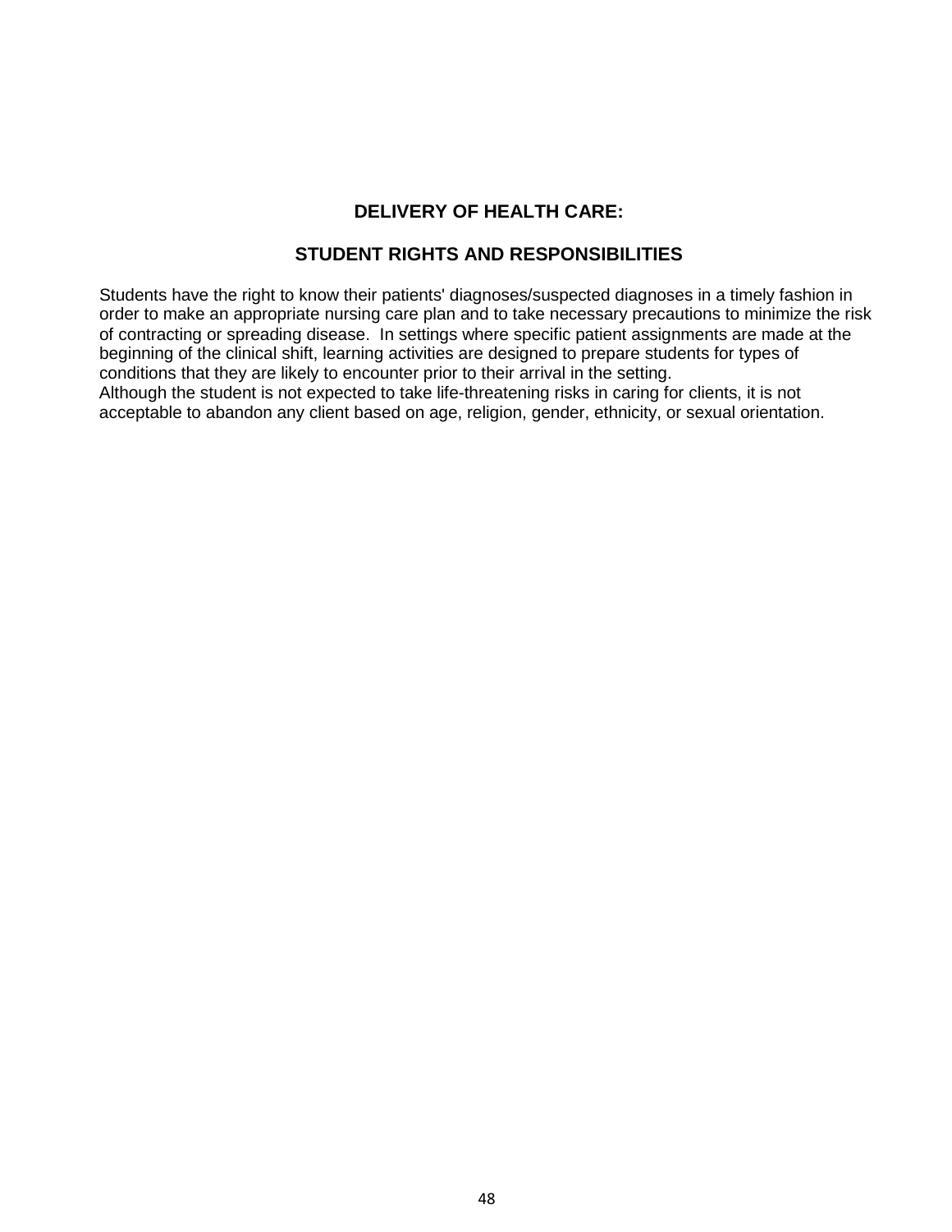## DELIVERY OF HEALTH CARE:

## STUDENT RIGHTS AND RESPONSIBILITIES

Students have the right to know their patients' diagnoses/suspected diagnoses in a timely fashion in order to make an appropriate nursing care plan and to take necessary precautions to minimize the risk of contracting or spreading disease. In settings where specific patient assignments are made at the beginning of the clinical shift, learning activities are designed to prepare students for types of conditions that they are likely to encounter prior to their arrival in the setting.
Although the student is not expected to take life-threatening risks in caring for clients, it is not acceptable to abandon any client based on age, religion, gender, ethnicity, or sexual orientation.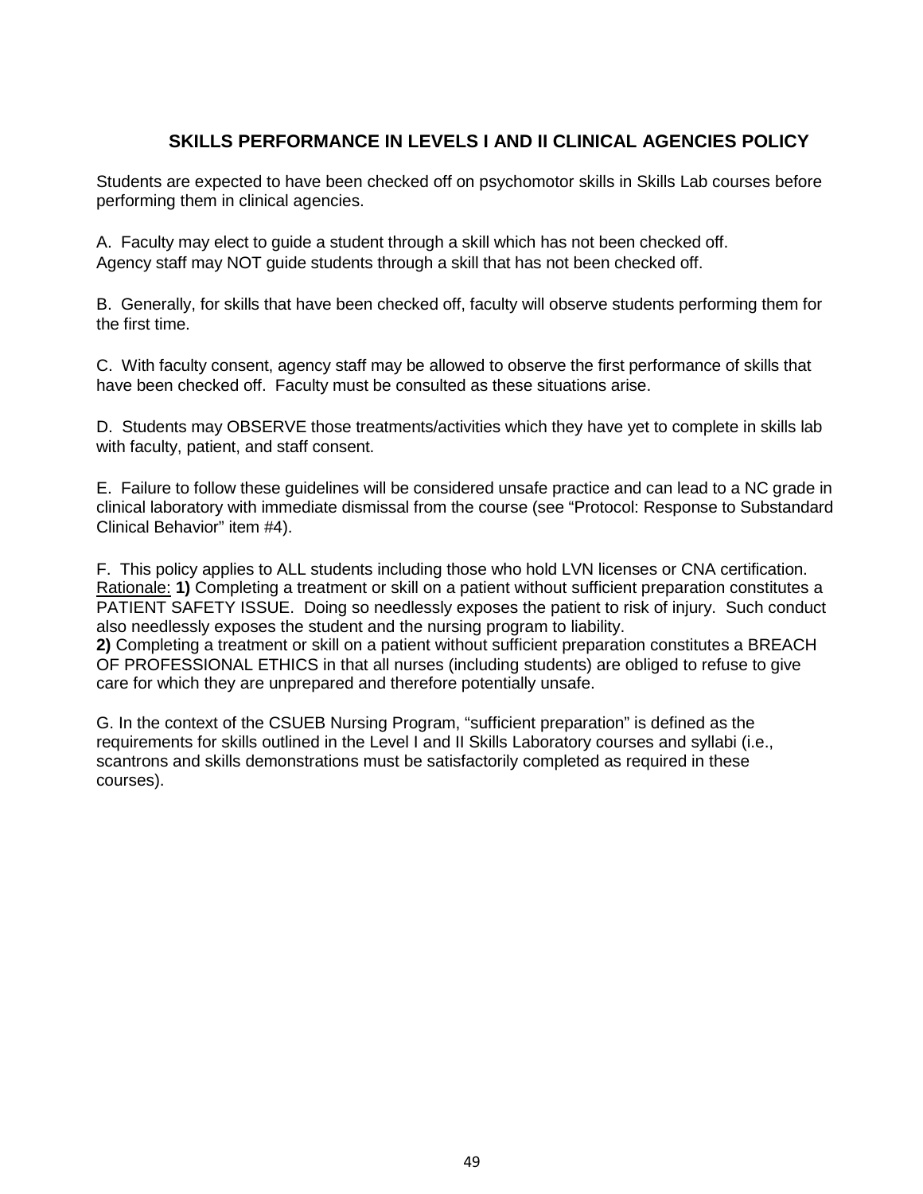## SKILLS PERFORMANCE IN LEVELS I AND II CLINICAL AGENCIES POLICY

Students are expected to have been checked off on psychomotor skills in Skills Lab courses before performing them in clinical agencies.

A. Faculty may elect to guide a student through a skill which has not been checked off. Agency staff may NOT guide students through a skill that has not been checked off.

B. Generally, for skills that have been checked off, faculty will observe students performing them for the first time.

C. With faculty consent, agency staff may be allowed to observe the first performance of skills that have been checked off. Faculty must be consulted as these situations arise.

D. Students may OBSERVE those treatments/activities which they have yet to complete in skills lab with faculty, patient, and staff consent.

E. Failure to follow these guidelines will be considered unsafe practice and can lead to a NC grade in clinical laboratory with immediate dismissal from the course (see “Protocol: Response to Substandard Clinical Behavior” item #4).

F. This policy applies to ALL students including those who hold LVN licenses or CNA certification.
Rationale: **1)** Completing a treatment or skill on a patient without sufficient preparation constitutes a PATIENT SAFETY ISSUE. Doing so needlessly exposes the patient to risk of injury. Such conduct also needlessly exposes the student and the nursing program to liability.
**2)** Completing a treatment or skill on a patient without sufficient preparation constitutes a BREACH OF PROFESSIONAL ETHICS in that all nurses (including students) are obliged to refuse to give care for which they are unprepared and therefore potentially unsafe.

G. In the context of the CSUEB Nursing Program, “sufficient preparation” is defined as the requirements for skills outlined in the Level I and II Skills Laboratory courses and syllabi (i.e., scantrons and skills demonstrations must be satisfactorily completed as required in these courses).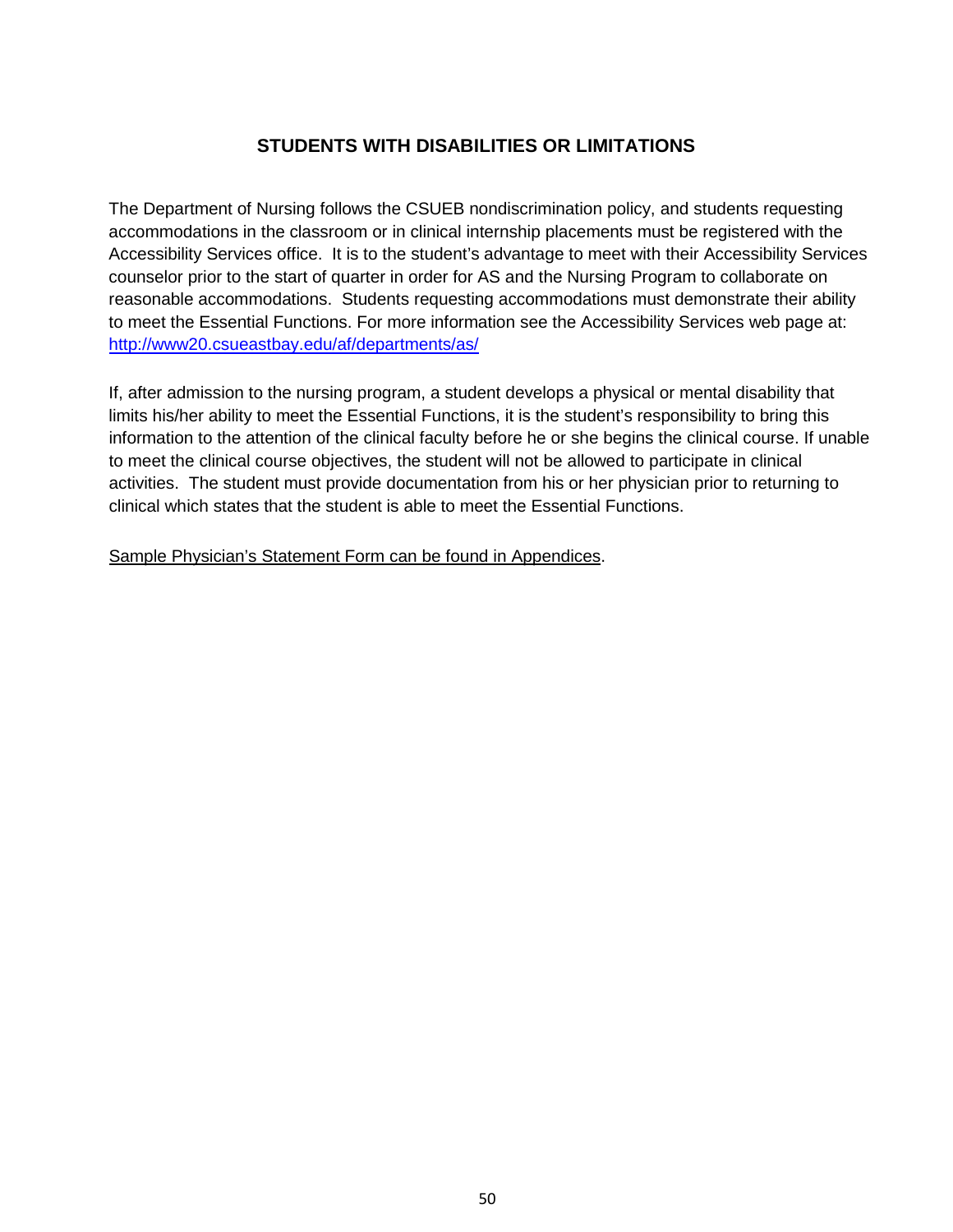## STUDENTS WITH DISABILITIES OR LIMITATIONS

The Department of Nursing follows the CSUEB nondiscrimination policy, and students requesting accommodations in the classroom or in clinical internship placements must be registered with the Accessibility Services office. It is to the student's advantage to meet with their Accessibility Services counselor prior to the start of quarter in order for AS and the Nursing Program to collaborate on reasonable accommodations. Students requesting accommodations must demonstrate their ability to meet the Essential Functions. For more information see the Accessibility Services web page at: [http://www20.csueastbay.edu/af/departments/as/](http://www20.csueastbay.edu/af/departments/as/)

If, after admission to the nursing program, a student develops a physical or mental disability that limits his/her ability to meet the Essential Functions, it is the student's responsibility to bring this information to the attention of the clinical faculty before he or she begins the clinical course. If unable to meet the clinical course objectives, the student will not be allowed to participate in clinical activities. The student must provide documentation from his or her physician prior to returning to clinical which states that the student is able to meet the Essential Functions.

<u>Sample Physician's Statement Form can be found in Appendices</u>.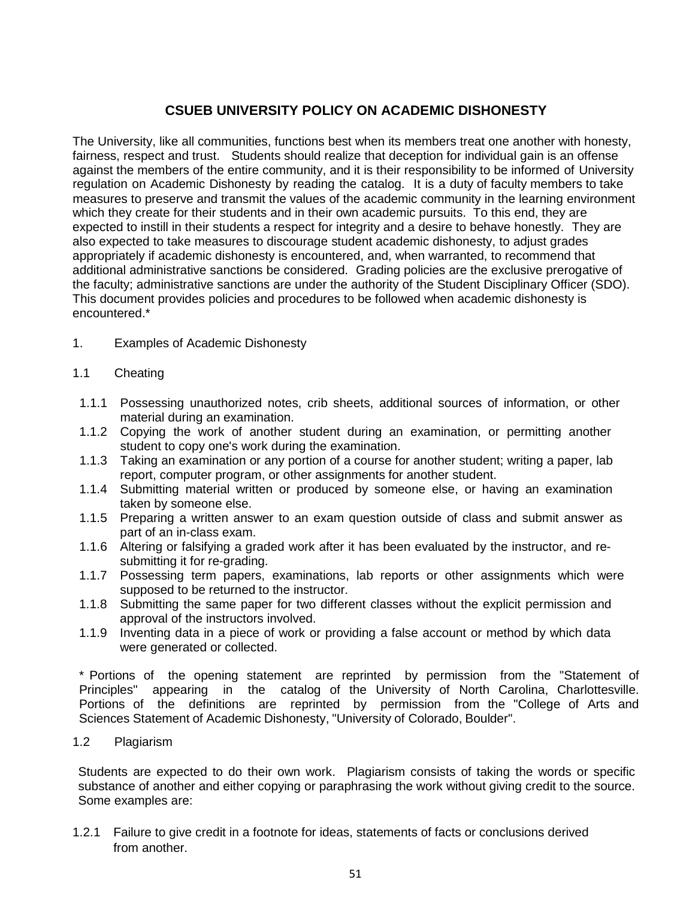# CSUEB UNIVERSITY POLICY ON ACADEMIC DISHONESTY

The University, like all communities, functions best when its members treat one another with honesty, fairness, respect and trust. Students should realize that deception for individual gain is an offense against the members of the entire community, and it is their responsibility to be informed of University regulation on Academic Dishonesty by reading the catalog. It is a duty of faculty members to take measures to preserve and transmit the values of the academic community in the learning environment which they create for their students and in their own academic pursuits. To this end, they are expected to instill in their students a respect for integrity and a desire to behave honestly. They are also expected to take measures to discourage student academic dishonesty, to adjust grades appropriately if academic dishonesty is encountered, and, when warranted, to recommend that additional administrative sanctions be considered. Grading policies are the exclusive prerogative of the faculty; administrative sanctions are under the authority of the Student Disciplinary Officer (SDO). This document provides policies and procedures to be followed when academic dishonesty is encountered.*

1. Examples of Academic Dishonesty

1.1 Cheating

- 1.1.1 Possessing unauthorized notes, crib sheets, additional sources of information, or other material during an examination.
- 1.1.2 Copying the work of another student during an examination, or permitting another student to copy one's work during the examination.
- 1.1.3 Taking an examination or any portion of a course for another student; writing a paper, lab report, computer program, or other assignments for another student.
- 1.1.4 Submitting material written or produced by someone else, or having an examination taken by someone else.
- 1.1.5 Preparing a written answer to an exam question outside of class and submit answer as part of an in-class exam.
- 1.1.6 Altering or falsifying a graded work after it has been evaluated by the instructor, and re-submitting it for re-grading.
- 1.1.7 Possessing term papers, examinations, lab reports or other assignments which were supposed to be returned to the instructor.
- 1.1.8 Submitting the same paper for two different classes without the explicit permission and approval of the instructors involved.
- 1.1.9 Inventing data in a piece of work or providing a false account or method by which data were generated or collected.

* Portions of the opening statement are reprinted by permission from the "Statement of Principles" appearing in the catalog of the University of North Carolina, Charlottesville. Portions of the definitions are reprinted by permission from the "College of Arts and Sciences Statement of Academic Dishonesty, "University of Colorado, Boulder".

1.2 Plagiarism

Students are expected to do their own work. Plagiarism consists of taking the words or specific substance of another and either copying or paraphrasing the work without giving credit to the source. Some examples are:

- 1.2.1 Failure to give credit in a footnote for ideas, statements of facts or conclusions derived from another.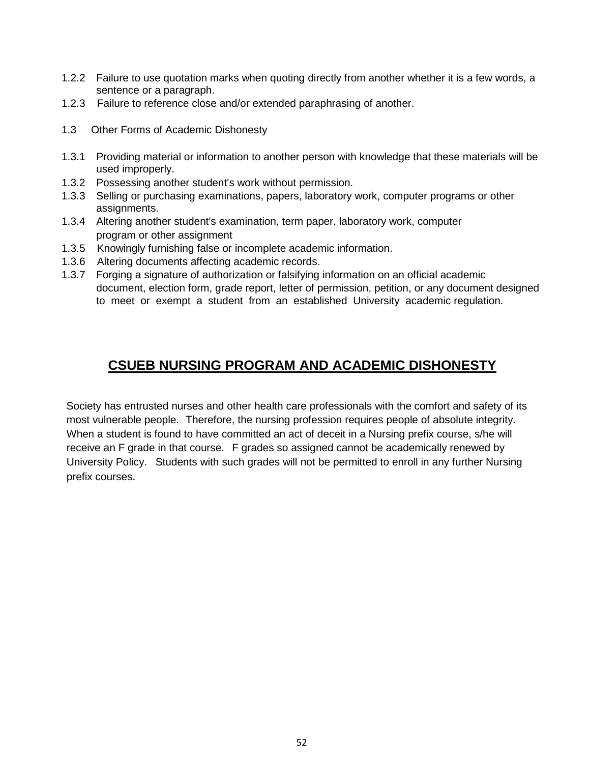1.2.2 Failure to use quotation marks when quoting directly from another whether it is a few words, a sentence or a paragraph.
1.2.3 Failure to reference close and/or extended paraphrasing of another.

1.3 Other Forms of Academic Dishonesty

1.3.1 Providing material or information to another person with knowledge that these materials will be used improperly.
1.3.2 Possessing another student's work without permission.
1.3.3 Selling or purchasing examinations, papers, laboratory work, computer programs or other assignments.
1.3.4 Altering another student's examination, term paper, laboratory work, computer program or other assignment
1.3.5 Knowingly furnishing false or incomplete academic information.
1.3.6 Altering documents affecting academic records.
1.3.7 Forging a signature of authorization or falsifying information on an official academic document, election form, grade report, letter of permission, petition, or any document designed to meet or exempt a student from an established University academic regulation.

## CSUEB NURSING PROGRAM AND ACADEMIC DISHONESTY

Society has entrusted nurses and other health care professionals with the comfort and safety of its most vulnerable people. Therefore, the nursing profession requires people of absolute integrity. When a student is found to have committed an act of deceit in a Nursing prefix course, s/he will receive an F grade in that course. F grades so assigned cannot be academically renewed by University Policy. Students with such grades will not be permitted to enroll in any further Nursing prefix courses.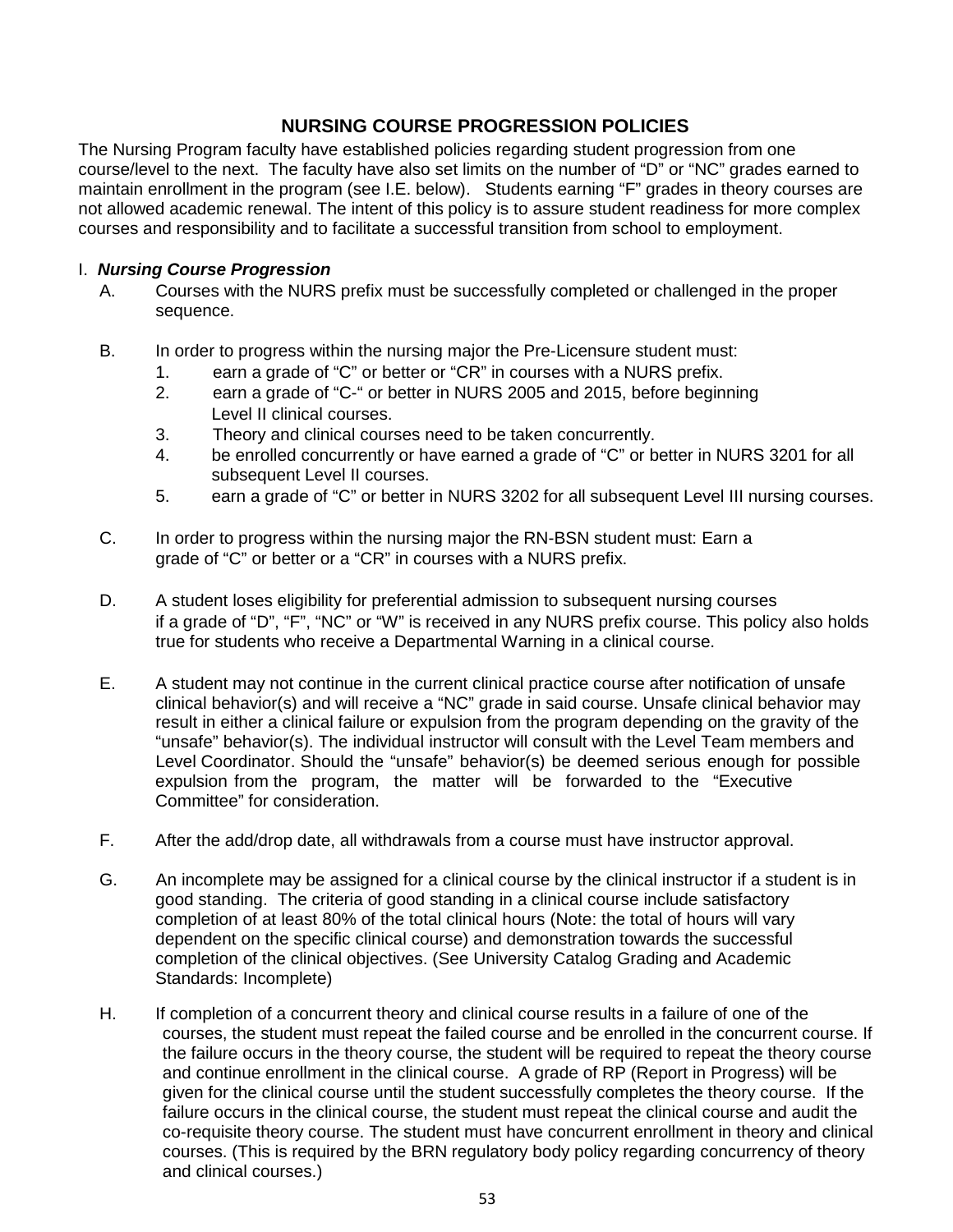## NURSING COURSE PROGRESSION POLICIES

The Nursing Program faculty have established policies regarding student progression from one course/level to the next. The faculty have also set limits on the number of "D" or "NC" grades earned to maintain enrollment in the program (see I.E. below). Students earning "F" grades in theory courses are not allowed academic renewal. The intent of this policy is to assure student readiness for more complex courses and responsibility and to facilitate a successful transition from school to employment.

### I. *Nursing Course Progression*

A. Courses with the NURS prefix must be successfully completed or challenged in the proper sequence.

B. In order to progress within the nursing major the Pre-Licensure student must:
   1. earn a grade of "C" or better or "CR" in courses with a NURS prefix.
   2. earn a grade of "C-" or better in NURS 2005 and 2015, before beginning Level II clinical courses.
   3. Theory and clinical courses need to be taken concurrently.
   4. be enrolled concurrently or have earned a grade of "C" or better in NURS 3201 for all subsequent Level II courses.
   5. earn a grade of "C" or better in NURS 3202 for all subsequent Level III nursing courses.

C. In order to progress within the nursing major the RN-BSN student must: Earn a grade of "C" or better or a "CR" in courses with a NURS prefix.

D. A student loses eligibility for preferential admission to subsequent nursing courses if a grade of "D", "F", "NC" or "W" is received in any NURS prefix course. This policy also holds true for students who receive a Departmental Warning in a clinical course.

E. A student may not continue in the current clinical practice course after notification of unsafe clinical behavior(s) and will receive a "NC" grade in said course. Unsafe clinical behavior may result in either a clinical failure or expulsion from the program depending on the gravity of the "unsafe" behavior(s). The individual instructor will consult with the Level Team members and Level Coordinator. Should the "unsafe" behavior(s) be deemed serious enough for possible expulsion from the program, the matter will be forwarded to the "Executive Committee" for consideration.

F. After the add/drop date, all withdrawals from a course must have instructor approval.

G. An incomplete may be assigned for a clinical course by the clinical instructor if a student is in good standing. The criteria of good standing in a clinical course include satisfactory completion of at least 80% of the total clinical hours (Note: the total of hours will vary dependent on the specific clinical course) and demonstration towards the successful completion of the clinical objectives. (See University Catalog Grading and Academic Standards: Incomplete)

H. If completion of a concurrent theory and clinical course results in a failure of one of the courses, the student must repeat the failed course and be enrolled in the concurrent course. If the failure occurs in the theory course, the student will be required to repeat the theory course and continue enrollment in the clinical course. A grade of RP (Report in Progress) will be given for the clinical course until the student successfully completes the theory course. If the failure occurs in the clinical course, the student must repeat the clinical course and audit the co-requisite theory course. The student must have concurrent enrollment in theory and clinical courses. (This is required by the BRN regulatory body policy regarding concurrency of theory and clinical courses.)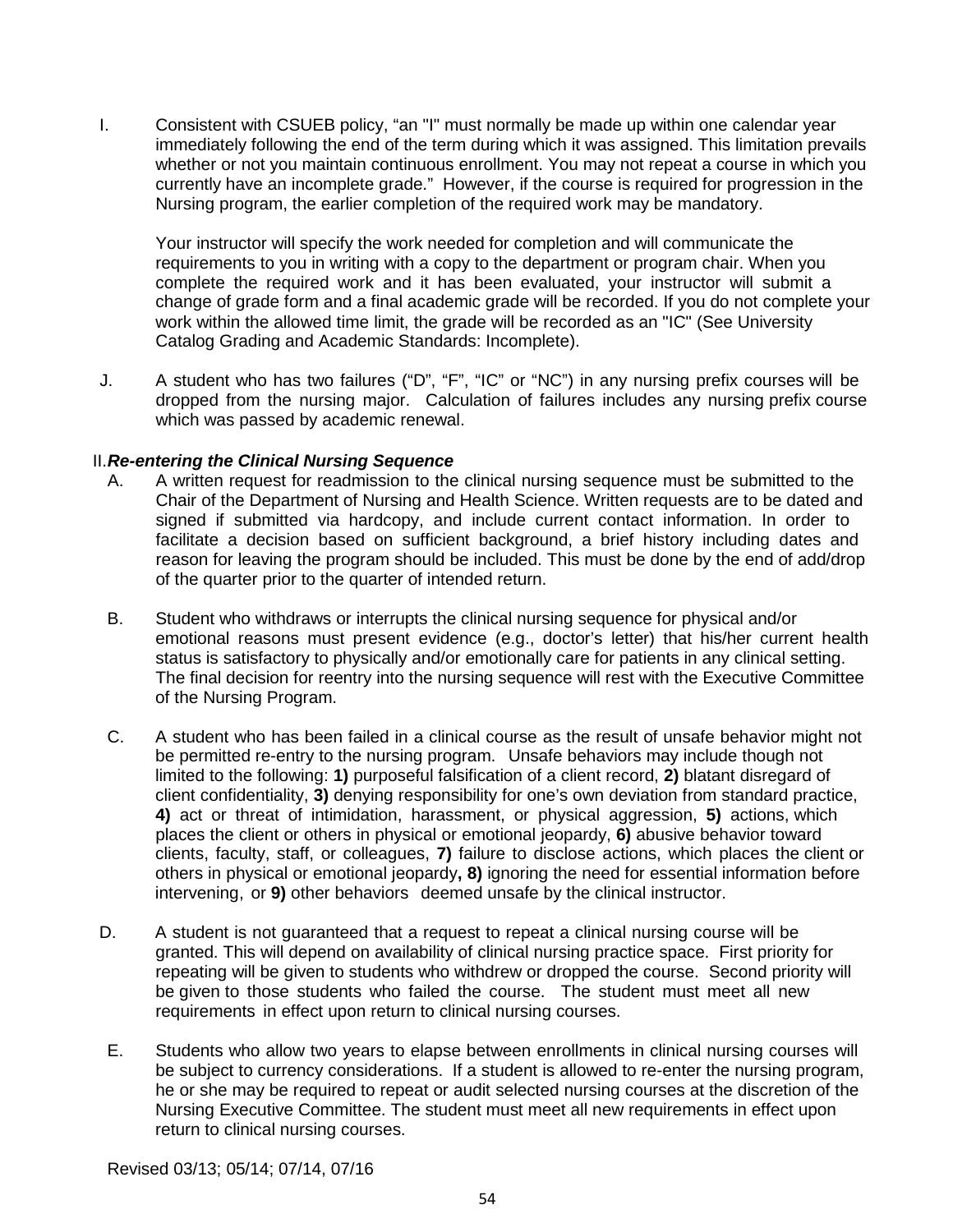I. Consistent with CSUEB policy, "an "I" must normally be made up within one calendar year immediately following the end of the term during which it was assigned. This limitation prevails whether or not you maintain continuous enrollment. You may not repeat a course in which you currently have an incomplete grade." However, if the course is required for progression in the Nursing program, the earlier completion of the required work may be mandatory.

   Your instructor will specify the work needed for completion and will communicate the requirements to you in writing with a copy to the department or program chair. When you complete the required work and it has been evaluated, your instructor will submit a change of grade form and a final academic grade will be recorded. If you do not complete your work within the allowed time limit, the grade will be recorded as an "IC" (See University Catalog Grading and Academic Standards: Incomplete).

J. A student who has two failures ("D", "F", "IC" or "NC") in any nursing prefix courses will be dropped from the nursing major. Calculation of failures includes any nursing prefix course which was passed by academic renewal.

II. ***Re-entering the Clinical Nursing Sequence***

A. A written request for readmission to the clinical nursing sequence must be submitted to the Chair of the Department of Nursing and Health Science. Written requests are to be dated and signed if submitted via hardcopy, and include current contact information. In order to facilitate a decision based on sufficient background, a brief history including dates and reason for leaving the program should be included. This must be done by the end of add/drop of the quarter prior to the quarter of intended return.

B. Student who withdraws or interrupts the clinical nursing sequence for physical and/or emotional reasons must present evidence (e.g., doctor's letter) that his/her current health status is satisfactory to physically and/or emotionally care for patients in any clinical setting. The final decision for reentry into the nursing sequence will rest with the Executive Committee of the Nursing Program.

C. A student who has been failed in a clinical course as the result of unsafe behavior might not be permitted re-entry to the nursing program. Unsafe behaviors may include though not limited to the following: **1)** purposeful falsification of a client record, **2)** blatant disregard of client confidentiality, **3)** denying responsibility for one's own deviation from standard practice, **4)** act or threat of intimidation, harassment, or physical aggression, **5)** actions, which places the client or others in physical or emotional jeopardy, **6)** abusive behavior toward clients, faculty, staff, or colleagues, **7)** failure to disclose actions, which places the client or others in physical or emotional jeopardy**, 8)** ignoring the need for essential information before intervening, or **9)** other behaviors deemed unsafe by the clinical instructor.

D. A student is not guaranteed that a request to repeat a clinical nursing course will be granted. This will depend on availability of clinical nursing practice space. First priority for repeating will be given to students who withdrew or dropped the course. Second priority will be given to those students who failed the course. The student must meet all new requirements in effect upon return to clinical nursing courses.

E. Students who allow two years to elapse between enrollments in clinical nursing courses will be subject to currency considerations. If a student is allowed to re-enter the nursing program, he or she may be required to repeat or audit selected nursing courses at the discretion of the Nursing Executive Committee. The student must meet all new requirements in effect upon return to clinical nursing courses.

Revised 03/13; 05/14; 07/14, 07/16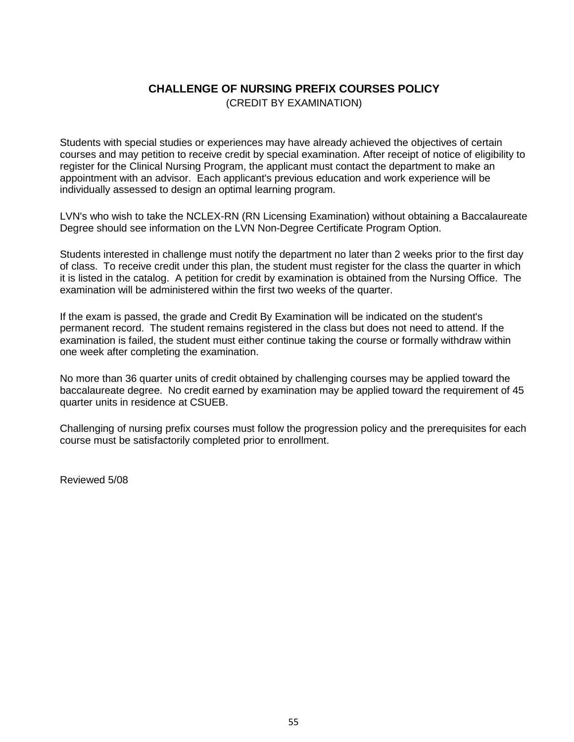## CHALLENGE OF NURSING PREFIX COURSES POLICY

(CREDIT BY EXAMINATION)

Students with special studies or experiences may have already achieved the objectives of certain courses and may petition to receive credit by special examination. After receipt of notice of eligibility to register for the Clinical Nursing Program, the applicant must contact the department to make an appointment with an advisor. Each applicant's previous education and work experience will be individually assessed to design an optimal learning program.

LVN's who wish to take the NCLEX-RN (RN Licensing Examination) without obtaining a Baccalaureate Degree should see information on the LVN Non-Degree Certificate Program Option.

Students interested in challenge must notify the department no later than 2 weeks prior to the first day of class. To receive credit under this plan, the student must register for the class the quarter in which it is listed in the catalog. A petition for credit by examination is obtained from the Nursing Office. The examination will be administered within the first two weeks of the quarter.

If the exam is passed, the grade and Credit By Examination will be indicated on the student's permanent record. The student remains registered in the class but does not need to attend. If the examination is failed, the student must either continue taking the course or formally withdraw within one week after completing the examination.

No more than 36 quarter units of credit obtained by challenging courses may be applied toward the baccalaureate degree. No credit earned by examination may be applied toward the requirement of 45 quarter units in residence at CSUEB.

Challenging of nursing prefix courses must follow the progression policy and the prerequisites for each course must be satisfactorily completed prior to enrollment.

Reviewed 5/08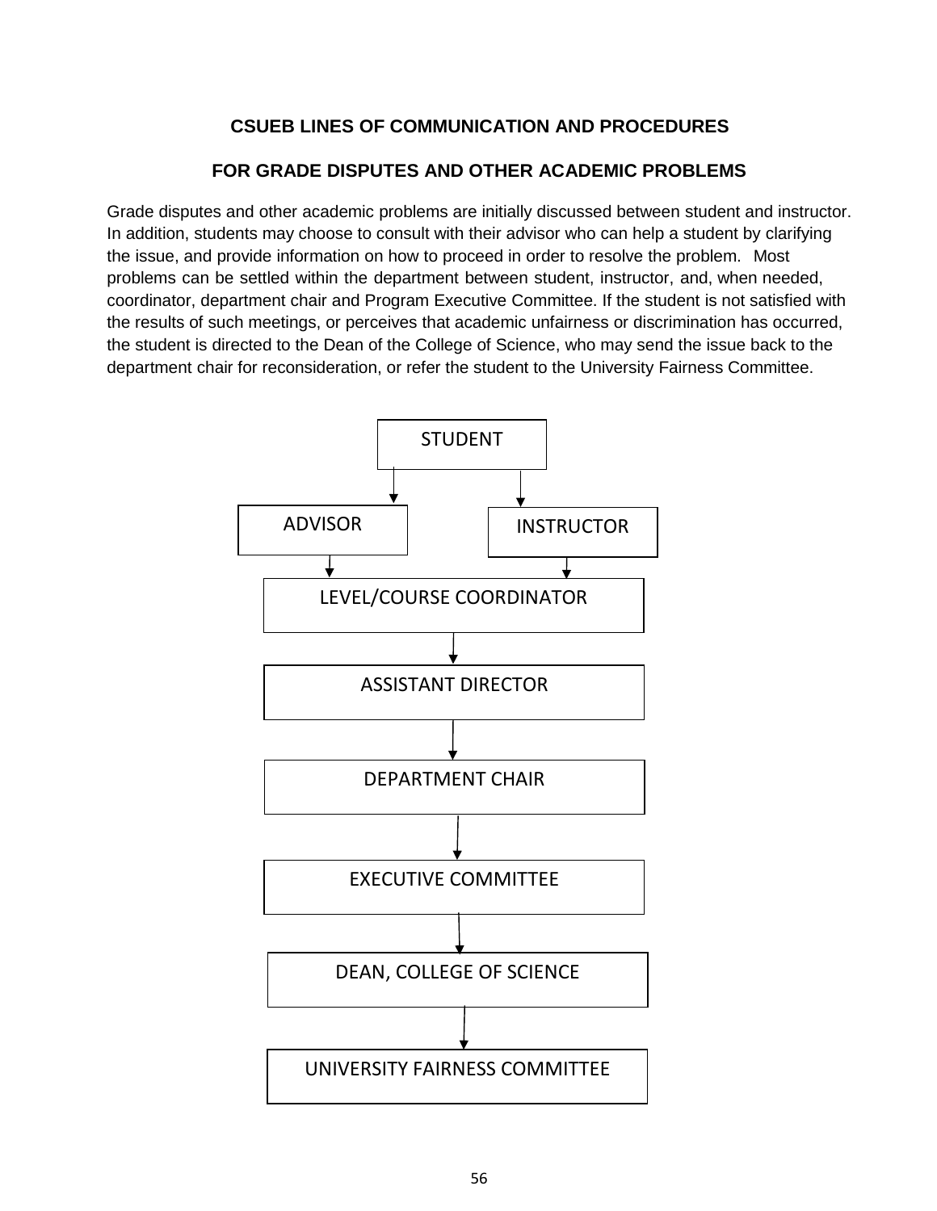## CSUEB LINES OF COMMUNICATION AND PROCEDURES

## FOR GRADE DISPUTES AND OTHER ACADEMIC PROBLEMS

Grade disputes and other academic problems are initially discussed between student and instructor. In addition, students may choose to consult with their advisor who can help a student by clarifying the issue, and provide information on how to proceed in order to resolve the problem. Most problems can be settled within the department between student, instructor, and, when needed, coordinator, department chair and Program Executive Committee. If the student is not satisfied with the results of such meetings, or perceives that academic unfairness or discrimination has occurred, the student is directed to the Dean of the College of Science, who may send the issue back to the department chair for reconsideration, or refer the student to the University Fairness Committee.

STUDENT

ADVISOR

INSTRUCTOR

LEVEL/COURSE COORDINATOR

ASSISTANT DIRECTOR

DEPARTMENT CHAIR

EXECUTIVE COMMITTEE

DEAN, COLLEGE OF SCIENCE

UNIVERSITY FAIRNESS COMMITTEE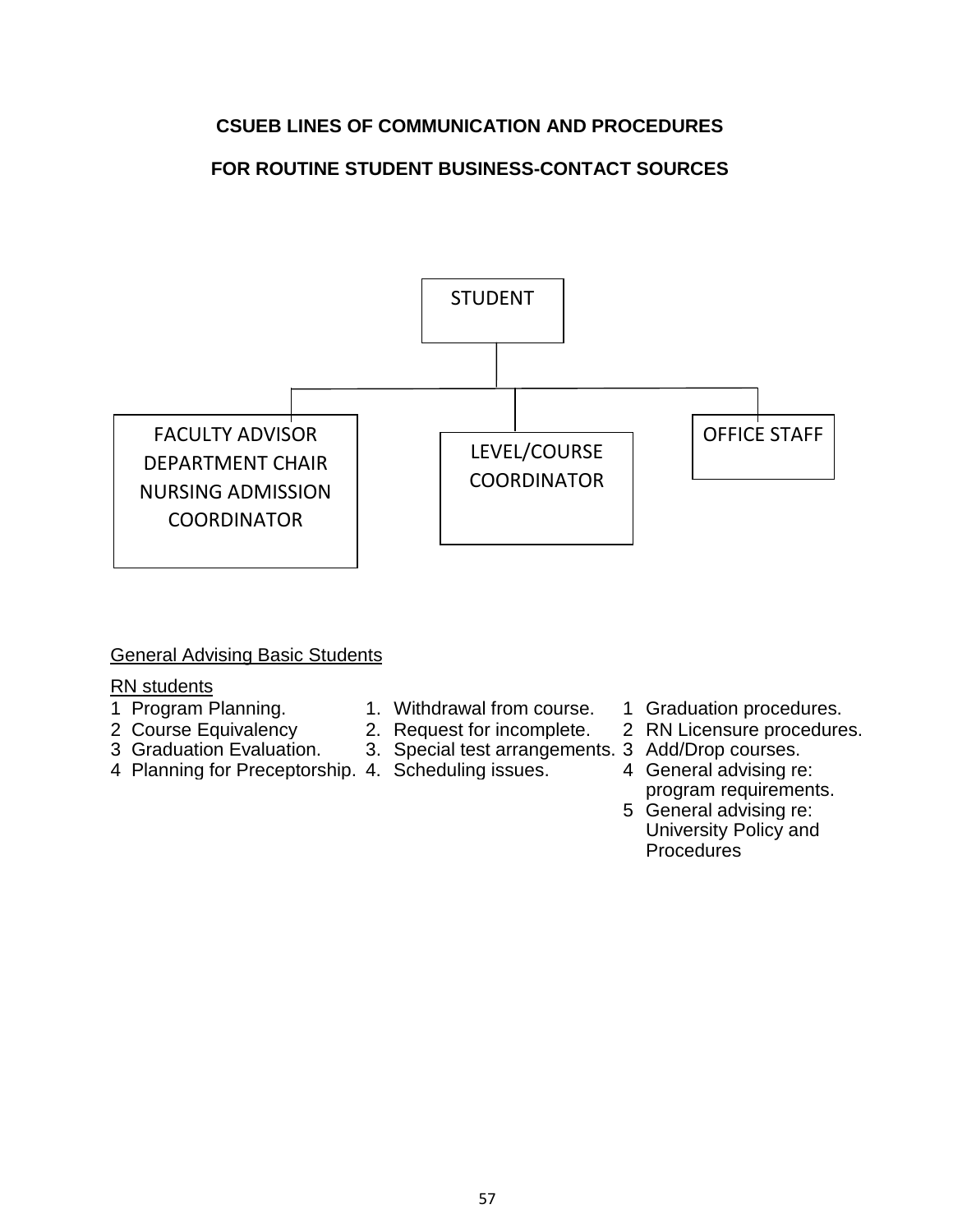**CSUEB LINES OF COMMUNICATION AND PROCEDURES**

**FOR ROUTINE STUDENT BUSINESS-CONTACT SOURCES**

STUDENT

FACULTY ADVISOR
DEPARTMENT CHAIR
NURSING ADMISSION
COORDINATOR

LEVEL/COURSE
COORDINATOR

OFFICE STAFF

General Advising Basic Students

RN students

| | | |
|---|---|---|
| 1 Program Planning. | 1. Withdrawal from course. | 1 Graduation procedures. |
| 2 Course Equivalency | 2. Request for incomplete. | 2 RN Licensure procedures. |
| 3 Graduation Evaluation. | 3. Special test arrangements. | 3 Add/Drop courses. |
| 4 Planning for Preceptorship. | 4. Scheduling issues. | 4 General advising re: program requirements. |
| | | 5 General advising re: University Policy and Procedures |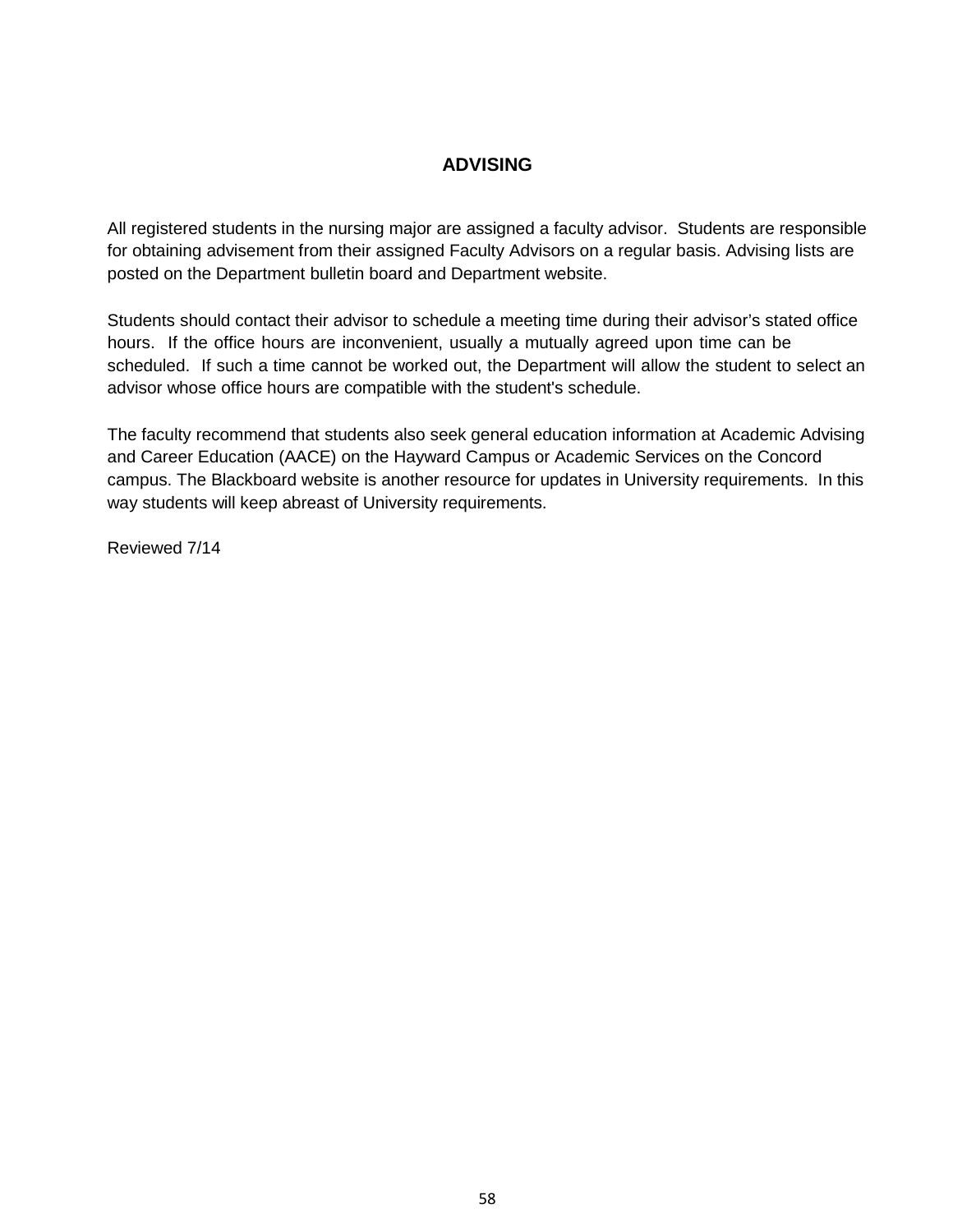## ADVISING

All registered students in the nursing major are assigned a faculty advisor. Students are responsible for obtaining advisement from their assigned Faculty Advisors on a regular basis. Advising lists are posted on the Department bulletin board and Department website.

Students should contact their advisor to schedule a meeting time during their advisor's stated office hours. If the office hours are inconvenient, usually a mutually agreed upon time can be scheduled. If such a time cannot be worked out, the Department will allow the student to select an advisor whose office hours are compatible with the student's schedule.

The faculty recommend that students also seek general education information at Academic Advising and Career Education (AACE) on the Hayward Campus or Academic Services on the Concord campus. The Blackboard website is another resource for updates in University requirements. In this way students will keep abreast of University requirements.

Reviewed 7/14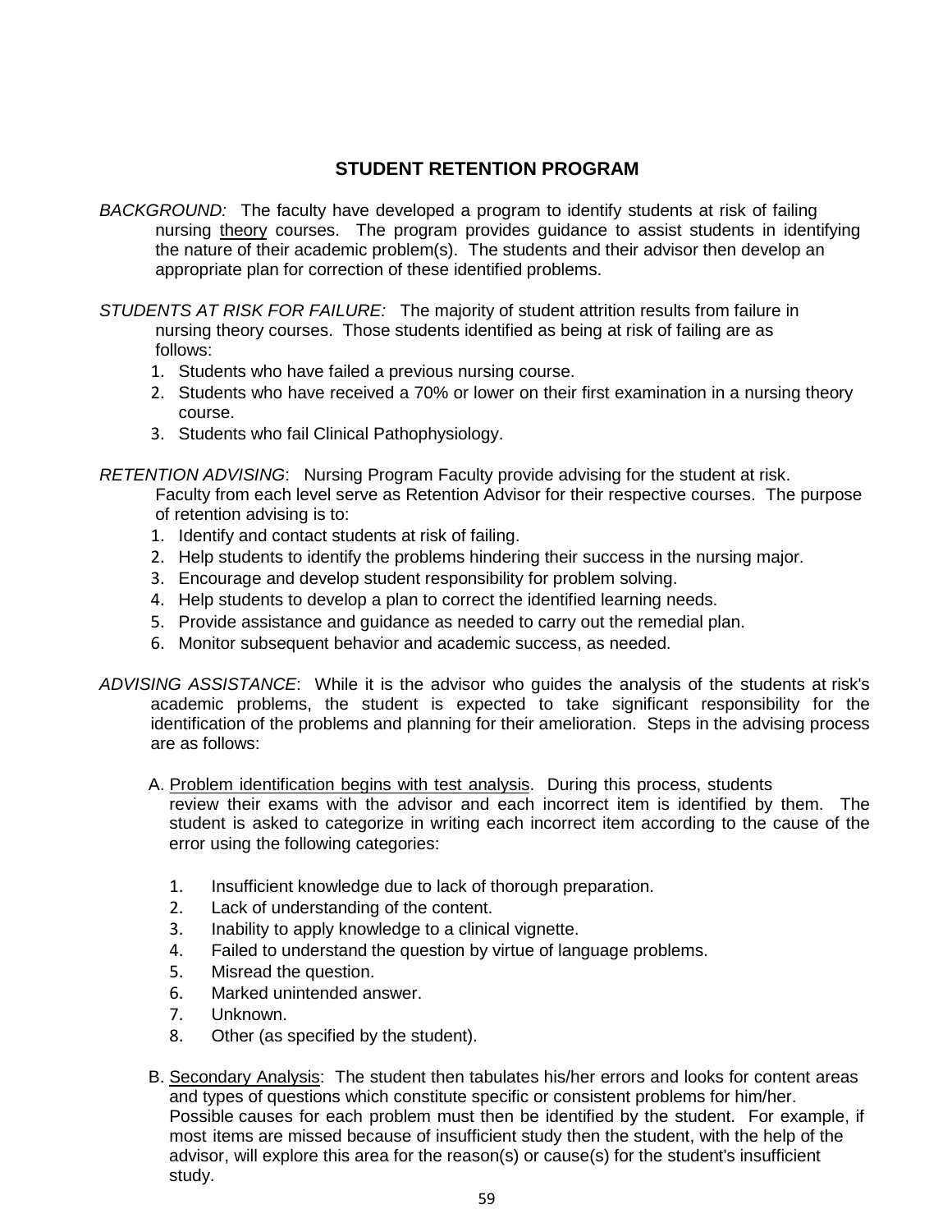## STUDENT RETENTION PROGRAM

*BACKGROUND:* The faculty have developed a program to identify students at risk of failing nursing theory courses. The program provides guidance to assist students in identifying the nature of their academic problem(s). The students and their advisor then develop an appropriate plan for correction of these identified problems.

*STUDENTS AT RISK FOR FAILURE:* The majority of student attrition results from failure in nursing theory courses. Those students identified as being at risk of failing are as follows:

1. Students who have failed a previous nursing course.
2. Students who have received a 70% or lower on their first examination in a nursing theory course.
3. Students who fail Clinical Pathophysiology.

*RETENTION ADVISING*: Nursing Program Faculty provide advising for the student at risk. Faculty from each level serve as Retention Advisor for their respective courses. The purpose of retention advising is to:

1. Identify and contact students at risk of failing.
2. Help students to identify the problems hindering their success in the nursing major.
3. Encourage and develop student responsibility for problem solving.
4. Help students to develop a plan to correct the identified learning needs.
5. Provide assistance and guidance as needed to carry out the remedial plan.
6. Monitor subsequent behavior and academic success, as needed.

*ADVISING ASSISTANCE*: While it is the advisor who guides the analysis of the students at risk's academic problems, the student is expected to take significant responsibility for the identification of the problems and planning for their amelioration. Steps in the advising process are as follows:

A. Problem identification begins with test analysis. During this process, students review their exams with the advisor and each incorrect item is identified by them. The student is asked to categorize in writing each incorrect item according to the cause of the error using the following categories:

   1. Insufficient knowledge due to lack of thorough preparation.
   2. Lack of understanding of the content.
   3. Inability to apply knowledge to a clinical vignette.
   4. Failed to understand the question by virtue of language problems.
   5. Misread the question.
   6. Marked unintended answer.
   7. Unknown.
   8. Other (as specified by the student).

B. Secondary Analysis: The student then tabulates his/her errors and looks for content areas and types of questions which constitute specific or consistent problems for him/her. Possible causes for each problem must then be identified by the student. For example, if most items are missed because of insufficient study then the student, with the help of the advisor, will explore this area for the reason(s) or cause(s) for the student's insufficient study.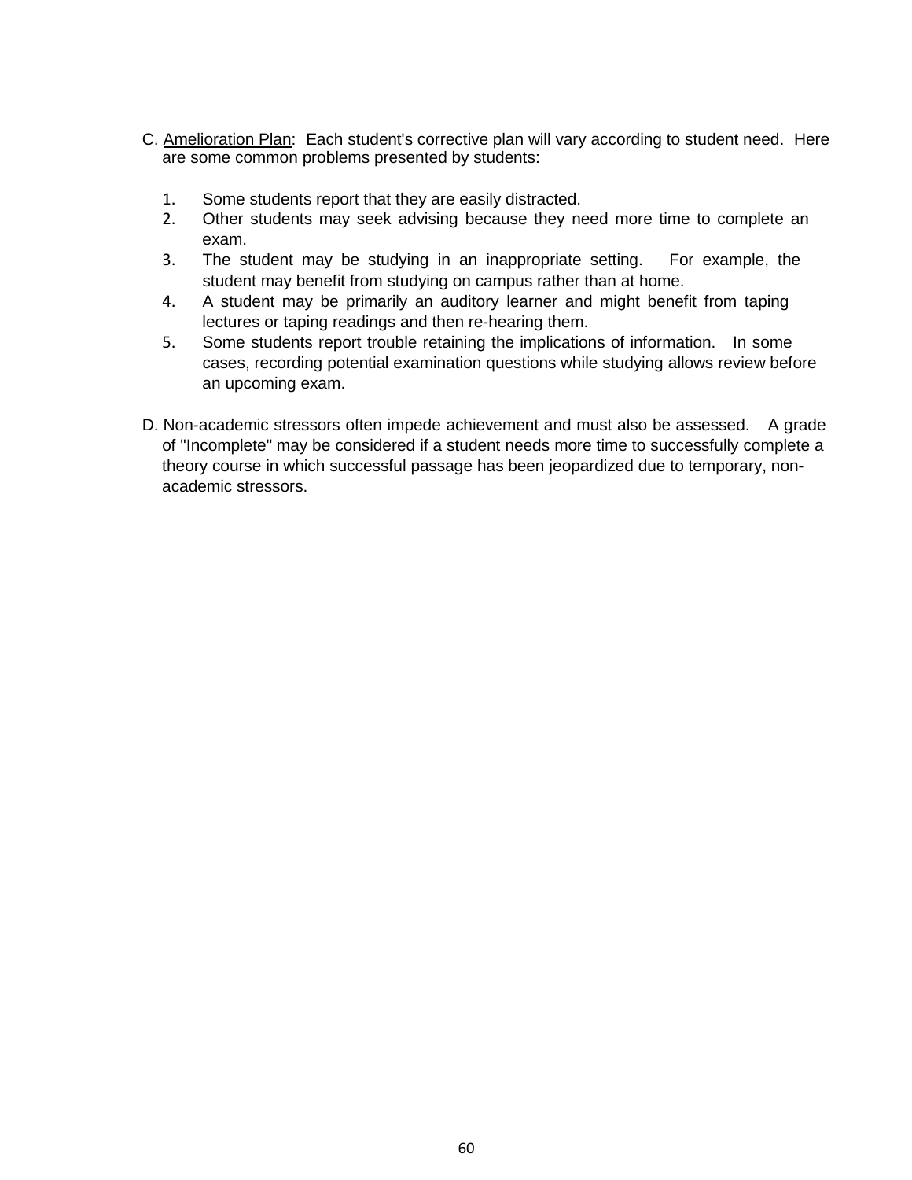C. <u>Amelioration Plan</u>: Each student's corrective plan will vary according to student need. Here are some common problems presented by students:

1. Some students report that they are easily distracted.
2. Other students may seek advising because they need more time to complete an exam.
3. The student may be studying in an inappropriate setting. For example, the student may benefit from studying on campus rather than at home.
4. A student may be primarily an auditory learner and might benefit from taping lectures or taping readings and then re-hearing them.
5. Some students report trouble retaining the implications of information. In some cases, recording potential examination questions while studying allows review before an upcoming exam.

D. Non-academic stressors often impede achievement and must also be assessed. A grade of "Incomplete" may be considered if a student needs more time to successfully complete a theory course in which successful passage has been jeopardized due to temporary, non-academic stressors.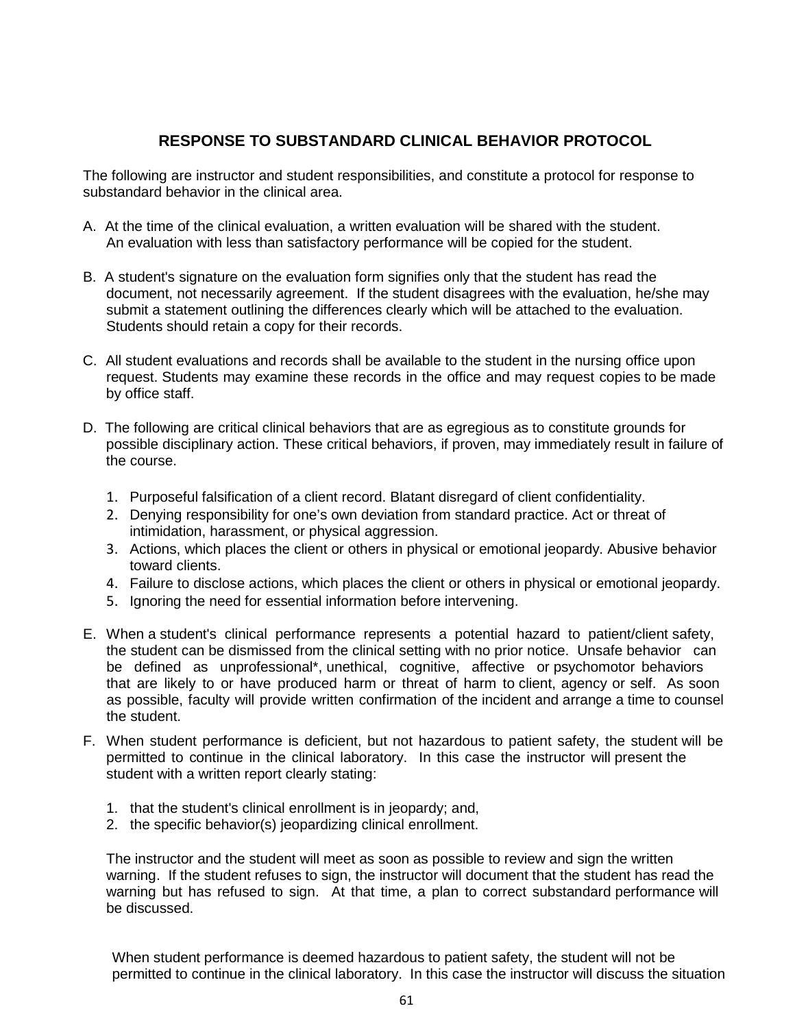## RESPONSE TO SUBSTANDARD CLINICAL BEHAVIOR PROTOCOL

The following are instructor and student responsibilities, and constitute a protocol for response to substandard behavior in the clinical area.

A. At the time of the clinical evaluation, a written evaluation will be shared with the student. An evaluation with less than satisfactory performance will be copied for the student.

B. A student's signature on the evaluation form signifies only that the student has read the document, not necessarily agreement. If the student disagrees with the evaluation, he/she may submit a statement outlining the differences clearly which will be attached to the evaluation. Students should retain a copy for their records.

C. All student evaluations and records shall be available to the student in the nursing office upon request. Students may examine these records in the office and may request copies to be made by office staff.

D. The following are critical clinical behaviors that are as egregious as to constitute grounds for possible disciplinary action. These critical behaviors, if proven, may immediately result in failure of the course.

   1. Purposeful falsification of a client record. Blatant disregard of client confidentiality.
   2. Denying responsibility for one's own deviation from standard practice. Act or threat of intimidation, harassment, or physical aggression.
   3. Actions, which places the client or others in physical or emotional jeopardy. Abusive behavior toward clients.
   4. Failure to disclose actions, which places the client or others in physical or emotional jeopardy.
   5. Ignoring the need for essential information before intervening.

E. When a student's clinical performance represents a potential hazard to patient/client safety, the student can be dismissed from the clinical setting with no prior notice. Unsafe behavior can be defined as unprofessional*, unethical, cognitive, affective or psychomotor behaviors that are likely to or have produced harm or threat of harm to client, agency or self. As soon as possible, faculty will provide written confirmation of the incident and arrange a time to counsel the student.

F. When student performance is deficient, but not hazardous to patient safety, the student will be permitted to continue in the clinical laboratory. In this case the instructor will present the student with a written report clearly stating:

   1. that the student's clinical enrollment is in jeopardy; and,
   2. the specific behavior(s) jeopardizing clinical enrollment.

   The instructor and the student will meet as soon as possible to review and sign the written warning. If the student refuses to sign, the instructor will document that the student has read the warning but has refused to sign. At that time, a plan to correct substandard performance will be discussed.

   When student performance is deemed hazardous to patient safety, the student will not be permitted to continue in the clinical laboratory. In this case the instructor will discuss the situation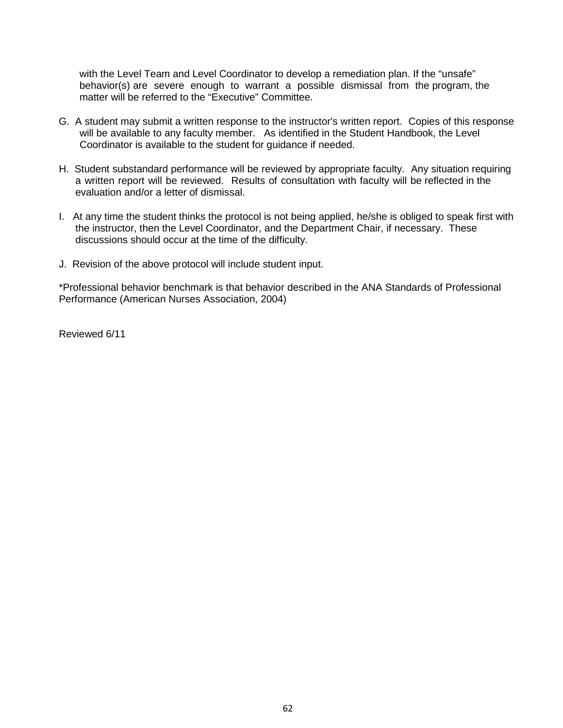with the Level Team and Level Coordinator to develop a remediation plan. If the “unsafe” behavior(s) are severe enough to warrant a possible dismissal from the program, the matter will be referred to the “Executive” Committee.

G. A student may submit a written response to the instructor's written report. Copies of this response will be available to any faculty member. As identified in the Student Handbook, the Level Coordinator is available to the student for guidance if needed.

H. Student substandard performance will be reviewed by appropriate faculty. Any situation requiring a written report will be reviewed. Results of consultation with faculty will be reflected in the evaluation and/or a letter of dismissal.

I. At any time the student thinks the protocol is not being applied, he/she is obliged to speak first with the instructor, then the Level Coordinator, and the Department Chair, if necessary. These discussions should occur at the time of the difficulty.

J. Revision of the above protocol will include student input.

*Professional behavior benchmark is that behavior described in the ANA Standards of Professional Performance (American Nurses Association, 2004)

Reviewed 6/11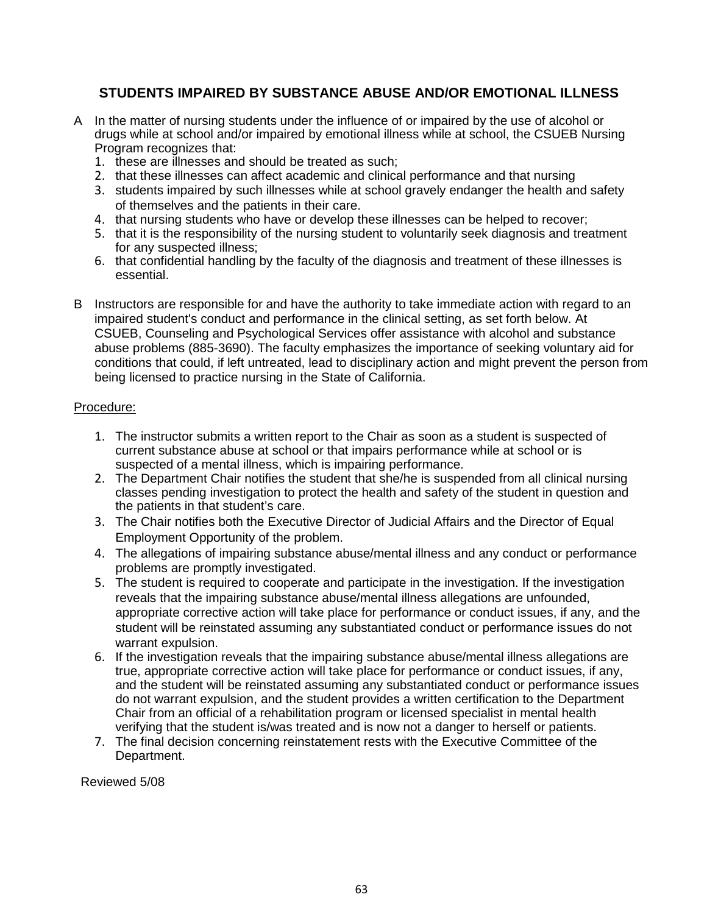## STUDENTS IMPAIRED BY SUBSTANCE ABUSE AND/OR EMOTIONAL ILLNESS

A In the matter of nursing students under the influence of or impaired by the use of alcohol or drugs while at school and/or impaired by emotional illness while at school, the CSUEB Nursing Program recognizes that:

1. these are illnesses and should be treated as such;
2. that these illnesses can affect academic and clinical performance and that nursing
3. students impaired by such illnesses while at school gravely endanger the health and safety of themselves and the patients in their care.
4. that nursing students who have or develop these illnesses can be helped to recover;
5. that it is the responsibility of the nursing student to voluntarily seek diagnosis and treatment for any suspected illness;
6. that confidential handling by the faculty of the diagnosis and treatment of these illnesses is essential.

B Instructors are responsible for and have the authority to take immediate action with regard to an impaired student's conduct and performance in the clinical setting, as set forth below. At CSUEB, Counseling and Psychological Services offer assistance with alcohol and substance abuse problems (885-3690). The faculty emphasizes the importance of seeking voluntary aid for conditions that could, if left untreated, lead to disciplinary action and might prevent the person from being licensed to practice nursing in the State of California.

Procedure:

1. The instructor submits a written report to the Chair as soon as a student is suspected of current substance abuse at school or that impairs performance while at school or is suspected of a mental illness, which is impairing performance.
2. The Department Chair notifies the student that she/he is suspended from all clinical nursing classes pending investigation to protect the health and safety of the student in question and the patients in that student's care.
3. The Chair notifies both the Executive Director of Judicial Affairs and the Director of Equal Employment Opportunity of the problem.
4. The allegations of impairing substance abuse/mental illness and any conduct or performance problems are promptly investigated.
5. The student is required to cooperate and participate in the investigation. If the investigation reveals that the impairing substance abuse/mental illness allegations are unfounded, appropriate corrective action will take place for performance or conduct issues, if any, and the student will be reinstated assuming any substantiated conduct or performance issues do not warrant expulsion.
6. If the investigation reveals that the impairing substance abuse/mental illness allegations are true, appropriate corrective action will take place for performance or conduct issues, if any, and the student will be reinstated assuming any substantiated conduct or performance issues do not warrant expulsion, and the student provides a written certification to the Department Chair from an official of a rehabilitation program or licensed specialist in mental health verifying that the student is/was treated and is now not a danger to herself or patients.
7. The final decision concerning reinstatement rests with the Executive Committee of the Department.

Reviewed 5/08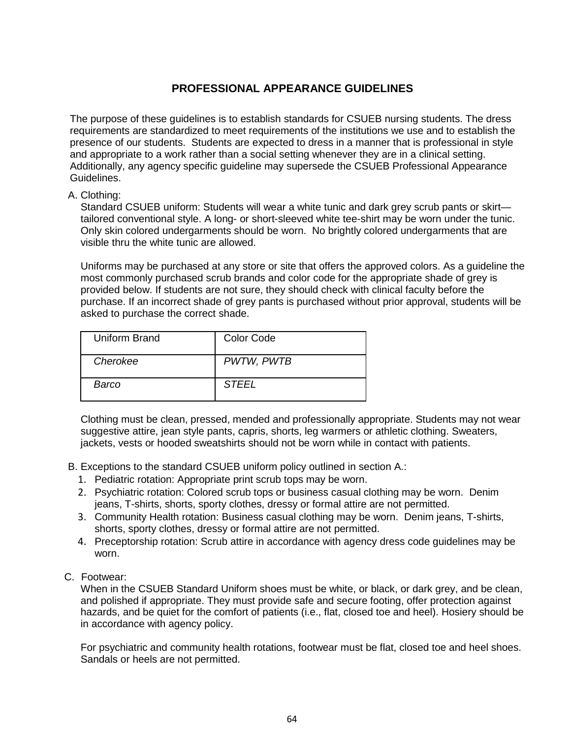# PROFESSIONAL APPEARANCE GUIDELINES

The purpose of these guidelines is to establish standards for CSUEB nursing students. The dress requirements are standardized to meet requirements of the institutions we use and to establish the presence of our students. Students are expected to dress in a manner that is professional in style and appropriate to a work rather than a social setting whenever they are in a clinical setting. Additionally, any agency specific guideline may supersede the CSUEB Professional Appearance Guidelines.

A. Clothing:

Standard CSUEB uniform: Students will wear a white tunic and dark grey scrub pants or skirt—tailored conventional style. A long- or short-sleeved white tee-shirt may be worn under the tunic. Only skin colored undergarments should be worn. No brightly colored undergarments that are visible thru the white tunic are allowed.

Uniforms may be purchased at any store or site that offers the approved colors. As a guideline the most commonly purchased scrub brands and color code for the appropriate shade of grey is provided below. If students are not sure, they should check with clinical faculty before the purchase. If an incorrect shade of grey pants is purchased without prior approval, students will be asked to purchase the correct shade.

| Uniform Brand | Color Code |
|---|---|
| *Cherokee* | *PWTW, PWTB* |
| *Barco* | *STEEL* |

Clothing must be clean, pressed, mended and professionally appropriate. Students may not wear suggestive attire, jean style pants, capris, shorts, leg warmers or athletic clothing. Sweaters, jackets, vests or hooded sweatshirts should not be worn while in contact with patients.

B. Exceptions to the standard CSUEB uniform policy outlined in section A.:

1. Pediatric rotation: Appropriate print scrub tops may be worn.
2. Psychiatric rotation: Colored scrub tops or business casual clothing may be worn. Denim jeans, T-shirts, shorts, sporty clothes, dressy or formal attire are not permitted.
3. Community Health rotation: Business casual clothing may be worn. Denim jeans, T-shirts, shorts, sporty clothes, dressy or formal attire are not permitted.
4. Preceptorship rotation: Scrub attire in accordance with agency dress code guidelines may be worn.

C. Footwear:

When in the CSUEB Standard Uniform shoes must be white, or black, or dark grey, and be clean, and polished if appropriate. They must provide safe and secure footing, offer protection against hazards, and be quiet for the comfort of patients (i.e., flat, closed toe and heel). Hosiery should be in accordance with agency policy.

For psychiatric and community health rotations, footwear must be flat, closed toe and heel shoes. Sandals or heels are not permitted.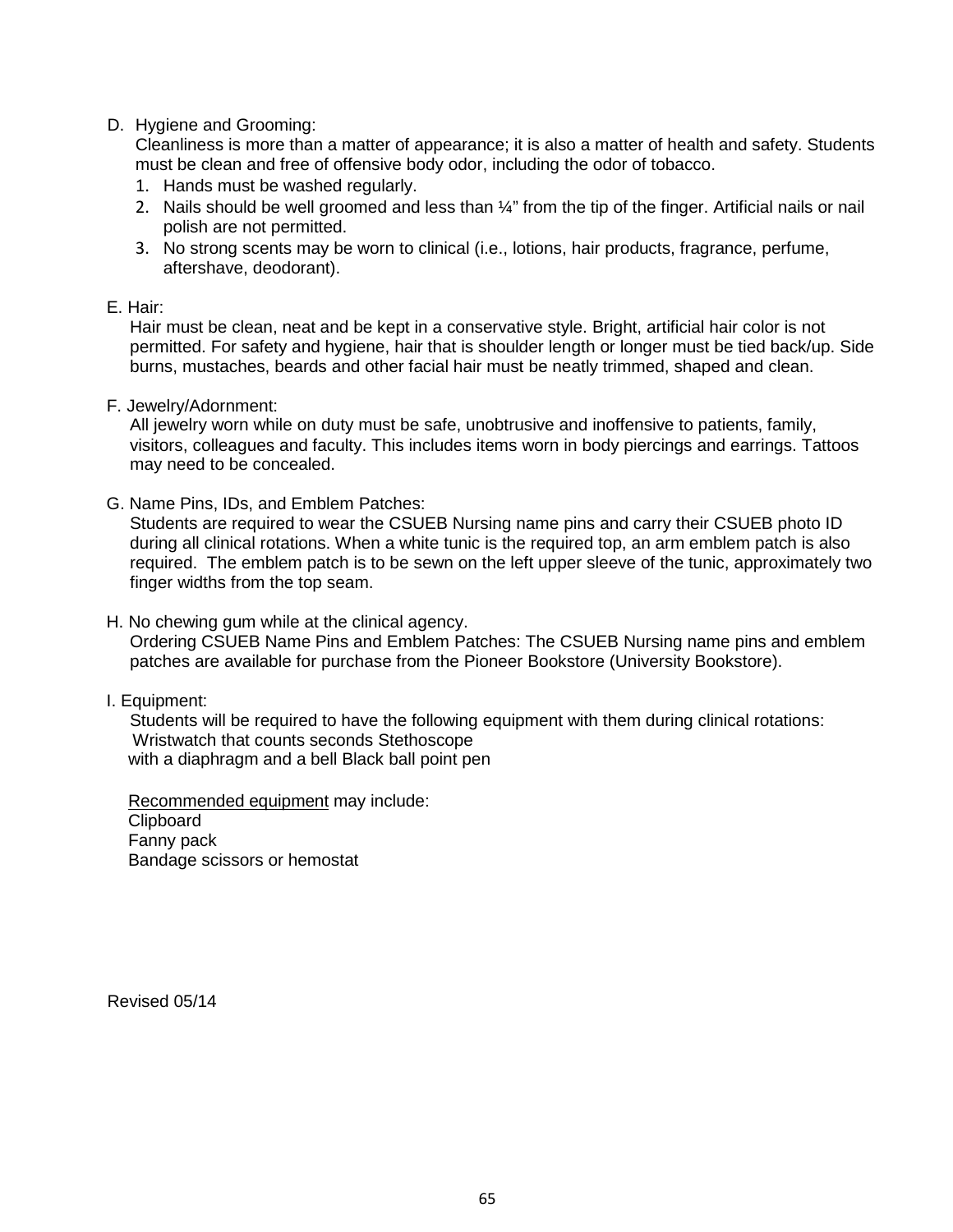D. Hygiene and Grooming:

Cleanliness is more than a matter of appearance; it is also a matter of health and safety. Students must be clean and free of offensive body odor, including the odor of tobacco.

1. Hands must be washed regularly.
2. Nails should be well groomed and less than ¼" from the tip of the finger. Artificial nails or nail polish are not permitted.
3. No strong scents may be worn to clinical (i.e., lotions, hair products, fragrance, perfume, aftershave, deodorant).

E. Hair:

Hair must be clean, neat and be kept in a conservative style. Bright, artificial hair color is not permitted. For safety and hygiene, hair that is shoulder length or longer must be tied back/up. Side burns, mustaches, beards and other facial hair must be neatly trimmed, shaped and clean.

F. Jewelry/Adornment:

All jewelry worn while on duty must be safe, unobtrusive and inoffensive to patients, family, visitors, colleagues and faculty. This includes items worn in body piercings and earrings. Tattoos may need to be concealed.

G. Name Pins, IDs, and Emblem Patches:

Students are required to wear the CSUEB Nursing name pins and carry their CSUEB photo ID during all clinical rotations. When a white tunic is the required top, an arm emblem patch is also required. The emblem patch is to be sewn on the left upper sleeve of the tunic, approximately two finger widths from the top seam.

H. No chewing gum while at the clinical agency.

Ordering CSUEB Name Pins and Emblem Patches: The CSUEB Nursing name pins and emblem patches are available for purchase from the Pioneer Bookstore (University Bookstore).

I. Equipment:

Students will be required to have the following equipment with them during clinical rotations:
Wristwatch that counts seconds Stethoscope
with a diaphragm and a bell Black ball point pen

Recommended equipment may include:
Clipboard
Fanny pack
Bandage scissors or hemostat

Revised 05/14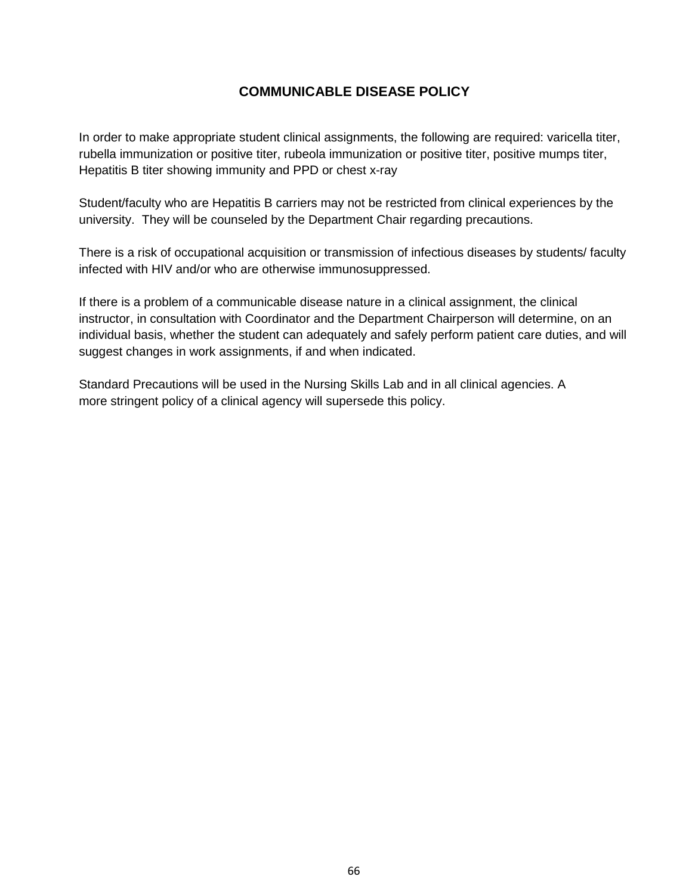# COMMUNICABLE DISEASE POLICY

In order to make appropriate student clinical assignments, the following are required: varicella titer, rubella immunization or positive titer, rubeola immunization or positive titer, positive mumps titer, Hepatitis B titer showing immunity and PPD or chest x-ray

Student/faculty who are Hepatitis B carriers may not be restricted from clinical experiences by the university. They will be counseled by the Department Chair regarding precautions.

There is a risk of occupational acquisition or transmission of infectious diseases by students/ faculty infected with HIV and/or who are otherwise immunosuppressed.

If there is a problem of a communicable disease nature in a clinical assignment, the clinical instructor, in consultation with Coordinator and the Department Chairperson will determine, on an individual basis, whether the student can adequately and safely perform patient care duties, and will suggest changes in work assignments, if and when indicated.

Standard Precautions will be used in the Nursing Skills Lab and in all clinical agencies. A more stringent policy of a clinical agency will supersede this policy.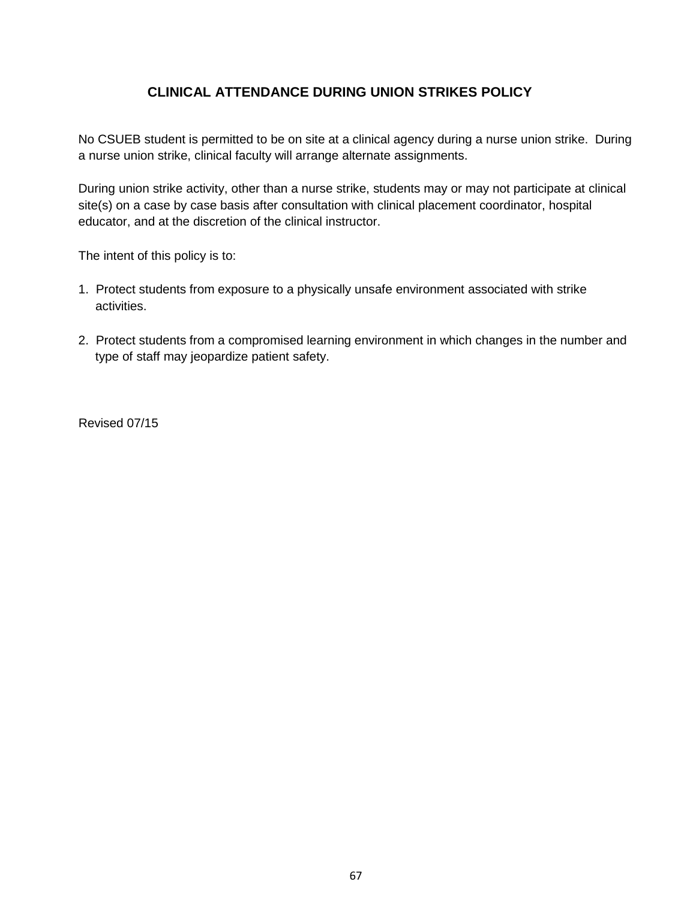# CLINICAL ATTENDANCE DURING UNION STRIKES POLICY

No CSUEB student is permitted to be on site at a clinical agency during a nurse union strike. During a nurse union strike, clinical faculty will arrange alternate assignments.

During union strike activity, other than a nurse strike, students may or may not participate at clinical site(s) on a case by case basis after consultation with clinical placement coordinator, hospital educator, and at the discretion of the clinical instructor.

The intent of this policy is to:

1. Protect students from exposure to a physically unsafe environment associated with strike activities.

2. Protect students from a compromised learning environment in which changes in the number and type of staff may jeopardize patient safety.

Revised 07/15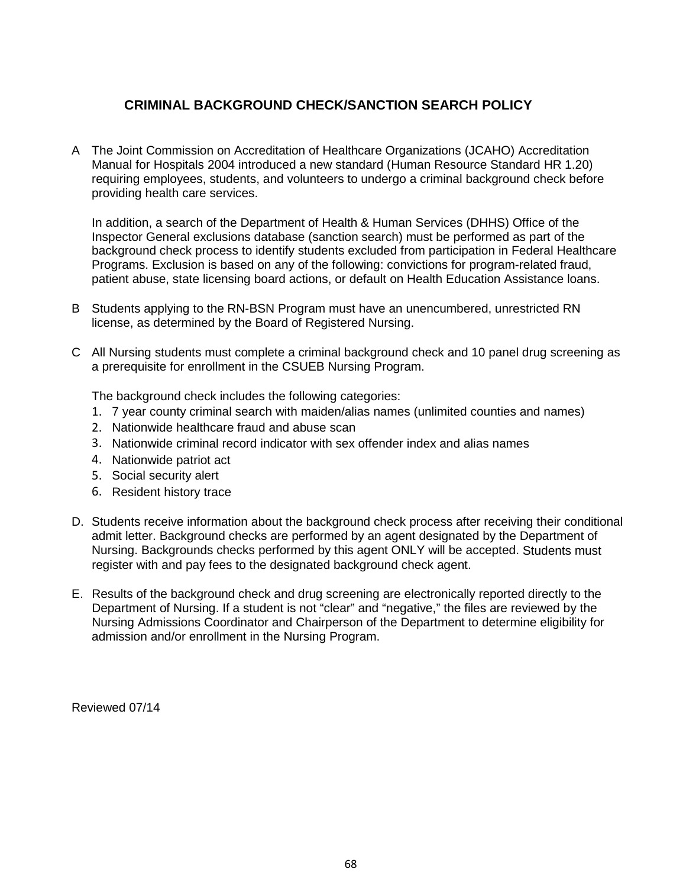## CRIMINAL BACKGROUND CHECK/SANCTION SEARCH POLICY

A The Joint Commission on Accreditation of Healthcare Organizations (JCAHO) Accreditation Manual for Hospitals 2004 introduced a new standard (Human Resource Standard HR 1.20) requiring employees, students, and volunteers to undergo a criminal background check before providing health care services.

In addition, a search of the Department of Health & Human Services (DHHS) Office of the Inspector General exclusions database (sanction search) must be performed as part of the background check process to identify students excluded from participation in Federal Healthcare Programs. Exclusion is based on any of the following: convictions for program-related fraud, patient abuse, state licensing board actions, or default on Health Education Assistance loans.

B Students applying to the RN-BSN Program must have an unencumbered, unrestricted RN license, as determined by the Board of Registered Nursing.

C All Nursing students must complete a criminal background check and 10 panel drug screening as a prerequisite for enrollment in the CSUEB Nursing Program.

The background check includes the following categories:

1. 7 year county criminal search with maiden/alias names (unlimited counties and names)
2. Nationwide healthcare fraud and abuse scan
3. Nationwide criminal record indicator with sex offender index and alias names
4. Nationwide patriot act
5. Social security alert
6. Resident history trace

D. Students receive information about the background check process after receiving their conditional admit letter. Background checks are performed by an agent designated by the Department of Nursing. Backgrounds checks performed by this agent ONLY will be accepted. Students must register with and pay fees to the designated background check agent.

E. Results of the background check and drug screening are electronically reported directly to the Department of Nursing. If a student is not "clear" and "negative," the files are reviewed by the Nursing Admissions Coordinator and Chairperson of the Department to determine eligibility for admission and/or enrollment in the Nursing Program.

Reviewed 07/14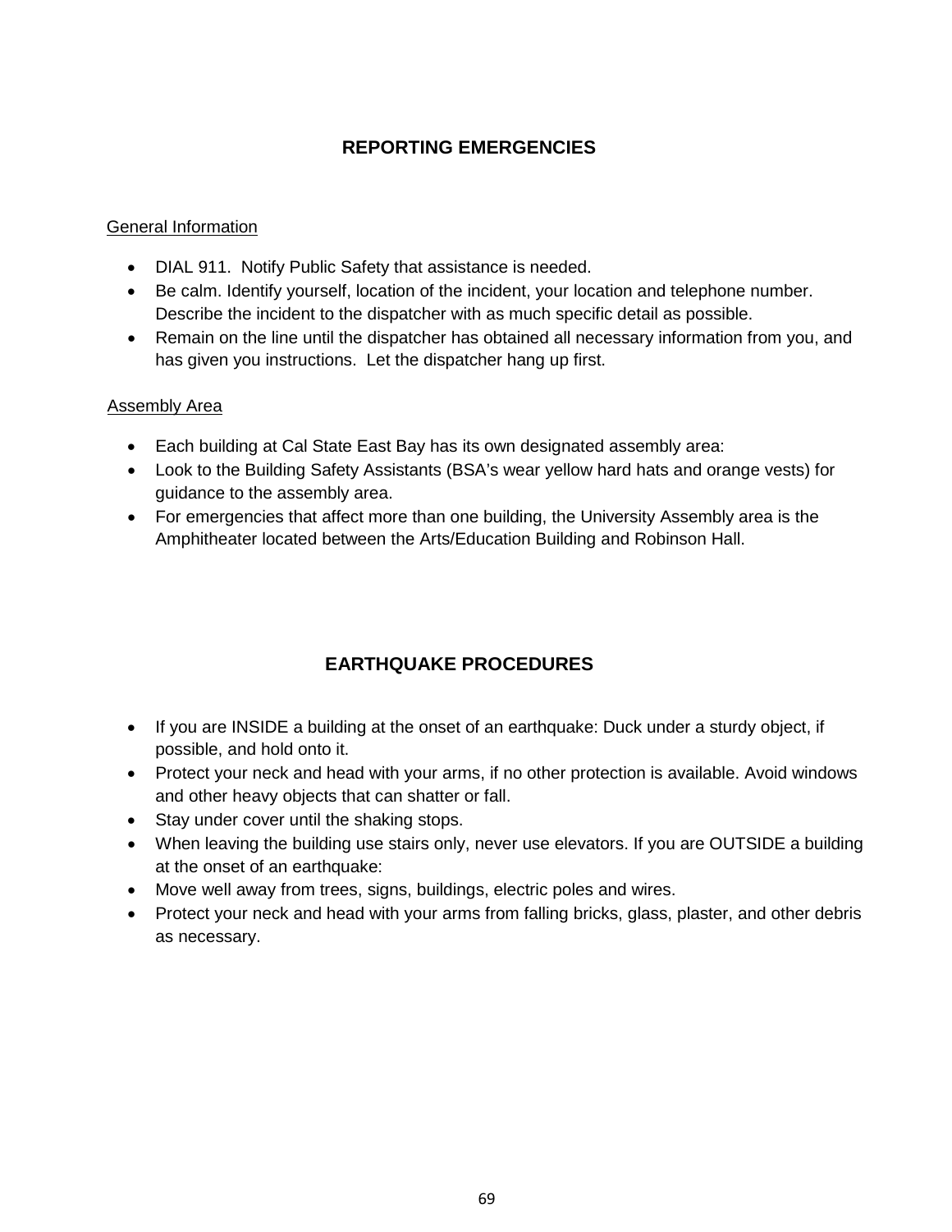## REPORTING EMERGENCIES

General Information

- DIAL 911. Notify Public Safety that assistance is needed.
- Be calm. Identify yourself, location of the incident, your location and telephone number. Describe the incident to the dispatcher with as much specific detail as possible.
- Remain on the line until the dispatcher has obtained all necessary information from you, and has given you instructions. Let the dispatcher hang up first.

Assembly Area

- Each building at Cal State East Bay has its own designated assembly area:
- Look to the Building Safety Assistants (BSA's wear yellow hard hats and orange vests) for guidance to the assembly area.
- For emergencies that affect more than one building, the University Assembly area is the Amphitheater located between the Arts/Education Building and Robinson Hall.

## EARTHQUAKE PROCEDURES

- If you are INSIDE a building at the onset of an earthquake: Duck under a sturdy object, if possible, and hold onto it.
- Protect your neck and head with your arms, if no other protection is available. Avoid windows and other heavy objects that can shatter or fall.
- Stay under cover until the shaking stops.
- When leaving the building use stairs only, never use elevators. If you are OUTSIDE a building at the onset of an earthquake:
- Move well away from trees, signs, buildings, electric poles and wires.
- Protect your neck and head with your arms from falling bricks, glass, plaster, and other debris as necessary.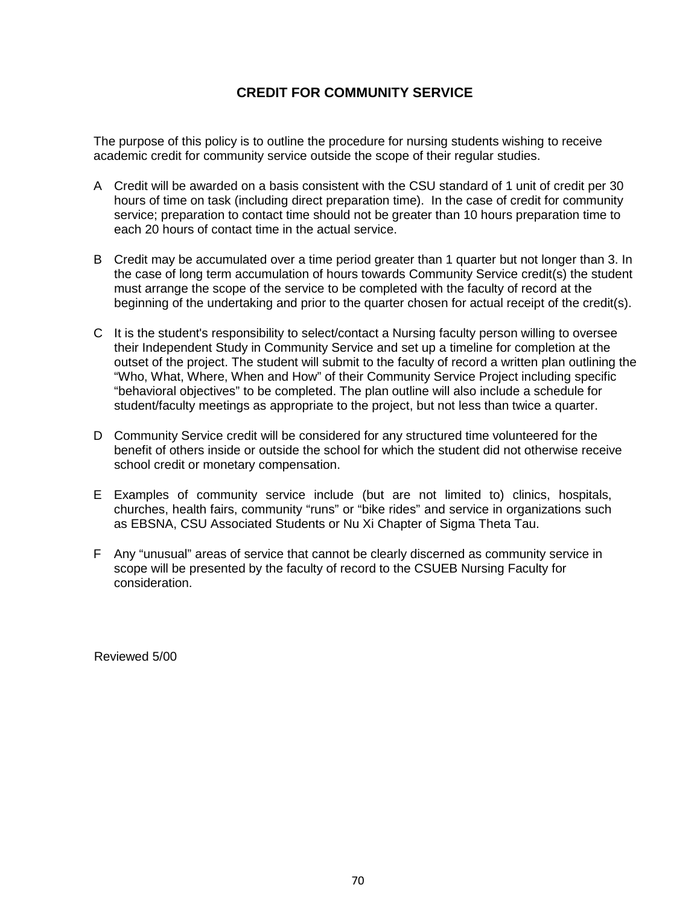# CREDIT FOR COMMUNITY SERVICE

The purpose of this policy is to outline the procedure for nursing students wishing to receive academic credit for community service outside the scope of their regular studies.

A Credit will be awarded on a basis consistent with the CSU standard of 1 unit of credit per 30 hours of time on task (including direct preparation time). In the case of credit for community service; preparation to contact time should not be greater than 10 hours preparation time to each 20 hours of contact time in the actual service.

B Credit may be accumulated over a time period greater than 1 quarter but not longer than 3. In the case of long term accumulation of hours towards Community Service credit(s) the student must arrange the scope of the service to be completed with the faculty of record at the beginning of the undertaking and prior to the quarter chosen for actual receipt of the credit(s).

C It is the student's responsibility to select/contact a Nursing faculty person willing to oversee their Independent Study in Community Service and set up a timeline for completion at the outset of the project. The student will submit to the faculty of record a written plan outlining the "Who, What, Where, When and How" of their Community Service Project including specific "behavioral objectives" to be completed. The plan outline will also include a schedule for student/faculty meetings as appropriate to the project, but not less than twice a quarter.

D Community Service credit will be considered for any structured time volunteered for the benefit of others inside or outside the school for which the student did not otherwise receive school credit or monetary compensation.

E Examples of community service include (but are not limited to) clinics, hospitals, churches, health fairs, community "runs" or "bike rides" and service in organizations such as EBSNA, CSU Associated Students or Nu Xi Chapter of Sigma Theta Tau.

F Any "unusual" areas of service that cannot be clearly discerned as community service in scope will be presented by the faculty of record to the CSUEB Nursing Faculty for consideration.

Reviewed 5/00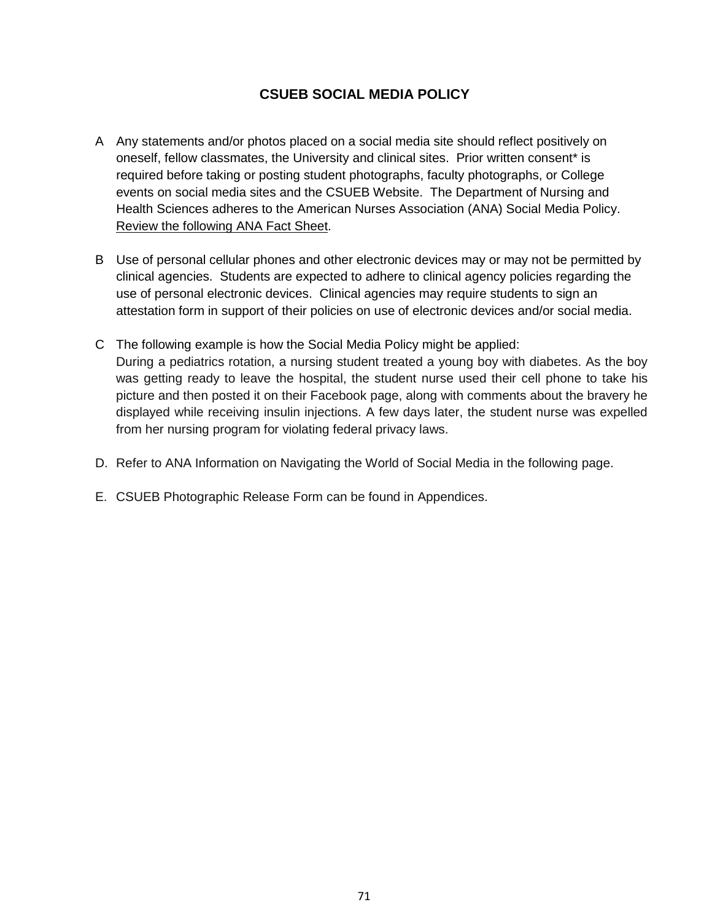# CSUEB SOCIAL MEDIA POLICY

A Any statements and/or photos placed on a social media site should reflect positively on oneself, fellow classmates, the University and clinical sites. Prior written consent* is required before taking or posting student photographs, faculty photographs, or College events on social media sites and the CSUEB Website. The Department of Nursing and Health Sciences adheres to the American Nurses Association (ANA) Social Media Policy. Review the following ANA Fact Sheet.

B Use of personal cellular phones and other electronic devices may or may not be permitted by clinical agencies. Students are expected to adhere to clinical agency policies regarding the use of personal electronic devices. Clinical agencies may require students to sign an attestation form in support of their policies on use of electronic devices and/or social media.

C The following example is how the Social Media Policy might be applied:
During a pediatrics rotation, a nursing student treated a young boy with diabetes. As the boy was getting ready to leave the hospital, the student nurse used their cell phone to take his picture and then posted it on their Facebook page, along with comments about the bravery he displayed while receiving insulin injections. A few days later, the student nurse was expelled from her nursing program for violating federal privacy laws.

D. Refer to ANA Information on Navigating the World of Social Media in the following page.

E. CSUEB Photographic Release Form can be found in Appendices.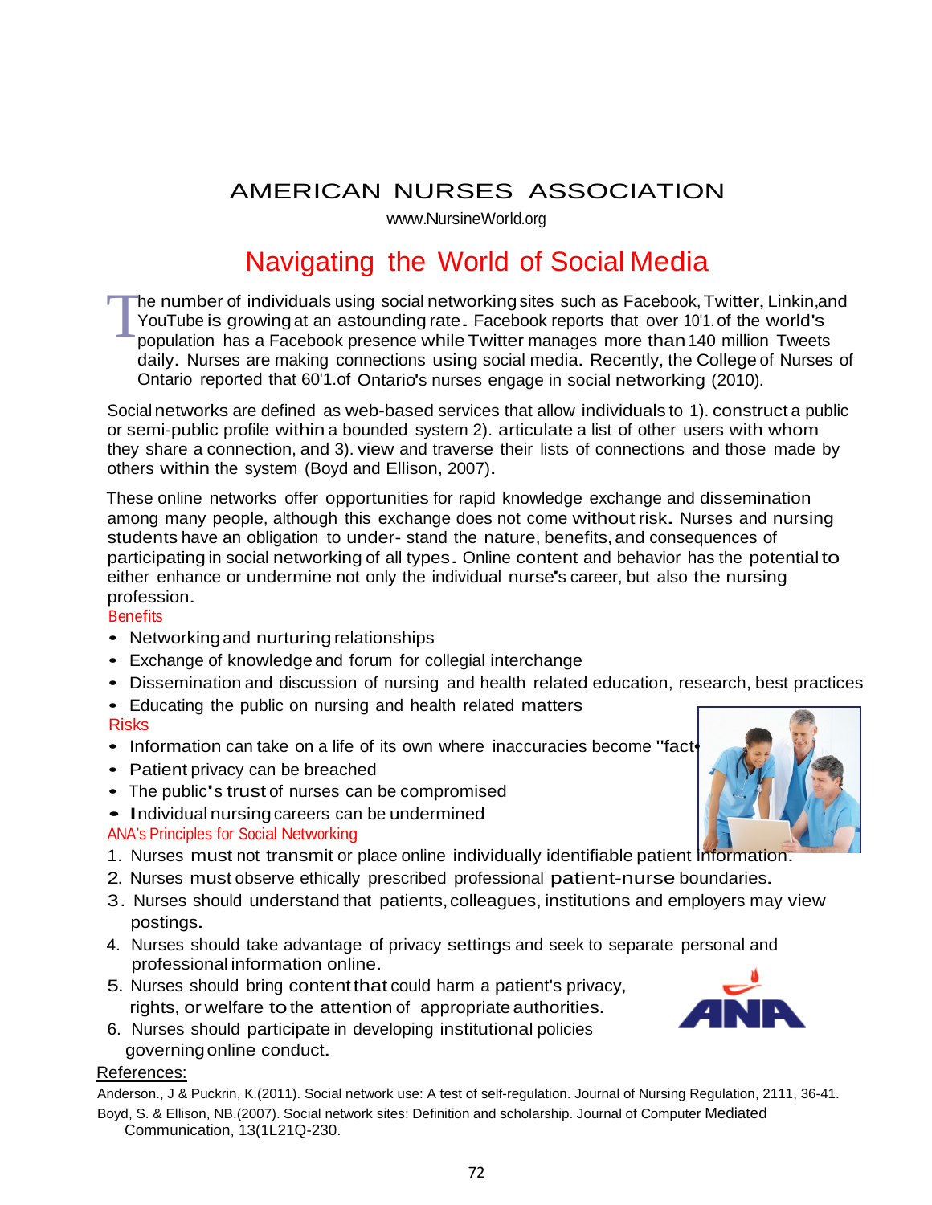# AMERICAN NURSES ASSOCIATION

www.NursineWorld.org

## Navigating the World of Social Media

The number of individuals using social networking sites such as Facebook, Twitter, Linkin,and YouTube is growing at an astounding rate. Facebook reports that over 10'1. of the world's population has a Facebook presence while Twitter manages more than 140 million Tweets daily. Nurses are making connections using social media. Recently, the College of Nurses of Ontario reported that 60'1.of Ontario's nurses engage in social networking (2010).

Social networks are defined as web-based services that allow individuals to 1). construct a public or semi-public profile within a bounded system 2). articulate a list of other users with whom they share a connection, and 3). view and traverse their lists of connections and those made by others within the system (Boyd and Ellison, 2007).

These online networks offer opportunities for rapid knowledge exchange and dissemination among many people, although this exchange does not come without risk. Nurses and nursing students have an obligation to under- stand the nature, benefits, and consequences of participating in social networking of all types. Online content and behavior has the potential to either enhance or undermine not only the individual nurse's career, but also the nursing profession.

### Benefits

- Networking and nurturing relationships
- Exchange of knowledge and forum for collegial interchange
- Dissemination and discussion of nursing and health related education, research, best practices
- Educating the public on nursing and health related matters

### Risks

- Information can take on a life of its own where inaccuracies become "fact"
- Patient privacy can be breached
- The public's trust of nurses can be compromised
- Individual nursing careers can be undermined

### ANA's Principles for Social Networking

1. Nurses must not transmit or place online individually identifiable patient information.
2. Nurses must observe ethically prescribed professional patient-nurse boundaries.
3. Nurses should understand that patients, colleagues, institutions and employers may view postings.
4. Nurses should take advantage of privacy settings and seek to separate personal and professional information online.
5. Nurses should bring content that could harm a patient's privacy, rights, or welfare to the attention of appropriate authorities.
6. Nurses should participate in developing institutional policies governing online conduct.

References:

Anderson., J & Puckrin, K.(2011). Social network use: A test of self-regulation. Journal of Nursing Regulation, 2111, 36-41.

Boyd, S. & Ellison, NB.(2007). Social network sites: Definition and scholarship. Journal of Computer Mediated Communication, 13(1L21Q-230.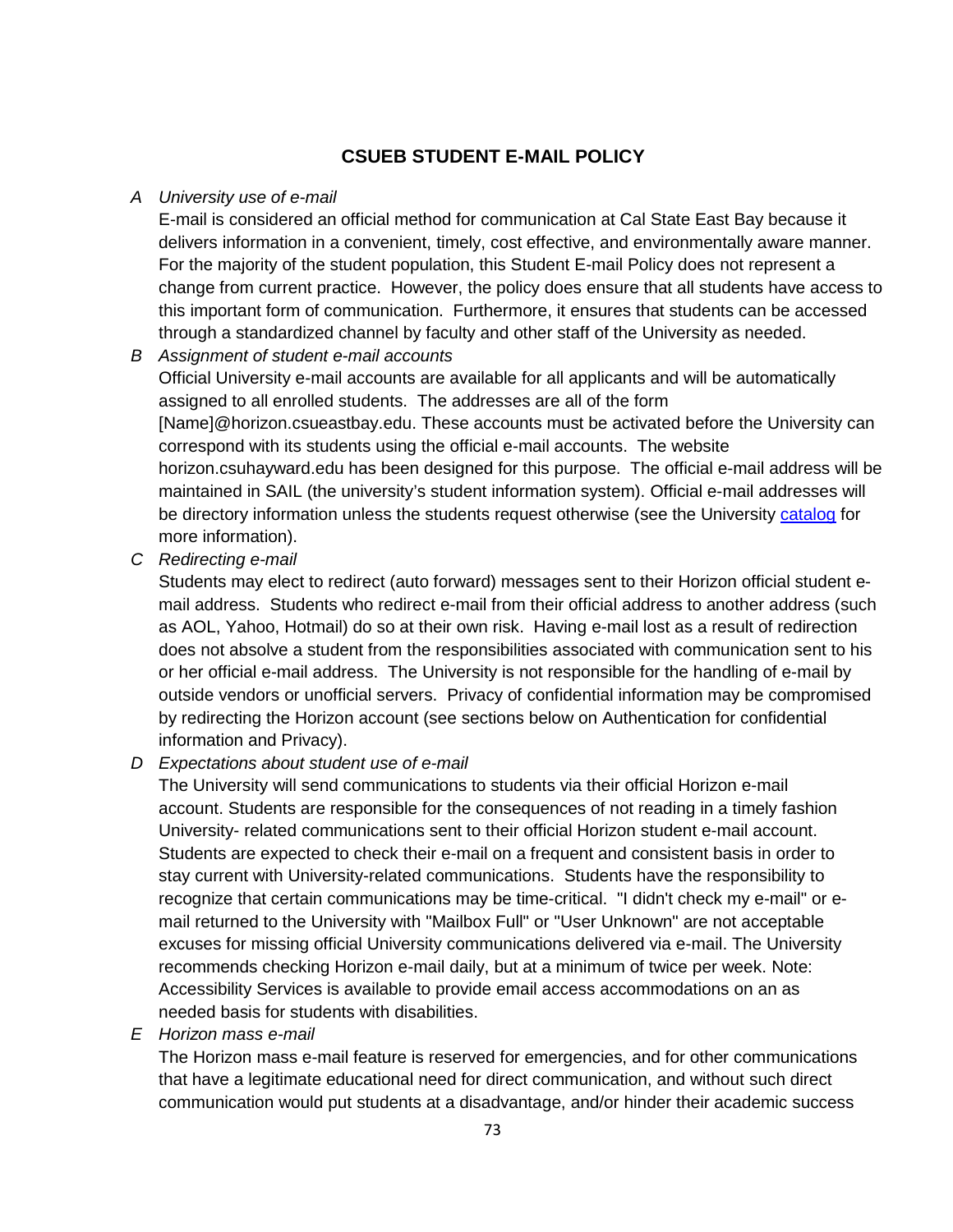# CSUEB STUDENT E-MAIL POLICY

A *University use of e-mail*

E-mail is considered an official method for communication at Cal State East Bay because it delivers information in a convenient, timely, cost effective, and environmentally aware manner. For the majority of the student population, this Student E-mail Policy does not represent a change from current practice. However, the policy does ensure that all students have access to this important form of communication. Furthermore, it ensures that students can be accessed through a standardized channel by faculty and other staff of the University as needed.

B *Assignment of student e-mail accounts*

Official University e-mail accounts are available for all applicants and will be automatically assigned to all enrolled students. The addresses are all of the form [Name]@horizon.csueastbay.edu. These accounts must be activated before the University can correspond with its students using the official e-mail accounts. The website horizon.csuhayward.edu has been designed for this purpose. The official e-mail address will be maintained in SAIL (the university's student information system). Official e-mail addresses will be directory information unless the students request otherwise (see the University catalog for more information).

C *Redirecting e-mail*

Students may elect to redirect (auto forward) messages sent to their Horizon official student e-mail address. Students who redirect e-mail from their official address to another address (such as AOL, Yahoo, Hotmail) do so at their own risk. Having e-mail lost as a result of redirection does not absolve a student from the responsibilities associated with communication sent to his or her official e-mail address. The University is not responsible for the handling of e-mail by outside vendors or unofficial servers. Privacy of confidential information may be compromised by redirecting the Horizon account (see sections below on Authentication for confidential information and Privacy).

D *Expectations about student use of e-mail*

The University will send communications to students via their official Horizon e-mail account. Students are responsible for the consequences of not reading in a timely fashion University- related communications sent to their official Horizon student e-mail account. Students are expected to check their e-mail on a frequent and consistent basis in order to stay current with University-related communications. Students have the responsibility to recognize that certain communications may be time-critical. "I didn't check my e-mail" or e-mail returned to the University with "Mailbox Full" or "User Unknown" are not acceptable excuses for missing official University communications delivered via e-mail. The University recommends checking Horizon e-mail daily, but at a minimum of twice per week. Note: Accessibility Services is available to provide email access accommodations on an as needed basis for students with disabilities.

E *Horizon mass e-mail*

The Horizon mass e-mail feature is reserved for emergencies, and for other communications that have a legitimate educational need for direct communication, and without such direct communication would put students at a disadvantage, and/or hinder their academic success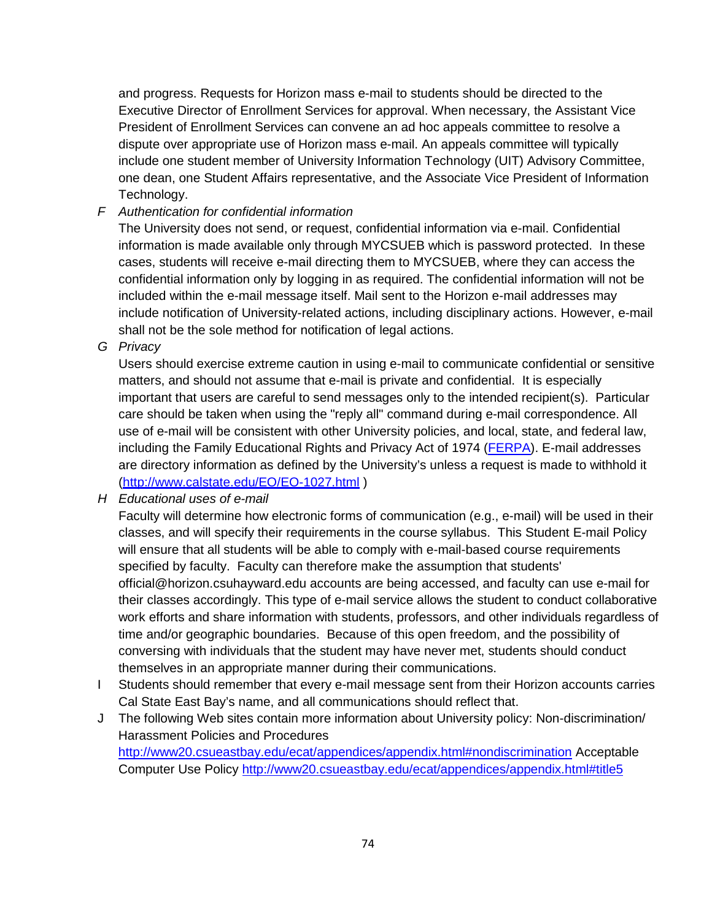and progress. Requests for Horizon mass e-mail to students should be directed to the Executive Director of Enrollment Services for approval. When necessary, the Assistant Vice President of Enrollment Services can convene an ad hoc appeals committee to resolve a dispute over appropriate use of Horizon mass e-mail. An appeals committee will typically include one student member of University Information Technology (UIT) Advisory Committee, one dean, one Student Affairs representative, and the Associate Vice President of Information Technology.

F *Authentication for confidential information*

The University does not send, or request, confidential information via e-mail. Confidential information is made available only through MYCSUEB which is password protected. In these cases, students will receive e-mail directing them to MYCSUEB, where they can access the confidential information only by logging in as required. The confidential information will not be included within the e-mail message itself. Mail sent to the Horizon e-mail addresses may include notification of University-related actions, including disciplinary actions. However, e-mail shall not be the sole method for notification of legal actions.

G *Privacy*

Users should exercise extreme caution in using e-mail to communicate confidential or sensitive matters, and should not assume that e-mail is private and confidential. It is especially important that users are careful to send messages only to the intended recipient(s). Particular care should be taken when using the "reply all" command during e-mail correspondence. All use of e-mail will be consistent with other University policies, and local, state, and federal law, including the Family Educational Rights and Privacy Act of 1974 (FERPA). E-mail addresses are directory information as defined by the University's unless a request is made to withhold it (http://www.calstate.edu/EO/EO-1027.html )

H *Educational uses of e-mail*

Faculty will determine how electronic forms of communication (e.g., e-mail) will be used in their classes, and will specify their requirements in the course syllabus. This Student E-mail Policy will ensure that all students will be able to comply with e-mail-based course requirements specified by faculty. Faculty can therefore make the assumption that students' official@horizon.csuhayward.edu accounts are being accessed, and faculty can use e-mail for their classes accordingly. This type of e-mail service allows the student to conduct collaborative work efforts and share information with students, professors, and other individuals regardless of time and/or geographic boundaries. Because of this open freedom, and the possibility of conversing with individuals that the student may have never met, students should conduct themselves in an appropriate manner during their communications.

I Students should remember that every e-mail message sent from their Horizon accounts carries Cal State East Bay's name, and all communications should reflect that.

J The following Web sites contain more information about University policy: Non-discrimination/ Harassment Policies and Procedures http://www20.csueastbay.edu/ecat/appendices/appendix.html#nondiscrimination Acceptable Computer Use Policy http://www20.csueastbay.edu/ecat/appendices/appendix.html#title5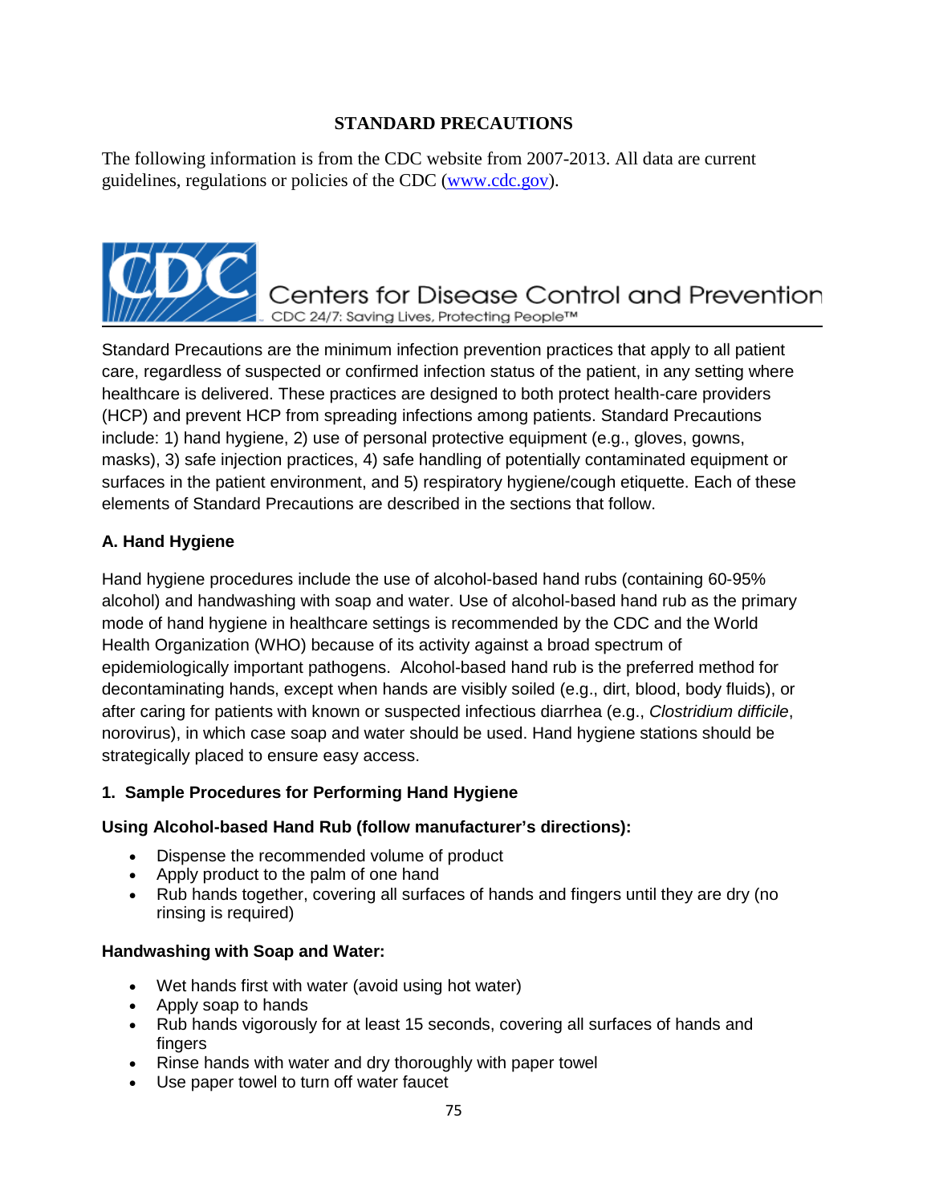## STANDARD PRECAUTIONS

The following information is from the CDC website from 2007-2013. All data are current guidelines, regulations or policies of the CDC ([www.cdc.gov](http://www.cdc.gov)).

Centers for Disease Control and Prevention
CDC 24/7: Saving Lives, Protecting People™

Standard Precautions are the minimum infection prevention practices that apply to all patient care, regardless of suspected or confirmed infection status of the patient, in any setting where healthcare is delivered. These practices are designed to both protect health-care providers (HCP) and prevent HCP from spreading infections among patients. Standard Precautions include: 1) hand hygiene, 2) use of personal protective equipment (e.g., gloves, gowns, masks), 3) safe injection practices, 4) safe handling of potentially contaminated equipment or surfaces in the patient environment, and 5) respiratory hygiene/cough etiquette. Each of these elements of Standard Precautions are described in the sections that follow.

### A. Hand Hygiene

Hand hygiene procedures include the use of alcohol-based hand rubs (containing 60-95% alcohol) and handwashing with soap and water. Use of alcohol-based hand rub as the primary mode of hand hygiene in healthcare settings is recommended by the CDC and the World Health Organization (WHO) because of its activity against a broad spectrum of epidemiologically important pathogens. Alcohol-based hand rub is the preferred method for decontaminating hands, except when hands are visibly soiled (e.g., dirt, blood, body fluids), or after caring for patients with known or suspected infectious diarrhea (e.g., *Clostridium difficile*, norovirus), in which case soap and water should be used. Hand hygiene stations should be strategically placed to ensure easy access.

#### 1. Sample Procedures for Performing Hand Hygiene

**Using Alcohol-based Hand Rub (follow manufacturer's directions):**

- Dispense the recommended volume of product
- Apply product to the palm of one hand
- Rub hands together, covering all surfaces of hands and fingers until they are dry (no rinsing is required)

**Handwashing with Soap and Water:**

- Wet hands first with water (avoid using hot water)
- Apply soap to hands
- Rub hands vigorously for at least 15 seconds, covering all surfaces of hands and fingers
- Rinse hands with water and dry thoroughly with paper towel
- Use paper towel to turn off water faucet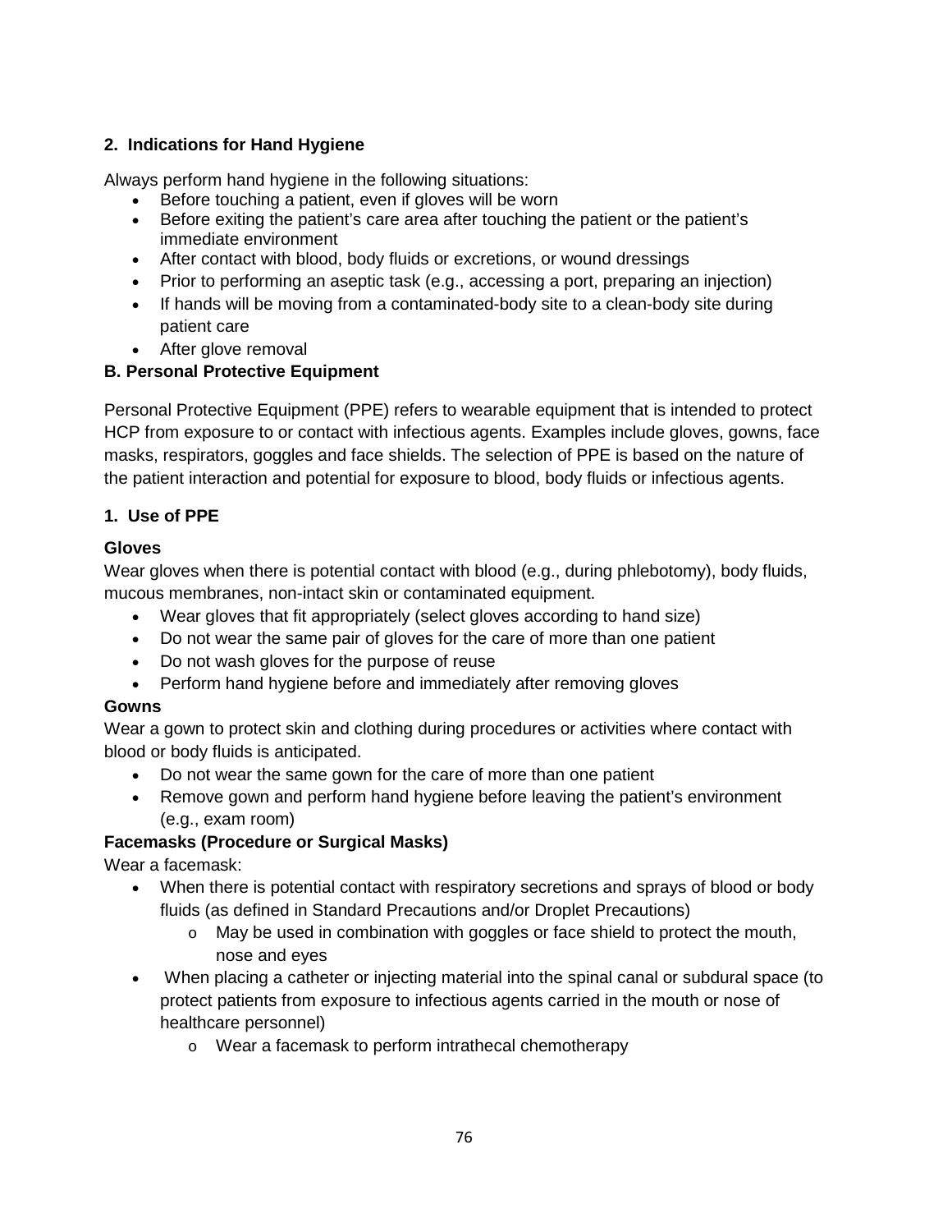### 2. Indications for Hand Hygiene

Always perform hand hygiene in the following situations:

- Before touching a patient, even if gloves will be worn
- Before exiting the patient's care area after touching the patient or the patient's immediate environment
- After contact with blood, body fluids or excretions, or wound dressings
- Prior to performing an aseptic task (e.g., accessing a port, preparing an injection)
- If hands will be moving from a contaminated-body site to a clean-body site during patient care
- After glove removal

## B. Personal Protective Equipment

Personal Protective Equipment (PPE) refers to wearable equipment that is intended to protect HCP from exposure to or contact with infectious agents. Examples include gloves, gowns, face masks, respirators, goggles and face shields. The selection of PPE is based on the nature of the patient interaction and potential for exposure to blood, body fluids or infectious agents.

### 1. Use of PPE

**Gloves**

Wear gloves when there is potential contact with blood (e.g., during phlebotomy), body fluids, mucous membranes, non-intact skin or contaminated equipment.

- Wear gloves that fit appropriately (select gloves according to hand size)
- Do not wear the same pair of gloves for the care of more than one patient
- Do not wash gloves for the purpose of reuse
- Perform hand hygiene before and immediately after removing gloves

**Gowns**

Wear a gown to protect skin and clothing during procedures or activities where contact with blood or body fluids is anticipated.

- Do not wear the same gown for the care of more than one patient
- Remove gown and perform hand hygiene before leaving the patient's environment (e.g., exam room)

**Facemasks (Procedure or Surgical Masks)**

Wear a facemask:

- When there is potential contact with respiratory secretions and sprays of blood or body fluids (as defined in Standard Precautions and/or Droplet Precautions)
    - May be used in combination with goggles or face shield to protect the mouth, nose and eyes
- When placing a catheter or injecting material into the spinal canal or subdural space (to protect patients from exposure to infectious agents carried in the mouth or nose of healthcare personnel)
    - Wear a facemask to perform intrathecal chemotherapy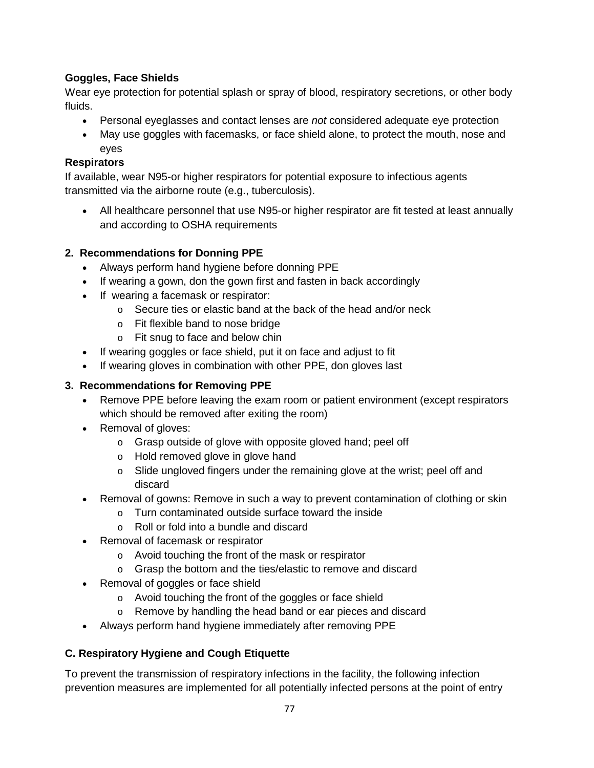**Goggles, Face Shields**

Wear eye protection for potential splash or spray of blood, respiratory secretions, or other body fluids.

- Personal eyeglasses and contact lenses are *not* considered adequate eye protection
- May use goggles with facemasks, or face shield alone, to protect the mouth, nose and eyes

**Respirators**

If available, wear N95-or higher respirators for potential exposure to infectious agents transmitted via the airborne route (e.g., tuberculosis).

- All healthcare personnel that use N95-or higher respirator are fit tested at least annually and according to OSHA requirements

**2. Recommendations for Donning PPE**

- Always perform hand hygiene before donning PPE
- If wearing a gown, don the gown first and fasten in back accordingly
- If wearing a facemask or respirator:
  - Secure ties or elastic band at the back of the head and/or neck
  - Fit flexible band to nose bridge
  - Fit snug to face and below chin
- If wearing goggles or face shield, put it on face and adjust to fit
- If wearing gloves in combination with other PPE, don gloves last

**3. Recommendations for Removing PPE**

- Remove PPE before leaving the exam room or patient environment (except respirators which should be removed after exiting the room)
- Removal of gloves:
  - Grasp outside of glove with opposite gloved hand; peel off
  - Hold removed glove in glove hand
  - Slide ungloved fingers under the remaining glove at the wrist; peel off and discard
- Removal of gowns: Remove in such a way to prevent contamination of clothing or skin
  - Turn contaminated outside surface toward the inside
  - Roll or fold into a bundle and discard
- Removal of facemask or respirator
  - Avoid touching the front of the mask or respirator
  - Grasp the bottom and the ties/elastic to remove and discard
- Removal of goggles or face shield
  - Avoid touching the front of the goggles or face shield
  - Remove by handling the head band or ear pieces and discard
- Always perform hand hygiene immediately after removing PPE

**C. Respiratory Hygiene and Cough Etiquette**

To prevent the transmission of respiratory infections in the facility, the following infection prevention measures are implemented for all potentially infected persons at the point of entry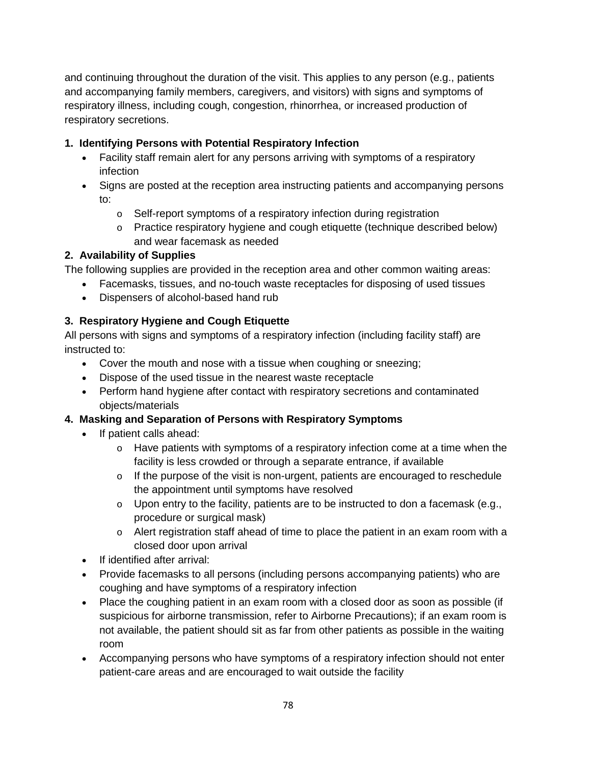and continuing throughout the duration of the visit. This applies to any person (e.g., patients and accompanying family members, caregivers, and visitors) with signs and symptoms of respiratory illness, including cough, congestion, rhinorrhea, or increased production of respiratory secretions.

**1. Identifying Persons with Potential Respiratory Infection**

- Facility staff remain alert for any persons arriving with symptoms of a respiratory infection
- Signs are posted at the reception area instructing patients and accompanying persons to:
  - Self-report symptoms of a respiratory infection during registration
  - Practice respiratory hygiene and cough etiquette (technique described below) and wear facemask as needed

**2. Availability of Supplies**

The following supplies are provided in the reception area and other common waiting areas:

- Facemasks, tissues, and no-touch waste receptacles for disposing of used tissues
- Dispensers of alcohol-based hand rub

**3. Respiratory Hygiene and Cough Etiquette**

All persons with signs and symptoms of a respiratory infection (including facility staff) are instructed to:

- Cover the mouth and nose with a tissue when coughing or sneezing;
- Dispose of the used tissue in the nearest waste receptacle
- Perform hand hygiene after contact with respiratory secretions and contaminated objects/materials

**4. Masking and Separation of Persons with Respiratory Symptoms**

- If patient calls ahead:
  - Have patients with symptoms of a respiratory infection come at a time when the facility is less crowded or through a separate entrance, if available
  - If the purpose of the visit is non-urgent, patients are encouraged to reschedule the appointment until symptoms have resolved
  - Upon entry to the facility, patients are to be instructed to don a facemask (e.g., procedure or surgical mask)
  - Alert registration staff ahead of time to place the patient in an exam room with a closed door upon arrival
- If identified after arrival:
- Provide facemasks to all persons (including persons accompanying patients) who are coughing and have symptoms of a respiratory infection
- Place the coughing patient in an exam room with a closed door as soon as possible (if suspicious for airborne transmission, refer to Airborne Precautions); if an exam room is not available, the patient should sit as far from other patients as possible in the waiting room
- Accompanying persons who have symptoms of a respiratory infection should not enter patient-care areas and are encouraged to wait outside the facility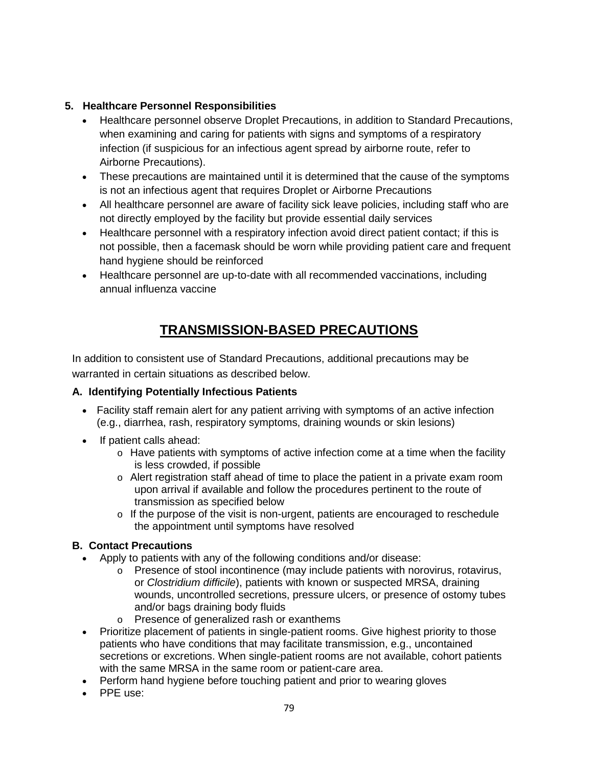**5. Healthcare Personnel Responsibilities**

- Healthcare personnel observe Droplet Precautions, in addition to Standard Precautions, when examining and caring for patients with signs and symptoms of a respiratory infection (if suspicious for an infectious agent spread by airborne route, refer to Airborne Precautions).
- These precautions are maintained until it is determined that the cause of the symptoms is not an infectious agent that requires Droplet or Airborne Precautions
- All healthcare personnel are aware of facility sick leave policies, including staff who are not directly employed by the facility but provide essential daily services
- Healthcare personnel with a respiratory infection avoid direct patient contact; if this is not possible, then a facemask should be worn while providing patient care and frequent hand hygiene should be reinforced
- Healthcare personnel are up-to-date with all recommended vaccinations, including annual influenza vaccine

# TRANSMISSION-BASED PRECAUTIONS

In addition to consistent use of Standard Precautions, additional precautions may be warranted in certain situations as described below.

**A. Identifying Potentially Infectious Patients**

- Facility staff remain alert for any patient arriving with symptoms of an active infection (e.g., diarrhea, rash, respiratory symptoms, draining wounds or skin lesions)
- If patient calls ahead:
  - Have patients with symptoms of active infection come at a time when the facility is less crowded, if possible
  - Alert registration staff ahead of time to place the patient in a private exam room upon arrival if available and follow the procedures pertinent to the route of transmission as specified below
  - If the purpose of the visit is non-urgent, patients are encouraged to reschedule the appointment until symptoms have resolved

**B. Contact Precautions**

- Apply to patients with any of the following conditions and/or disease:
  - Presence of stool incontinence (may include patients with norovirus, rotavirus, or *Clostridium difficile*), patients with known or suspected MRSA, draining wounds, uncontrolled secretions, pressure ulcers, or presence of ostomy tubes and/or bags draining body fluids
  - Presence of generalized rash or exanthems
- Prioritize placement of patients in single-patient rooms. Give highest priority to those patients who have conditions that may facilitate transmission, e.g., uncontained secretions or excretions. When single-patient rooms are not available, cohort patients with the same MRSA in the same room or patient-care area.
- Perform hand hygiene before touching patient and prior to wearing gloves
- PPE use: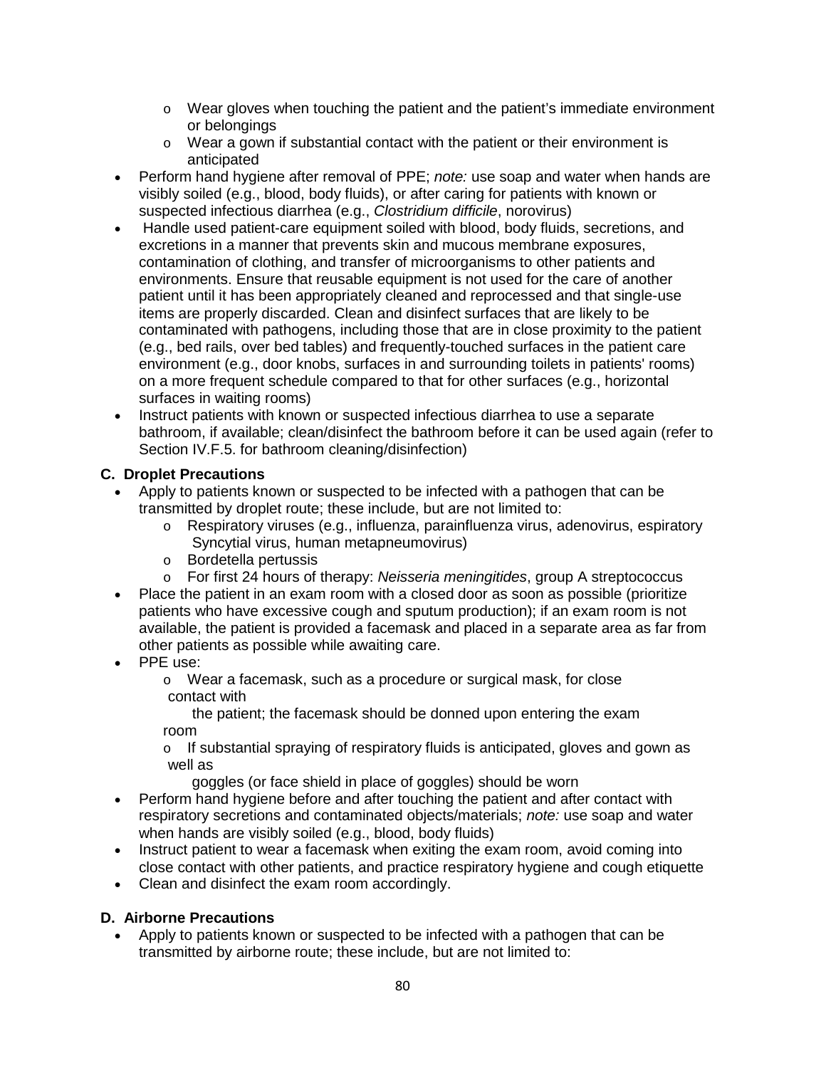- Wear gloves when touching the patient and the patient's immediate environment or belongings
    - Wear a gown if substantial contact with the patient or their environment is anticipated
- Perform hand hygiene after removal of PPE; *note:* use soap and water when hands are visibly soiled (e.g., blood, body fluids), or after caring for patients with known or suspected infectious diarrhea (e.g., *Clostridium difficile*, norovirus)
- Handle used patient-care equipment soiled with blood, body fluids, secretions, and excretions in a manner that prevents skin and mucous membrane exposures, contamination of clothing, and transfer of microorganisms to other patients and environments. Ensure that reusable equipment is not used for the care of another patient until it has been appropriately cleaned and reprocessed and that single-use items are properly discarded. Clean and disinfect surfaces that are likely to be contaminated with pathogens, including those that are in close proximity to the patient (e.g., bed rails, over bed tables) and frequently-touched surfaces in the patient care environment (e.g., door knobs, surfaces in and surrounding toilets in patients' rooms) on a more frequent schedule compared to that for other surfaces (e.g., horizontal surfaces in waiting rooms)
- Instruct patients with known or suspected infectious diarrhea to use a separate bathroom, if available; clean/disinfect the bathroom before it can be used again (refer to Section IV.F.5. for bathroom cleaning/disinfection)

### C. Droplet Precautions

- Apply to patients known or suspected to be infected with a pathogen that can be transmitted by droplet route; these include, but are not limited to:
    - Respiratory viruses (e.g., influenza, parainfluenza virus, adenovirus, espiratory Syncytial virus, human metapneumovirus)
    - Bordetella pertussis
    - For first 24 hours of therapy: *Neisseria meningitides*, group A streptococcus
- Place the patient in an exam room with a closed door as soon as possible (prioritize patients who have excessive cough and sputum production); if an exam room is not available, the patient is provided a facemask and placed in a separate area as far from other patients as possible while awaiting care.
- PPE use:
    - Wear a facemask, such as a procedure or surgical mask, for close contact with the patient; the facemask should be donned upon entering the exam room
    - If substantial spraying of respiratory fluids is anticipated, gloves and gown as well as goggles (or face shield in place of goggles) should be worn
- Perform hand hygiene before and after touching the patient and after contact with respiratory secretions and contaminated objects/materials; *note:* use soap and water when hands are visibly soiled (e.g., blood, body fluids)
- Instruct patient to wear a facemask when exiting the exam room, avoid coming into close contact with other patients, and practice respiratory hygiene and cough etiquette
- Clean and disinfect the exam room accordingly.

### D. Airborne Precautions

- Apply to patients known or suspected to be infected with a pathogen that can be transmitted by airborne route; these include, but are not limited to: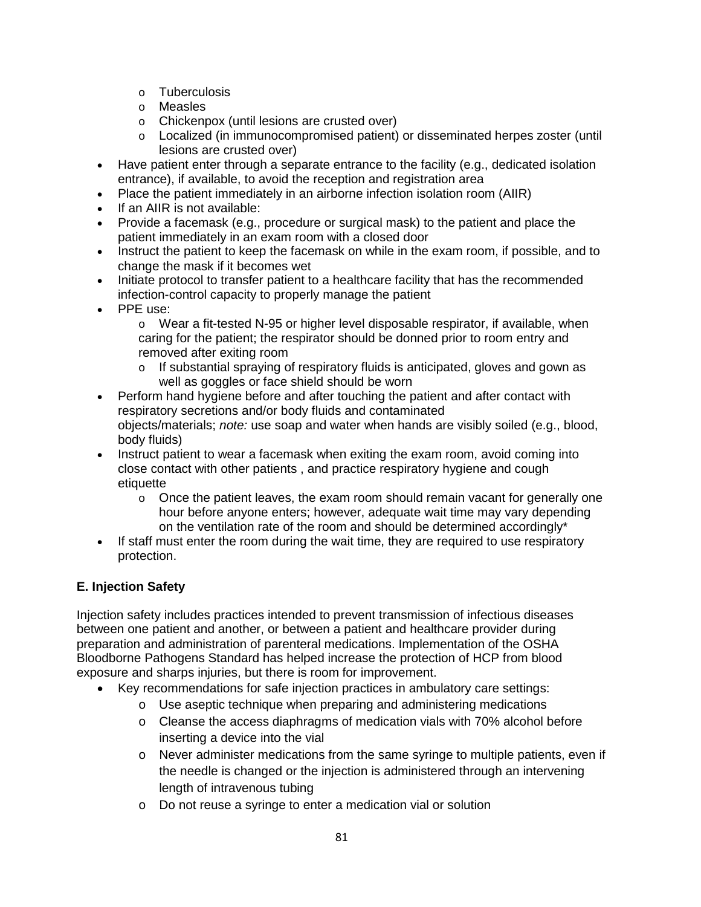- Tuberculosis
  - Measles
  - Chickenpox (until lesions are crusted over)
  - Localized (in immunocompromised patient) or disseminated herpes zoster (until lesions are crusted over)
- Have patient enter through a separate entrance to the facility (e.g., dedicated isolation entrance), if available, to avoid the reception and registration area
- Place the patient immediately in an airborne infection isolation room (AIIR)
- If an AIIR is not available:
- Provide a facemask (e.g., procedure or surgical mask) to the patient and place the patient immediately in an exam room with a closed door
- Instruct the patient to keep the facemask on while in the exam room, if possible, and to change the mask if it becomes wet
- Initiate protocol to transfer patient to a healthcare facility that has the recommended infection-control capacity to properly manage the patient
- PPE use:
  - Wear a fit-tested N-95 or higher level disposable respirator, if available, when caring for the patient; the respirator should be donned prior to room entry and removed after exiting room
  - If substantial spraying of respiratory fluids is anticipated, gloves and gown as well as goggles or face shield should be worn
- Perform hand hygiene before and after touching the patient and after contact with respiratory secretions and/or body fluids and contaminated objects/materials; *note:* use soap and water when hands are visibly soiled (e.g., blood, body fluids)
- Instruct patient to wear a facemask when exiting the exam room, avoid coming into close contact with other patients , and practice respiratory hygiene and cough etiquette
  - Once the patient leaves, the exam room should remain vacant for generally one hour before anyone enters; however, adequate wait time may vary depending on the ventilation rate of the room and should be determined accordingly*
- If staff must enter the room during the wait time, they are required to use respiratory protection.

### E. Injection Safety

Injection safety includes practices intended to prevent transmission of infectious diseases between one patient and another, or between a patient and healthcare provider during preparation and administration of parenteral medications. Implementation of the OSHA Bloodborne Pathogens Standard has helped increase the protection of HCP from blood exposure and sharps injuries, but there is room for improvement.

- Key recommendations for safe injection practices in ambulatory care settings:
  - Use aseptic technique when preparing and administering medications
  - Cleanse the access diaphragms of medication vials with 70% alcohol before inserting a device into the vial
  - Never administer medications from the same syringe to multiple patients, even if the needle is changed or the injection is administered through an intervening length of intravenous tubing
  - Do not reuse a syringe to enter a medication vial or solution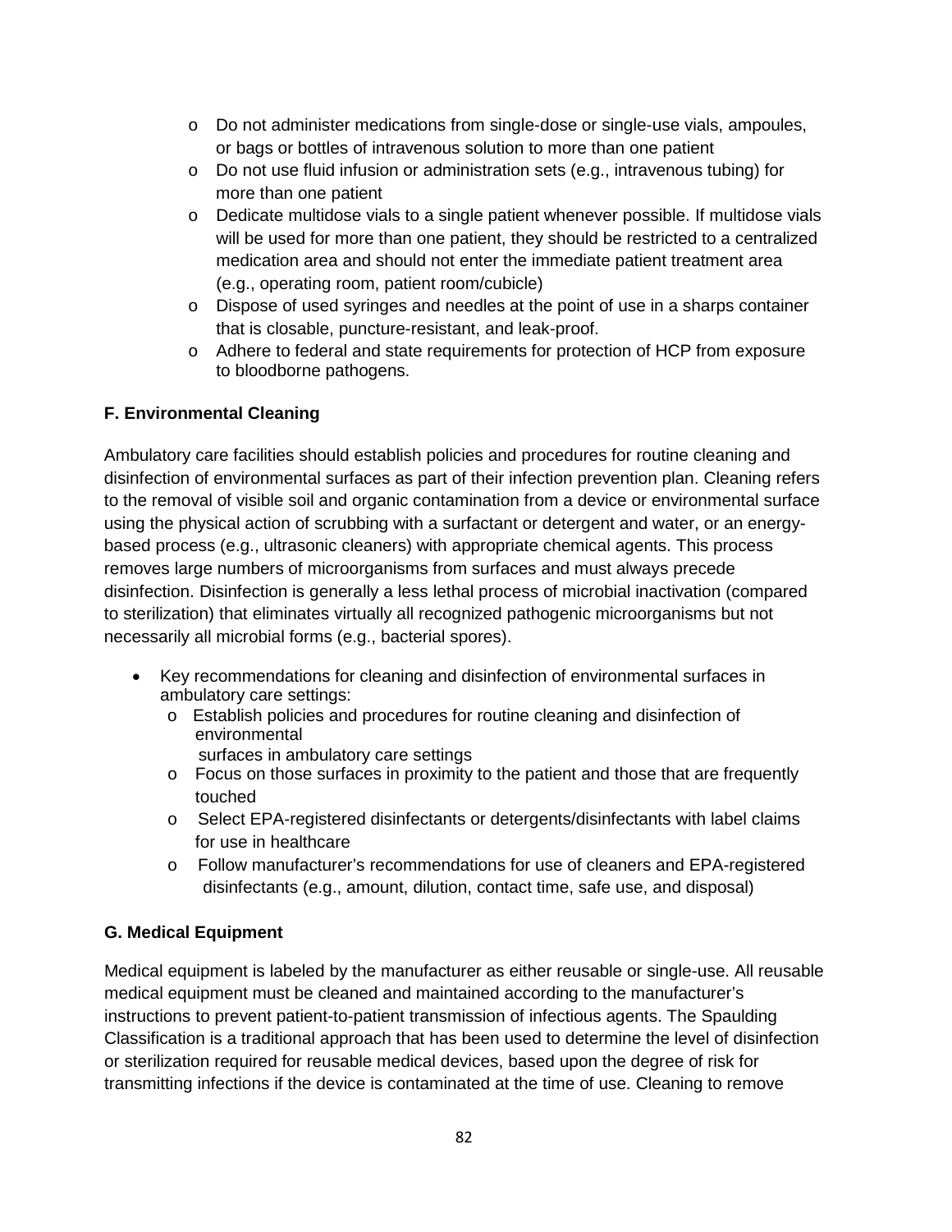- Do not administer medications from single-dose or single-use vials, ampoules, or bags or bottles of intravenous solution to more than one patient
- Do not use fluid infusion or administration sets (e.g., intravenous tubing) for more than one patient
- Dedicate multidose vials to a single patient whenever possible. If multidose vials will be used for more than one patient, they should be restricted to a centralized medication area and should not enter the immediate patient treatment area (e.g., operating room, patient room/cubicle)
- Dispose of used syringes and needles at the point of use in a sharps container that is closable, puncture-resistant, and leak-proof.
- Adhere to federal and state requirements for protection of HCP from exposure to bloodborne pathogens.

### F. Environmental Cleaning

Ambulatory care facilities should establish policies and procedures for routine cleaning and disinfection of environmental surfaces as part of their infection prevention plan. Cleaning refers to the removal of visible soil and organic contamination from a device or environmental surface using the physical action of scrubbing with a surfactant or detergent and water, or an energy-based process (e.g., ultrasonic cleaners) with appropriate chemical agents. This process removes large numbers of microorganisms from surfaces and must always precede disinfection. Disinfection is generally a less lethal process of microbial inactivation (compared to sterilization) that eliminates virtually all recognized pathogenic microorganisms but not necessarily all microbial forms (e.g., bacterial spores).

- Key recommendations for cleaning and disinfection of environmental surfaces in ambulatory care settings:
  - Establish policies and procedures for routine cleaning and disinfection of environmental surfaces in ambulatory care settings
  - Focus on those surfaces in proximity to the patient and those that are frequently touched
  - Select EPA-registered disinfectants or detergents/disinfectants with label claims for use in healthcare
  - Follow manufacturer's recommendations for use of cleaners and EPA-registered disinfectants (e.g., amount, dilution, contact time, safe use, and disposal)

### G. Medical Equipment

Medical equipment is labeled by the manufacturer as either reusable or single-use. All reusable medical equipment must be cleaned and maintained according to the manufacturer's instructions to prevent patient-to-patient transmission of infectious agents. The Spaulding Classification is a traditional approach that has been used to determine the level of disinfection or sterilization required for reusable medical devices, based upon the degree of risk for transmitting infections if the device is contaminated at the time of use. Cleaning to remove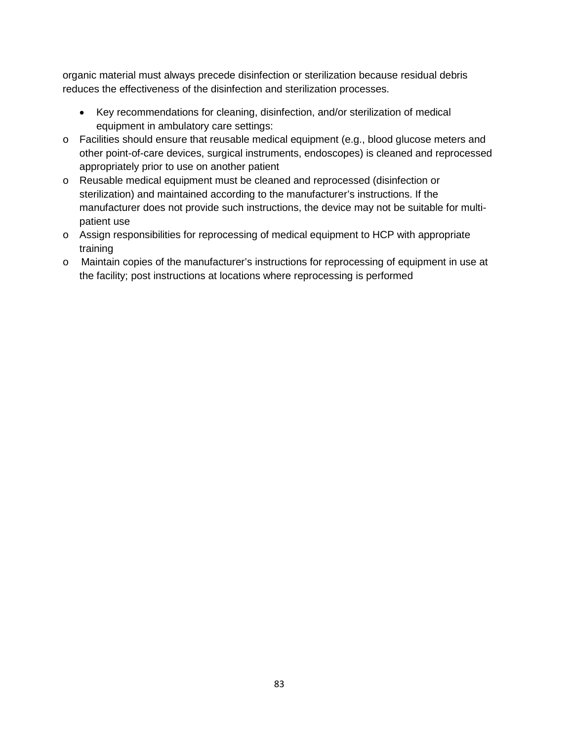organic material must always precede disinfection or sterilization because residual debris reduces the effectiveness of the disinfection and sterilization processes.

- Key recommendations for cleaning, disinfection, and/or sterilization of medical equipment in ambulatory care settings:
    - Facilities should ensure that reusable medical equipment (e.g., blood glucose meters and other point-of-care devices, surgical instruments, endoscopes) is cleaned and reprocessed appropriately prior to use on another patient
    - Reusable medical equipment must be cleaned and reprocessed (disinfection or sterilization) and maintained according to the manufacturer's instructions. If the manufacturer does not provide such instructions, the device may not be suitable for multi-patient use
    - Assign responsibilities for reprocessing of medical equipment to HCP with appropriate training
    - Maintain copies of the manufacturer's instructions for reprocessing of equipment in use at the facility; post instructions at locations where reprocessing is performed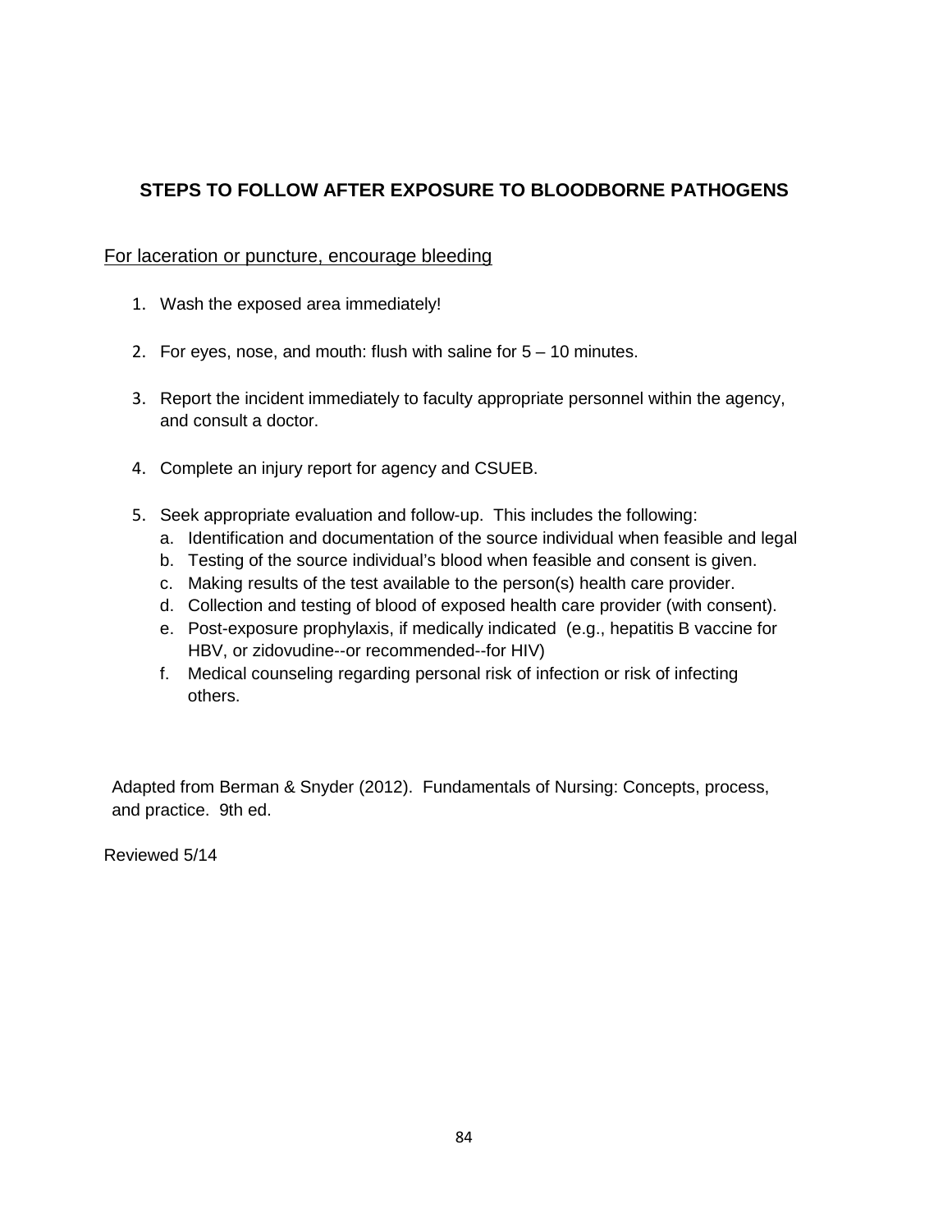## STEPS TO FOLLOW AFTER EXPOSURE TO BLOODBORNE PATHOGENS

<u>For laceration or puncture, encourage bleeding</u>

1. Wash the exposed area immediately!
2. For eyes, nose, and mouth: flush with saline for 5 – 10 minutes.
3. Report the incident immediately to faculty appropriate personnel within the agency, and consult a doctor.
4. Complete an injury report for agency and CSUEB.
5. Seek appropriate evaluation and follow-up. This includes the following:
   a. Identification and documentation of the source individual when feasible and legal
   b. Testing of the source individual's blood when feasible and consent is given.
   c. Making results of the test available to the person(s) health care provider.
   d. Collection and testing of blood of exposed health care provider (with consent).
   e. Post-exposure prophylaxis, if medically indicated (e.g., hepatitis B vaccine for HBV, or zidovudine--or recommended--for HIV)
   f. Medical counseling regarding personal risk of infection or risk of infecting others.

Adapted from Berman & Snyder (2012). Fundamentals of Nursing: Concepts, process, and practice. 9th ed.

Reviewed 5/14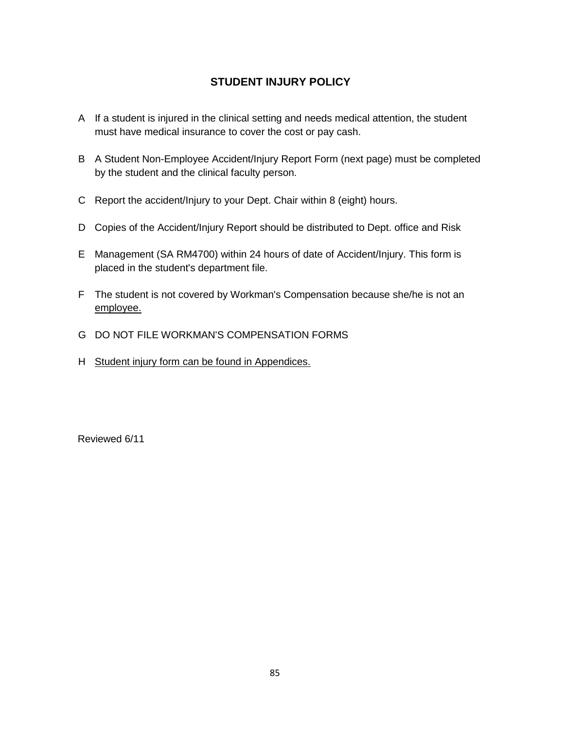## STUDENT INJURY POLICY

A If a student is injured in the clinical setting and needs medical attention, the student must have medical insurance to cover the cost or pay cash.

B A Student Non-Employee Accident/Injury Report Form (next page) must be completed by the student and the clinical faculty person.

C Report the accident/Injury to your Dept. Chair within 8 (eight) hours.

D Copies of the Accident/Injury Report should be distributed to Dept. office and Risk

E Management (SA RM4700) within 24 hours of date of Accident/Injury. This form is placed in the student's department file.

F The student is not covered by Workman's Compensation because she/he is not an <u>employee.</u>

G DO NOT FILE WORKMAN'S COMPENSATION FORMS

H <u>Student injury form can be found in Appendices.</u>

Reviewed 6/11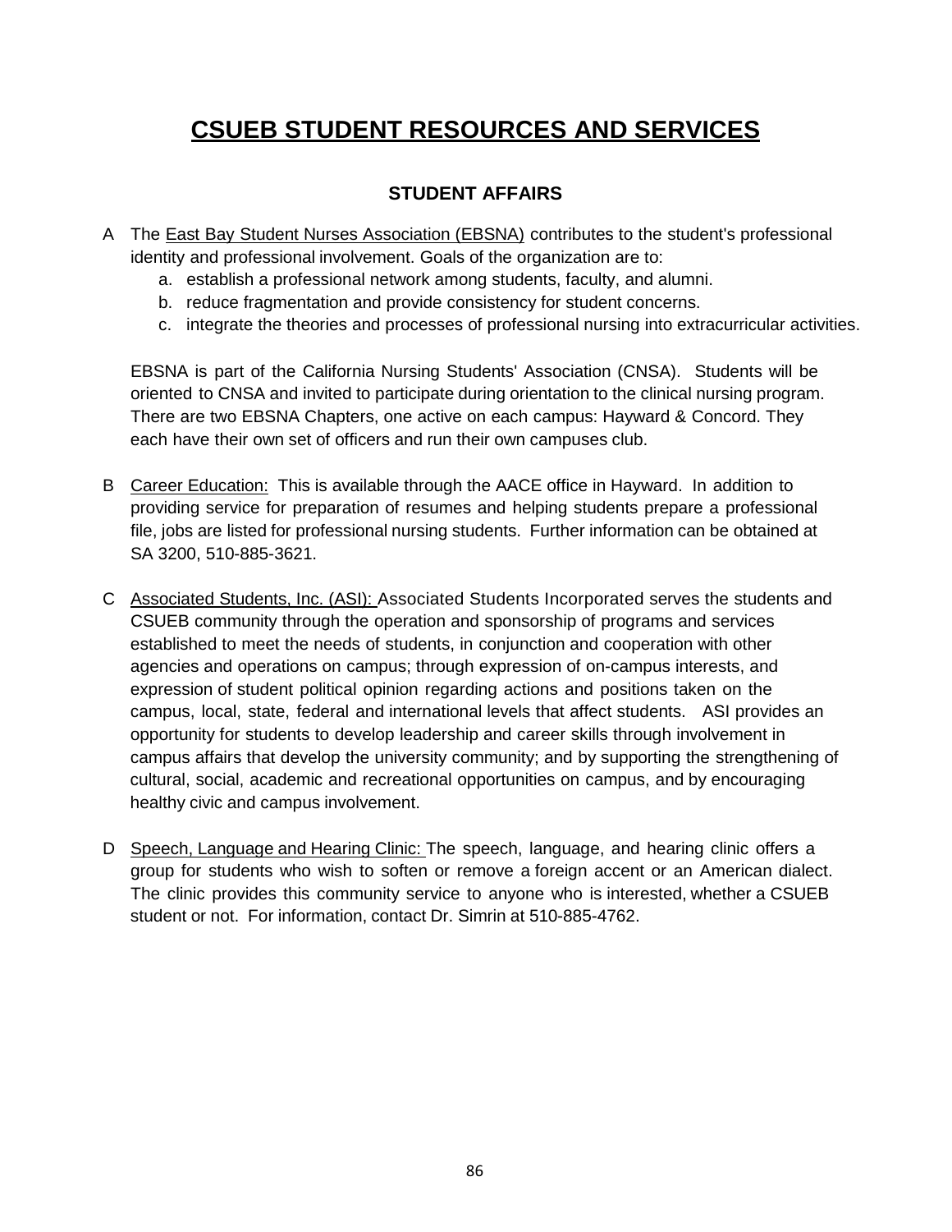# CSUEB STUDENT RESOURCES AND SERVICES

## STUDENT AFFAIRS

A The East Bay Student Nurses Association (EBSNA) contributes to the student's professional identity and professional involvement. Goals of the organization are to:

   a. establish a professional network among students, faculty, and alumni.
   b. reduce fragmentation and provide consistency for student concerns.
   c. integrate the theories and processes of professional nursing into extracurricular activities.

   EBSNA is part of the California Nursing Students' Association (CNSA). Students will be oriented to CNSA and invited to participate during orientation to the clinical nursing program. There are two EBSNA Chapters, one active on each campus: Hayward & Concord. They each have their own set of officers and run their own campuses club.

B Career Education: This is available through the AACE office in Hayward. In addition to providing service for preparation of resumes and helping students prepare a professional file, jobs are listed for professional nursing students. Further information can be obtained at SA 3200, 510-885-3621.

C Associated Students, Inc. (ASI): Associated Students Incorporated serves the students and CSUEB community through the operation and sponsorship of programs and services established to meet the needs of students, in conjunction and cooperation with other agencies and operations on campus; through expression of on-campus interests, and expression of student political opinion regarding actions and positions taken on the campus, local, state, federal and international levels that affect students. ASI provides an opportunity for students to develop leadership and career skills through involvement in campus affairs that develop the university community; and by supporting the strengthening of cultural, social, academic and recreational opportunities on campus, and by encouraging healthy civic and campus involvement.

D Speech, Language and Hearing Clinic: The speech, language, and hearing clinic offers a group for students who wish to soften or remove a foreign accent or an American dialect. The clinic provides this community service to anyone who is interested, whether a CSUEB student or not. For information, contact Dr. Simrin at 510-885-4762.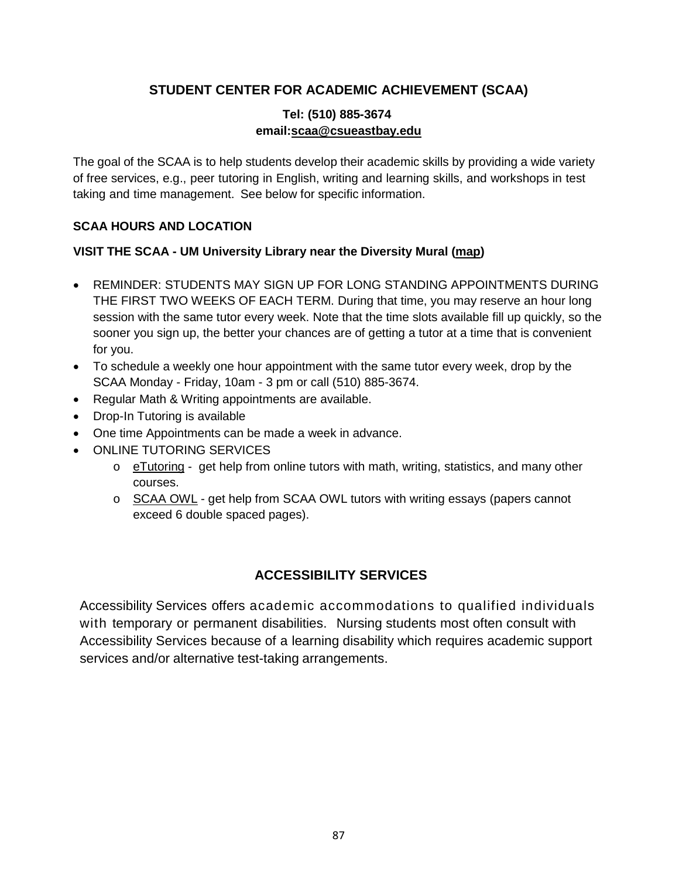## STUDENT CENTER FOR ACADEMIC ACHIEVEMENT (SCAA)

**Tel: (510) 885-3674**
**email:scaa@csueastbay.edu**

The goal of the SCAA is to help students develop their academic skills by providing a wide variety of free services, e.g., peer tutoring in English, writing and learning skills, and workshops in test taking and time management. See below for specific information.

### SCAA HOURS AND LOCATION

**VISIT THE SCAA - UM University Library near the Diversity Mural (map)**

- REMINDER: STUDENTS MAY SIGN UP FOR LONG STANDING APPOINTMENTS DURING THE FIRST TWO WEEKS OF EACH TERM. During that time, you may reserve an hour long session with the same tutor every week. Note that the time slots available fill up quickly, so the sooner you sign up, the better your chances are of getting a tutor at a time that is convenient for you.
- To schedule a weekly one hour appointment with the same tutor every week, drop by the SCAA Monday - Friday, 10am - 3 pm or call (510) 885-3674.
- Regular Math & Writing appointments are available.
- Drop-In Tutoring is available
- One time Appointments can be made a week in advance.
- ONLINE TUTORING SERVICES
    - eTutoring - get help from online tutors with math, writing, statistics, and many other courses.
    - SCAA OWL - get help from SCAA OWL tutors with writing essays (papers cannot exceed 6 double spaced pages).

## ACCESSIBILITY SERVICES

Accessibility Services offers academic accommodations to qualified individuals with temporary or permanent disabilities. Nursing students most often consult with Accessibility Services because of a learning disability which requires academic support services and/or alternative test-taking arrangements.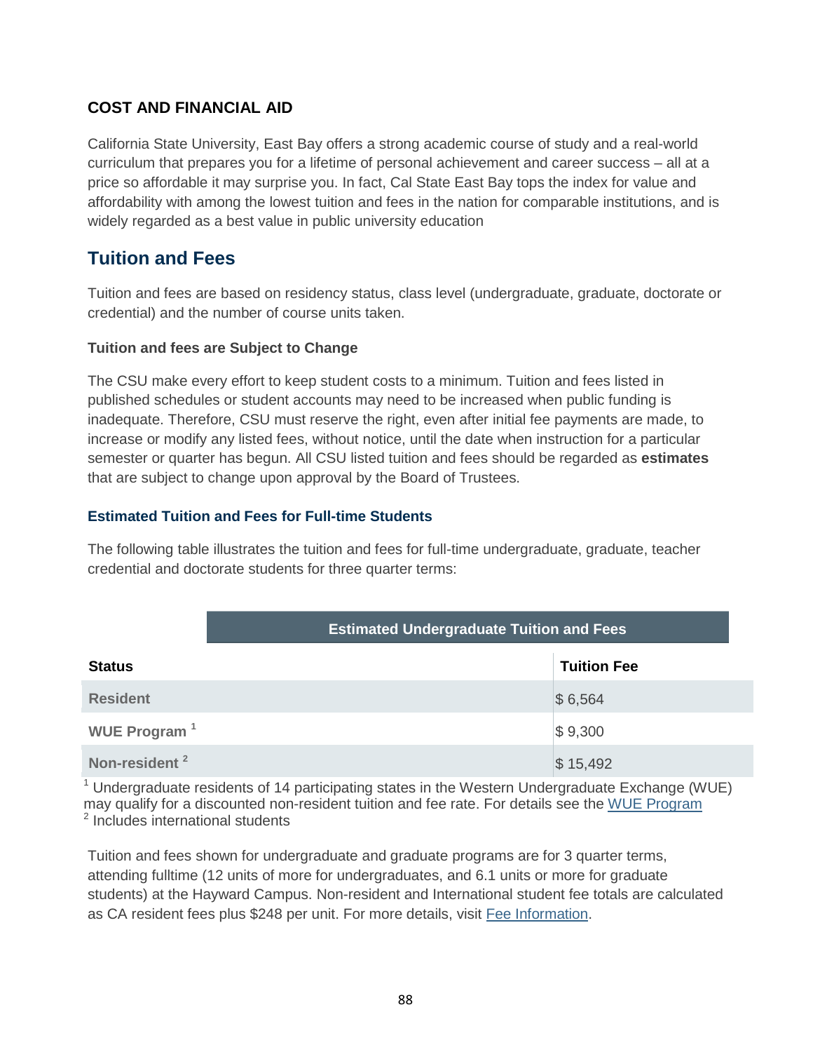## COST AND FINANCIAL AID

California State University, East Bay offers a strong academic course of study and a real-world curriculum that prepares you for a lifetime of personal achievement and career success – all at a price so affordable it may surprise you. In fact, Cal State East Bay tops the index for value and affordability with among the lowest tuition and fees in the nation for comparable institutions, and is widely regarded as a best value in public university education

## Tuition and Fees

Tuition and fees are based on residency status, class level (undergraduate, graduate, doctorate or credential) and the number of course units taken.

#### Tuition and fees are Subject to Change

The CSU make every effort to keep student costs to a minimum. Tuition and fees listed in published schedules or student accounts may need to be increased when public funding is inadequate. Therefore, CSU must reserve the right, even after initial fee payments are made, to increase or modify any listed fees, without notice, until the date when instruction for a particular semester or quarter has begun. All CSU listed tuition and fees should be regarded as **estimates** that are subject to change upon approval by the Board of Trustees.

### Estimated Tuition and Fees for Full-time Students

The following table illustrates the tuition and fees for full-time undergraduate, graduate, teacher credential and doctorate students for three quarter terms:

| Estimated Undergraduate Tuition and Fees | |
|---|---|
| **Status** | **Tuition Fee** |
| **Resident** | $ 6,564 |
| **WUE Program** [1] | $ 9,300 |
| **Non-resident** [2] | $ 15,492 |

[1] Undergraduate residents of 14 participating states in the Western Undergraduate Exchange (WUE) may qualify for a discounted non-resident tuition and fee rate. For details see the WUE Program
[2] Includes international students

Tuition and fees shown for undergraduate and graduate programs are for 3 quarter terms, attending fulltime (12 units of more for undergraduates, and 6.1 units or more for graduate students) at the Hayward Campus. Non-resident and International student fee totals are calculated as CA resident fees plus $248 per unit. For more details, visit Fee Information.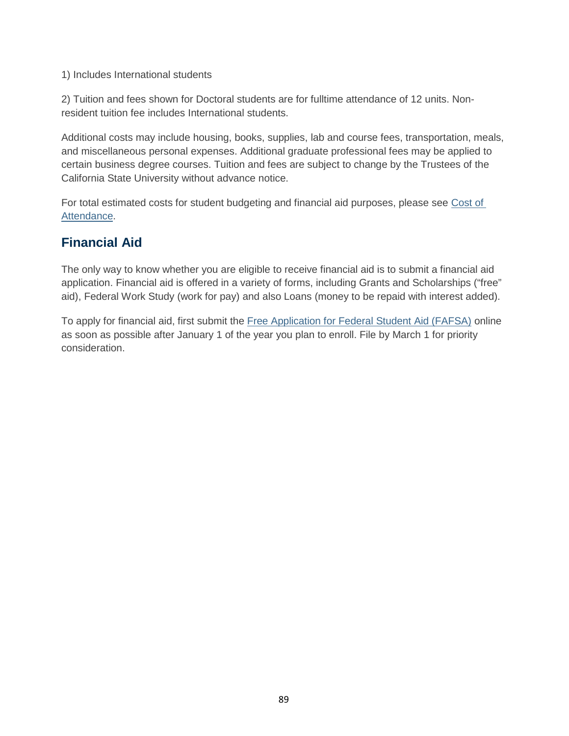1) Includes International students

2) Tuition and fees shown for Doctoral students are for fulltime attendance of 12 units. Non-resident tuition fee includes International students.

Additional costs may include housing, books, supplies, lab and course fees, transportation, meals, and miscellaneous personal expenses. Additional graduate professional fees may be applied to certain business degree courses. Tuition and fees are subject to change by the Trustees of the California State University without advance notice.

For total estimated costs for student budgeting and financial aid purposes, please see [Cost of Attendance]().

## Financial Aid

The only way to know whether you are eligible to receive financial aid is to submit a financial aid application. Financial aid is offered in a variety of forms, including Grants and Scholarships ("free" aid), Federal Work Study (work for pay) and also Loans (money to be repaid with interest added).

To apply for financial aid, first submit the [Free Application for Federal Student Aid (FAFSA)]() online as soon as possible after January 1 of the year you plan to enroll. File by March 1 for priority consideration.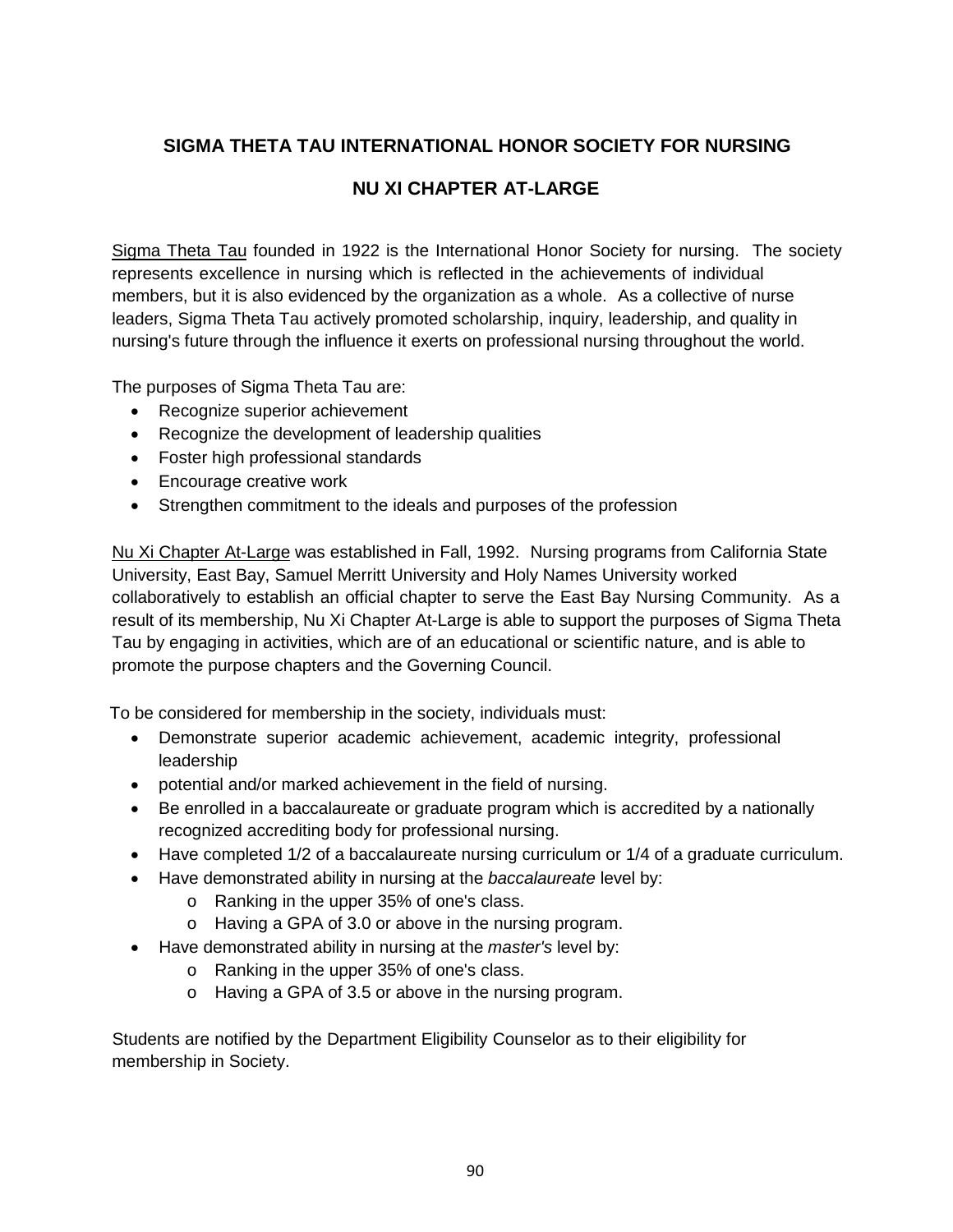# SIGMA THETA TAU INTERNATIONAL HONOR SOCIETY FOR NURSING

## NU XI CHAPTER AT-LARGE

Sigma Theta Tau founded in 1922 is the International Honor Society for nursing. The society represents excellence in nursing which is reflected in the achievements of individual members, but it is also evidenced by the organization as a whole. As a collective of nurse leaders, Sigma Theta Tau actively promoted scholarship, inquiry, leadership, and quality in nursing's future through the influence it exerts on professional nursing throughout the world.

The purposes of Sigma Theta Tau are:

- Recognize superior achievement
- Recognize the development of leadership qualities
- Foster high professional standards
- Encourage creative work
- Strengthen commitment to the ideals and purposes of the profession

Nu Xi Chapter At-Large was established in Fall, 1992. Nursing programs from California State University, East Bay, Samuel Merritt University and Holy Names University worked collaboratively to establish an official chapter to serve the East Bay Nursing Community. As a result of its membership, Nu Xi Chapter At-Large is able to support the purposes of Sigma Theta Tau by engaging in activities, which are of an educational or scientific nature, and is able to promote the purpose chapters and the Governing Council.

To be considered for membership in the society, individuals must:

- Demonstrate superior academic achievement, academic integrity, professional leadership
- potential and/or marked achievement in the field of nursing.
- Be enrolled in a baccalaureate or graduate program which is accredited by a nationally recognized accrediting body for professional nursing.
- Have completed 1/2 of a baccalaureate nursing curriculum or 1/4 of a graduate curriculum.
- Have demonstrated ability in nursing at the *baccalaureate* level by:
  - Ranking in the upper 35% of one's class.
  - Having a GPA of 3.0 or above in the nursing program.
- Have demonstrated ability in nursing at the *master's* level by:
  - Ranking in the upper 35% of one's class.
  - Having a GPA of 3.5 or above in the nursing program.

Students are notified by the Department Eligibility Counselor as to their eligibility for membership in Society.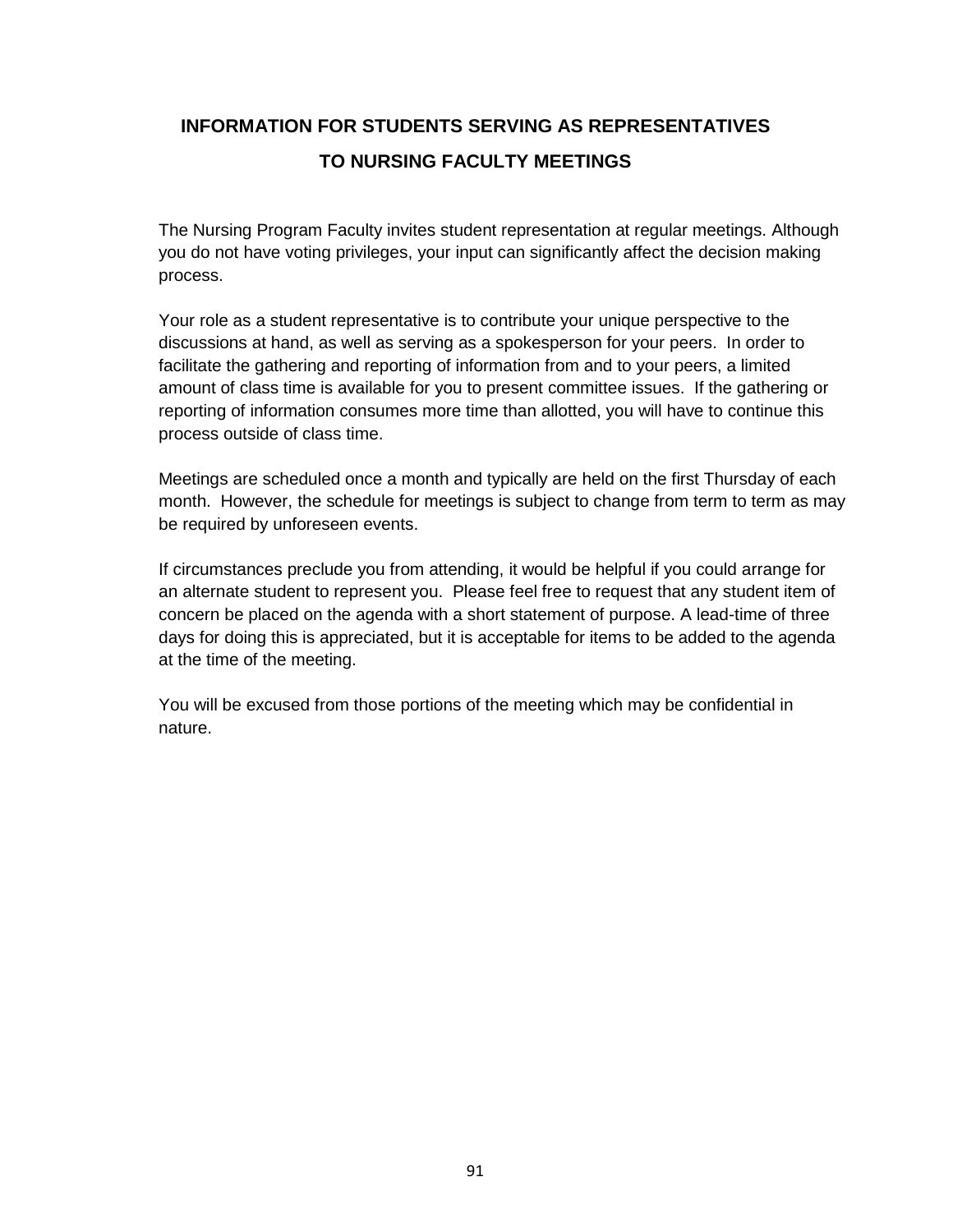# INFORMATION FOR STUDENTS SERVING AS REPRESENTATIVES TO NURSING FACULTY MEETINGS

The Nursing Program Faculty invites student representation at regular meetings. Although you do not have voting privileges, your input can significantly affect the decision making process.

Your role as a student representative is to contribute your unique perspective to the discussions at hand, as well as serving as a spokesperson for your peers. In order to facilitate the gathering and reporting of information from and to your peers, a limited amount of class time is available for you to present committee issues. If the gathering or reporting of information consumes more time than allotted, you will have to continue this process outside of class time.

Meetings are scheduled once a month and typically are held on the first Thursday of each month. However, the schedule for meetings is subject to change from term to term as may be required by unforeseen events.

If circumstances preclude you from attending, it would be helpful if you could arrange for an alternate student to represent you. Please feel free to request that any student item of concern be placed on the agenda with a short statement of purpose. A lead-time of three days for doing this is appreciated, but it is acceptable for items to be added to the agenda at the time of the meeting.

You will be excused from those portions of the meeting which may be confidential in nature.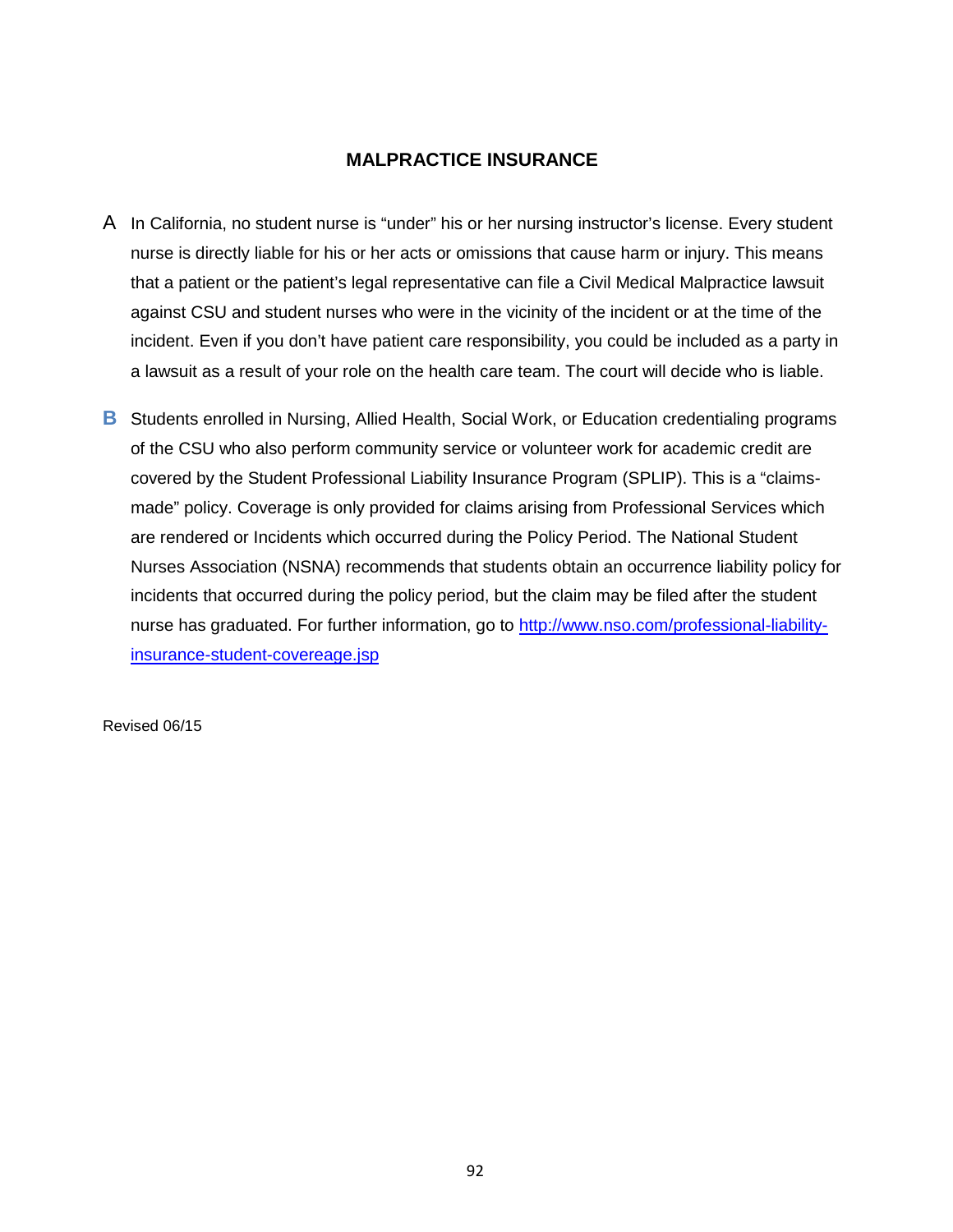## MALPRACTICE INSURANCE

A In California, no student nurse is "under" his or her nursing instructor's license. Every student nurse is directly liable for his or her acts or omissions that cause harm or injury. This means that a patient or the patient's legal representative can file a Civil Medical Malpractice lawsuit against CSU and student nurses who were in the vicinity of the incident or at the time of the incident. Even if you don't have patient care responsibility, you could be included as a party in a lawsuit as a result of your role on the health care team. The court will decide who is liable.

**B** Students enrolled in Nursing, Allied Health, Social Work, or Education credentialing programs of the CSU who also perform community service or volunteer work for academic credit are covered by the Student Professional Liability Insurance Program (SPLIP). This is a "claims-made" policy. Coverage is only provided for claims arising from Professional Services which are rendered or Incidents which occurred during the Policy Period. The National Student Nurses Association (NSNA) recommends that students obtain an occurrence liability policy for incidents that occurred during the policy period, but the claim may be filed after the student nurse has graduated. For further information, go to [http://www.nso.com/professional-liability-insurance-student-covereage.jsp](http://www.nso.com/professional-liability-insurance-student-covereage.jsp)

Revised 06/15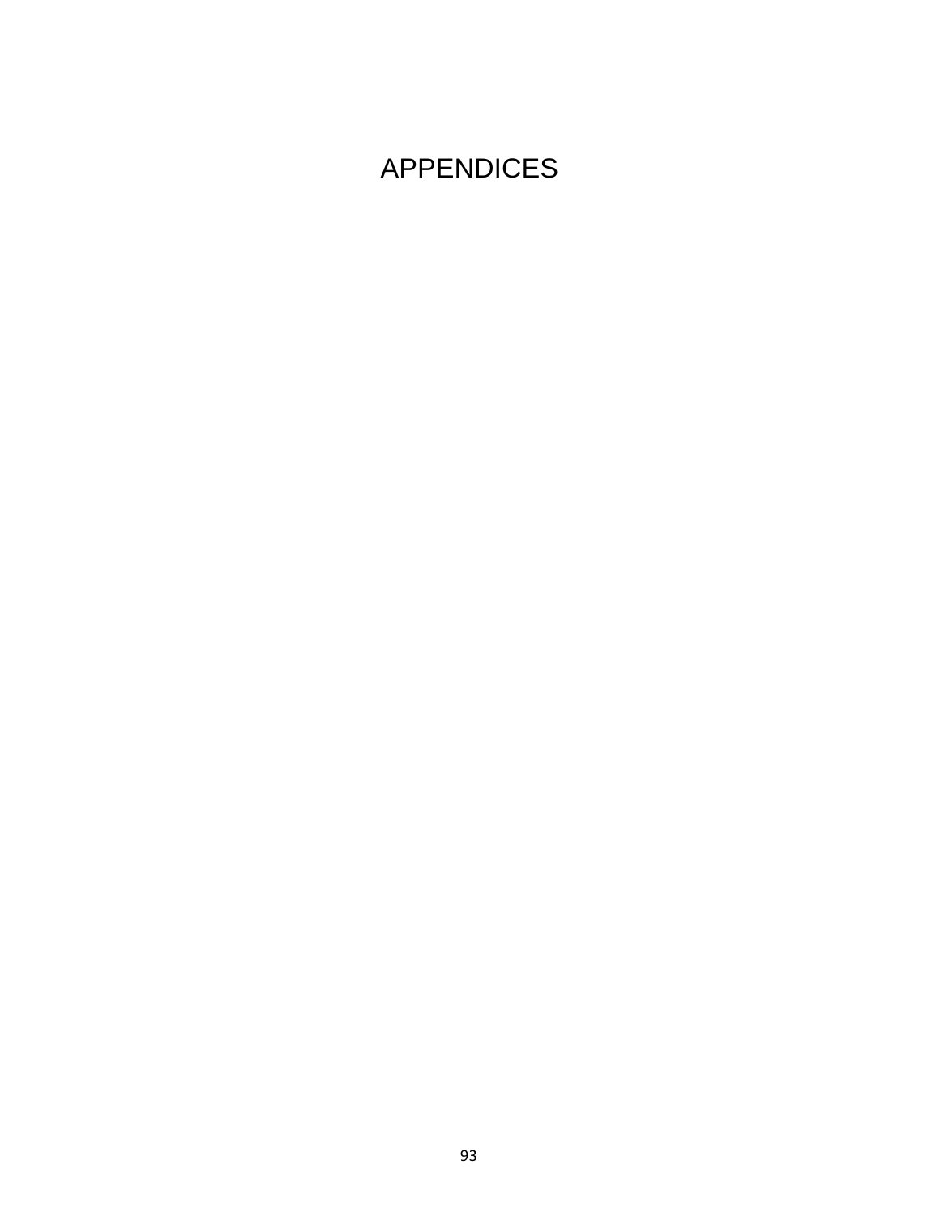# APPENDICES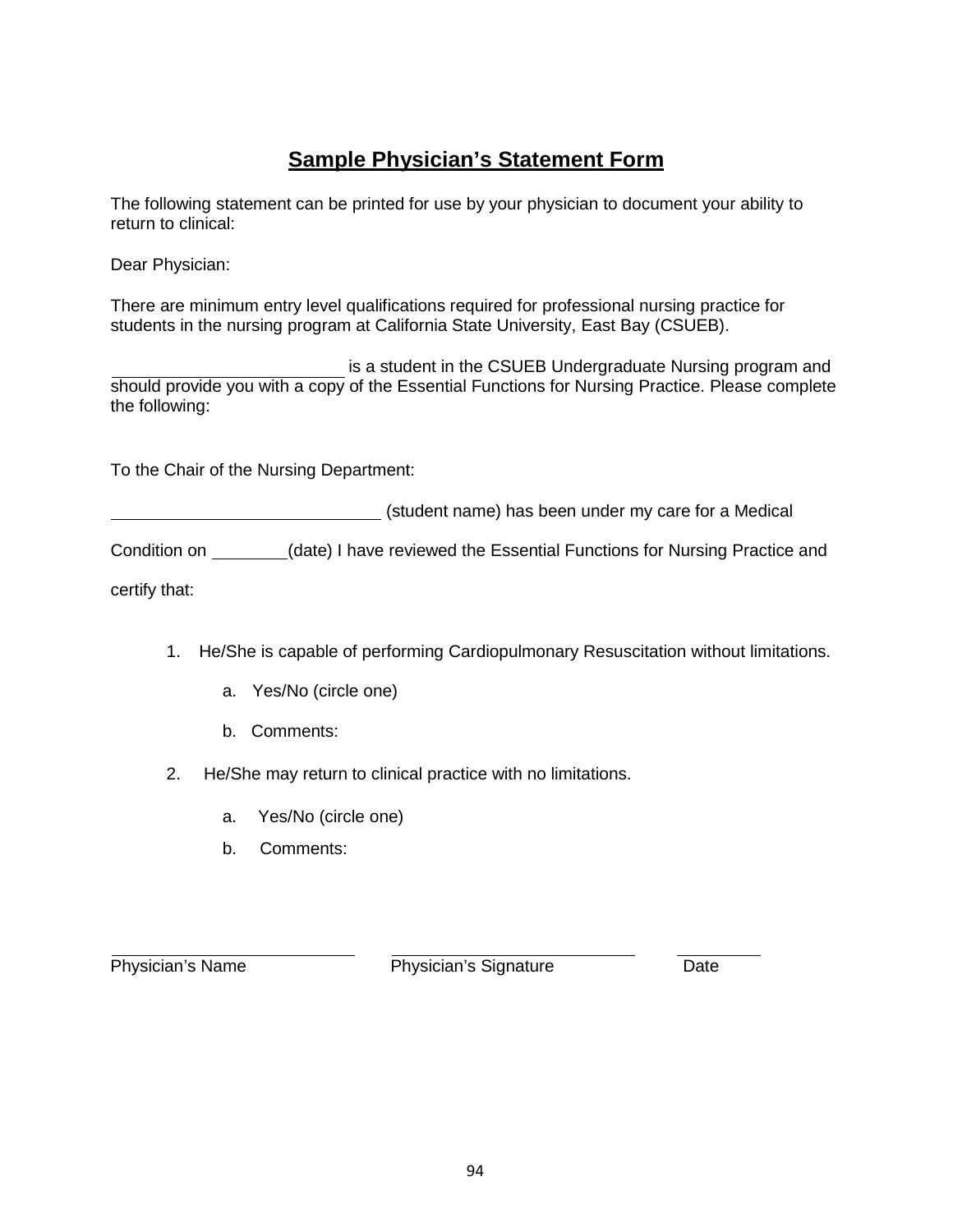# Sample Physician's Statement Form

The following statement can be printed for use by your physician to document your ability to return to clinical:

Dear Physician:

There are minimum entry level qualifications required for professional nursing practice for students in the nursing program at California State University, East Bay (CSUEB).

_________________________ is a student in the CSUEB Undergraduate Nursing program and should provide you with a copy of the Essential Functions for Nursing Practice. Please complete the following:

To the Chair of the Nursing Department:

_____________________________ (student name) has been under my care for a Medical Condition on ________(date) I have reviewed the Essential Functions for Nursing Practice and certify that:

1. He/She is capable of performing Cardiopulmonary Resuscitation without limitations.
   a. Yes/No (circle one)
   b. Comments:
2. He/She may return to clinical practice with no limitations.
   a. Yes/No (circle one)
   b. Comments:

| ___________________________ | ___________________________ | __________ |
|---|---|---|
| Physician's Name | Physician's Signature | Date |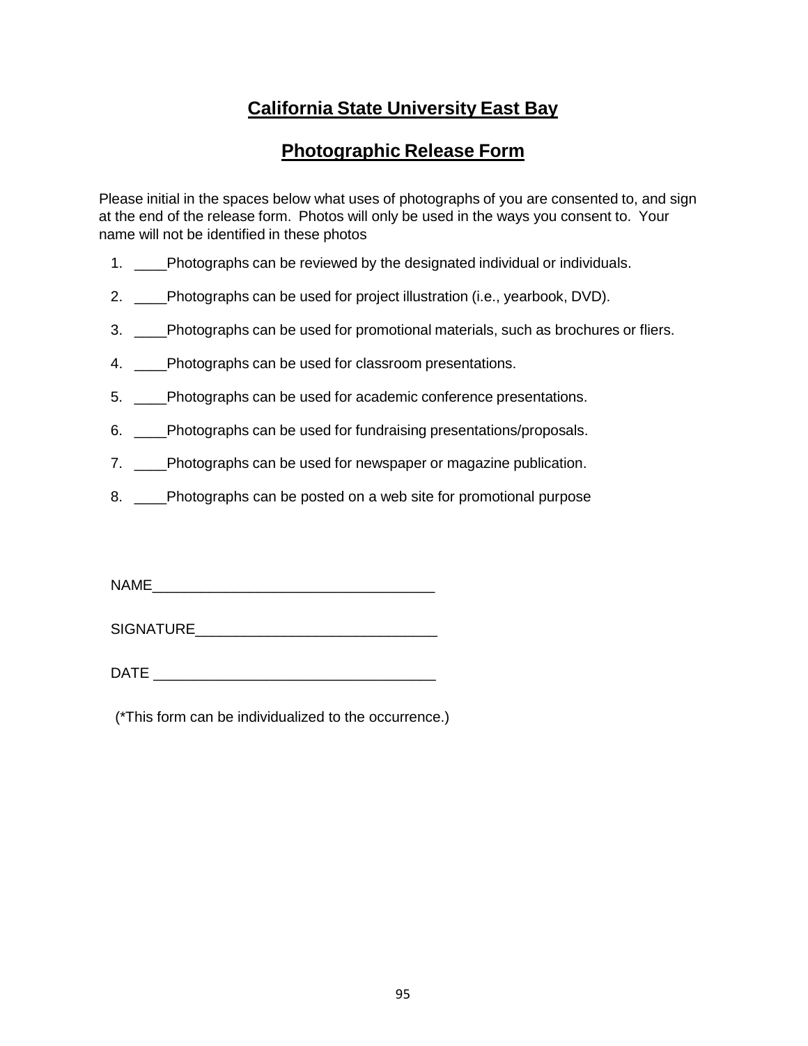## California State University East Bay

## Photographic Release Form

Please initial in the spaces below what uses of photographs of you are consented to, and sign at the end of the release form. Photos will only be used in the ways you consent to. Your name will not be identified in these photos

1. ____Photographs can be reviewed by the designated individual or individuals.
2. ____Photographs can be used for project illustration (i.e., yearbook, DVD).
3. ____Photographs can be used for promotional materials, such as brochures or fliers.
4. ____Photographs can be used for classroom presentations.
5. ____Photographs can be used for academic conference presentations.
6. ____Photographs can be used for fundraising presentations/proposals.
7. ____Photographs can be used for newspaper or magazine publication.
8. ____Photographs can be posted on a web site for promotional purpose

NAME___________________________________

SIGNATURE______________________________

DATE ___________________________________

(*This form can be individualized to the occurrence.)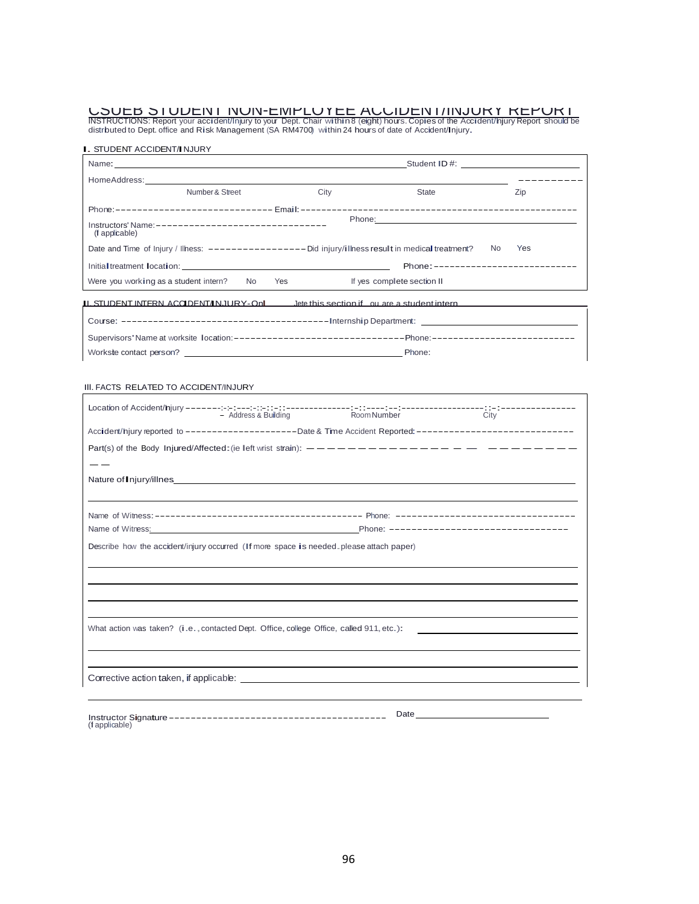# CSUEB STUDENT NON-EMPLOYEE ACCIDENT/INJURY REPORT

INSTRUCTIONS: Report your accident/Injury to your Dept. Chair within 8 (eight) hours. Copies of the Accident/Injury Report should be distributed to Dept. office and Risk Management (SA RM4700) within 24 hours of date of Accident/Injury.

## I. STUDENT ACCIDENT/INJURY

Name: ______________________________ Student ID #: ______________

Home Address: ______________________________________________ __________

Number & Street    City    State    Zip

Phone: ______________________ Email: ______________________________

Instructors' Name: ______________________ Phone: ______________________
(If applicable)

Date and Time of Injury / Illness: ______________ Did injury/illness result in medical treatment?  No  Yes

Initial treatment location: ______________________ Phone: ______________________

Were you working as a student intern?  No  Yes    If yes complete section II

## II. STUDENT INTERN ACCIDENT/INJURY - Only complete this section if you are a student intern

Course: ______________________ Internship Department: ______________________

Supervisors' Name at worksite location: ______________________ Phone: ______________________

Worksite contact person? ______________________ Phone:

## III. FACTS RELATED TO ACCIDENT/INJURY

Location of Accident/Injury ______________________________________________

Address & Building    Room Number    City

Accident/Injury reported to ______________________ Date & Time Accident Reported: ______________________

Part(s) of the Body Injured/Affected: (ie left wrist strain): ______________________________________________

Nature of Injury/illnes ______________________________________________

______________________________________________

Name of Witness: ______________________ Phone: ______________________

Name of Witness: ______________________ Phone: ______________________

Describe how the accident/injury occurred (If more space is needed. please attach paper)

______________________________________________

______________________________________________

______________________________________________

______________________________________________

What action was taken? (i.e., contacted Dept. Office, college Office, called 911, etc.): ______________________

______________________________________________

______________________________________________

Corrective action taken, if applicable: ______________________________________________

______________________________________________

Instructor Signature ______________________ Date ______________________
(If applicable)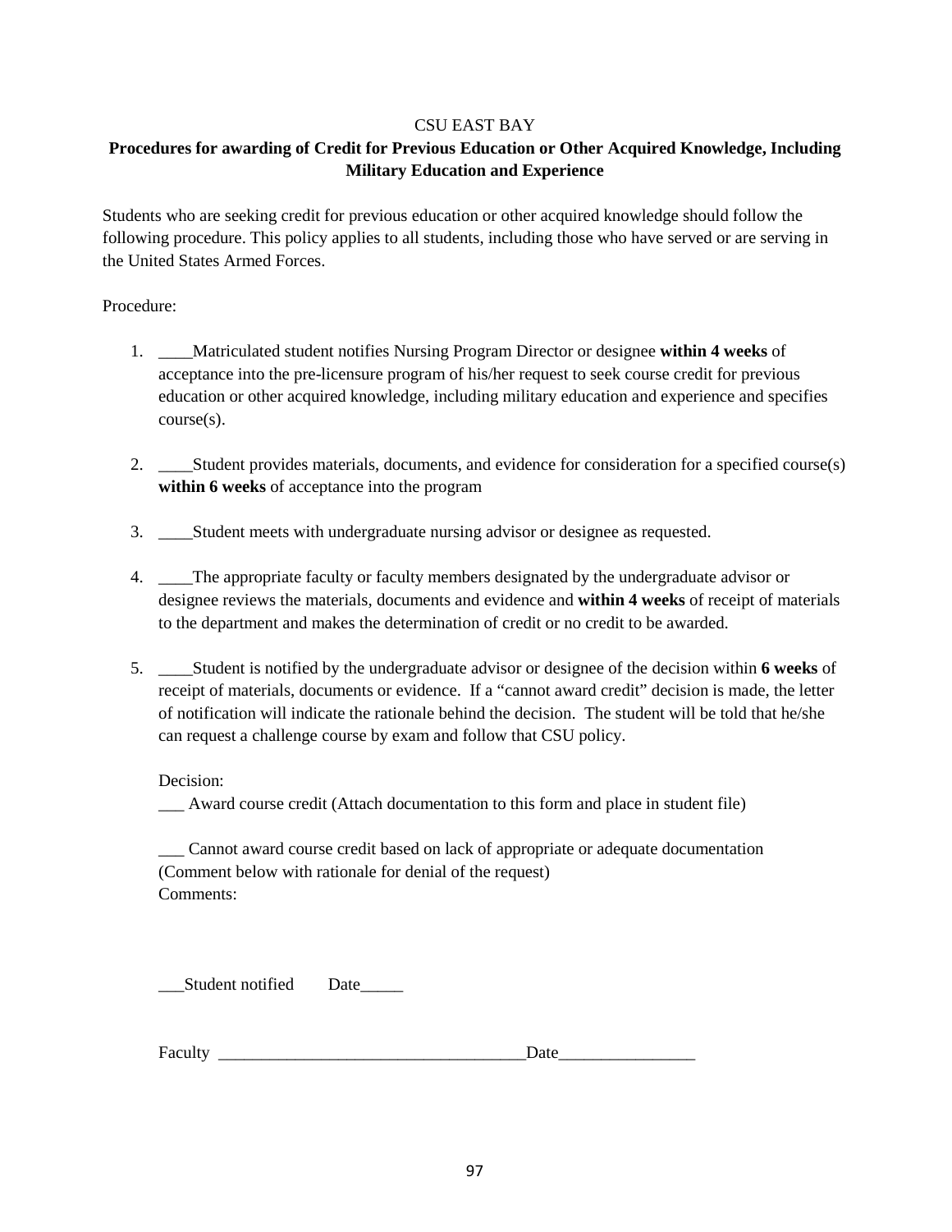CSU EAST BAY

**Procedures for awarding of Credit for Previous Education or Other Acquired Knowledge, Including Military Education and Experience**

Students who are seeking credit for previous education or other acquired knowledge should follow the following procedure. This policy applies to all students, including those who have served or are serving in the United States Armed Forces.

Procedure:

1. ____Matriculated student notifies Nursing Program Director or designee **within 4 weeks** of acceptance into the pre-licensure program of his/her request to seek course credit for previous education or other acquired knowledge, including military education and experience and specifies course(s).

2. ____Student provides materials, documents, and evidence for consideration for a specified course(s) **within 6 weeks** of acceptance into the program

3. ____Student meets with undergraduate nursing advisor or designee as requested.

4. ____The appropriate faculty or faculty members designated by the undergraduate advisor or designee reviews the materials, documents and evidence and **within 4 weeks** of receipt of materials to the department and makes the determination of credit or no credit to be awarded.

5. ____Student is notified by the undergraduate advisor or designee of the decision within **6 weeks** of receipt of materials, documents or evidence. If a "cannot award credit" decision is made, the letter of notification will indicate the rationale behind the decision. The student will be told that he/she can request a challenge course by exam and follow that CSU policy.

   Decision:
   ___ Award course credit (Attach documentation to this form and place in student file)

   ___ Cannot award course credit based on lack of appropriate or adequate documentation (Comment below with rationale for denial of the request)
   Comments:

   ___Student notified Date_____

   Faculty ___________________________________Date________________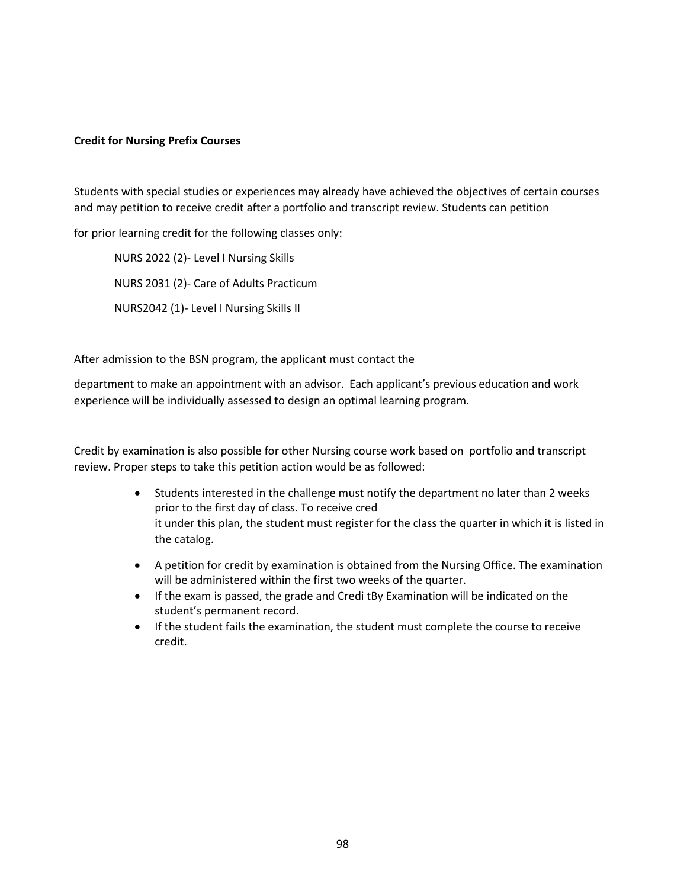**Credit for Nursing Prefix Courses**

Students with special studies or experiences may already have achieved the objectives of certain courses and may petition to receive credit after a portfolio and transcript review. Students can petition

for prior learning credit for the following classes only:

NURS 2022 (2)- Level I Nursing Skills

NURS 2031 (2)- Care of Adults Practicum

NURS2042 (1)- Level I Nursing Skills II

After admission to the BSN program, the applicant must contact the

department to make an appointment with an advisor. Each applicant's previous education and work experience will be individually assessed to design an optimal learning program.

Credit by examination is also possible for other Nursing course work based on portfolio and transcript review. Proper steps to take this petition action would be as followed:

- Students interested in the challenge must notify the department no later than 2 weeks prior to the first day of class. To receive cred it under this plan, the student must register for the class the quarter in which it is listed in the catalog.
- A petition for credit by examination is obtained from the Nursing Office. The examination will be administered within the first two weeks of the quarter.
- If the exam is passed, the grade and Credi tBy Examination will be indicated on the student's permanent record.
- If the student fails the examination, the student must complete the course to receive credit.